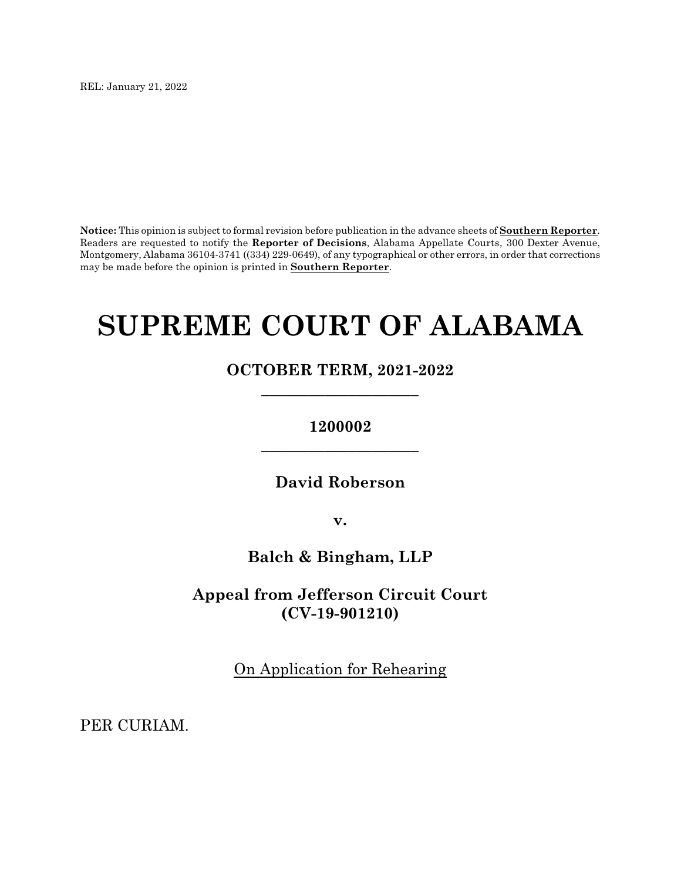REL: January 21, 2022

**Notice:** This opinion is subject to formal revision before publication in the advance sheets of **Southern Reporter**. Readers are requested to notify the **Reporter of Decisions**, Alabama Appellate Courts, 300 Dexter Avenue, Montgomery, Alabama 36104-3741 ((334) 229-0649), of any typographical or other errors, in order that corrections may be made before the opinion is printed in **Southern Reporter**.

# SUPREME COURT OF ALABAMA

## OCTOBER TERM, 2021-2022

_________________________

**1200002**

_________________________

**David Roberson**

**v.**

**Balch & Bingham, LLP**

**Appeal from Jefferson Circuit Court (CV-19-901210)**

On Application for Rehearing

PER CURIAM.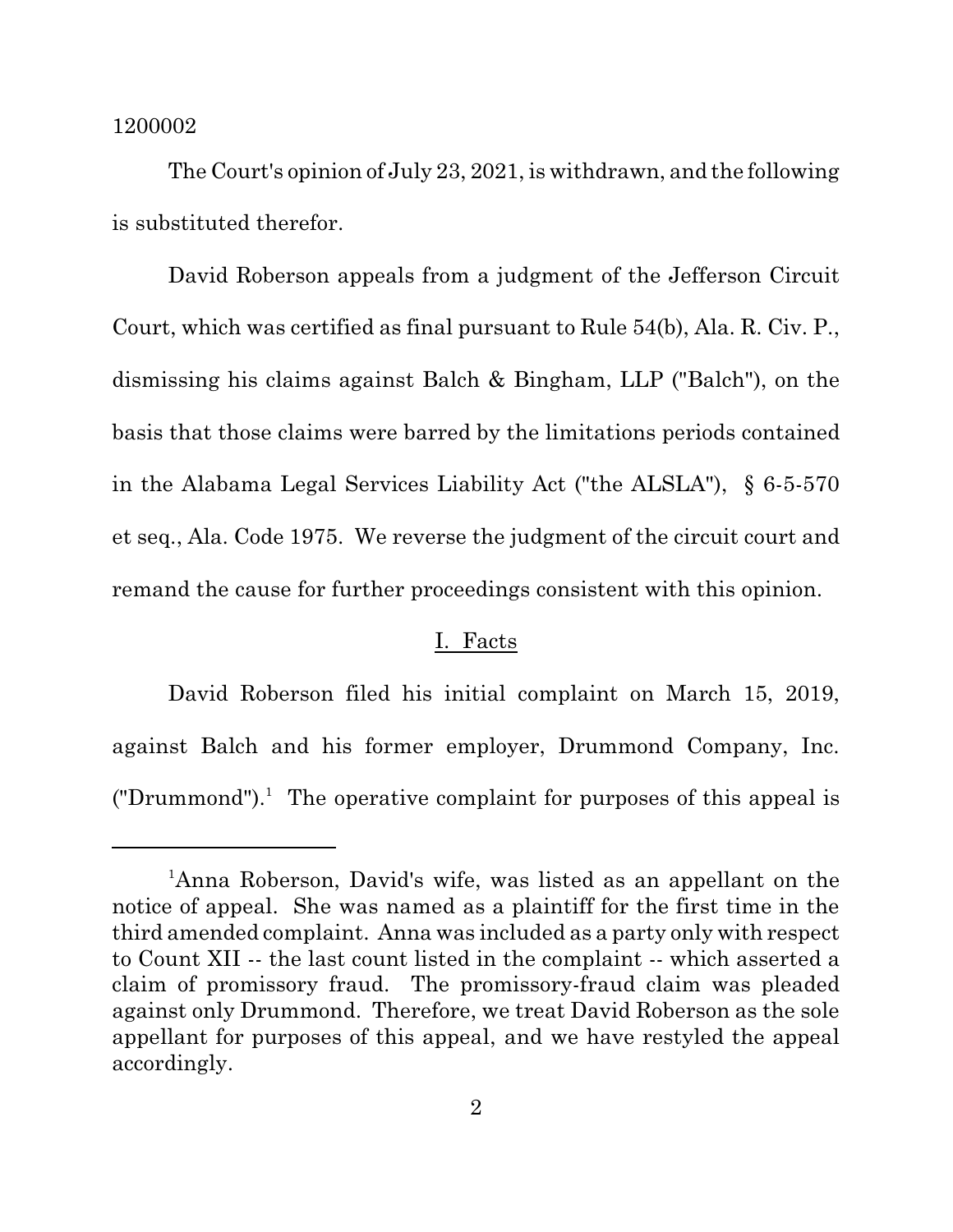1200002

The Court's opinion of July 23, 2021, is withdrawn, and the following is substituted therefor.

David Roberson appeals from a judgment of the Jefferson Circuit Court, which was certified as final pursuant to Rule 54(b), Ala. R. Civ. P., dismissing his claims against Balch & Bingham, LLP ("Balch"), on the basis that those claims were barred by the limitations periods contained in the Alabama Legal Services Liability Act ("the ALSLA"), § 6-5-570 et seq., Ala. Code 1975. We reverse the judgment of the circuit court and remand the cause for further proceedings consistent with this opinion.

## I. Facts

David Roberson filed his initial complaint on March 15, 2019, against Balch and his former employer, Drummond Company, Inc. ("Drummond").[1] The operative complaint for purposes of this appeal is

---

[1]Anna Roberson, David's wife, was listed as an appellant on the notice of appeal. She was named as a plaintiff for the first time in the third amended complaint. Anna was included as a party only with respect to Count XII -- the last count listed in the complaint -- which asserted a claim of promissory fraud. The promissory-fraud claim was pleaded against only Drummond. Therefore, we treat David Roberson as the sole appellant for purposes of this appeal, and we have restyled the appeal accordingly.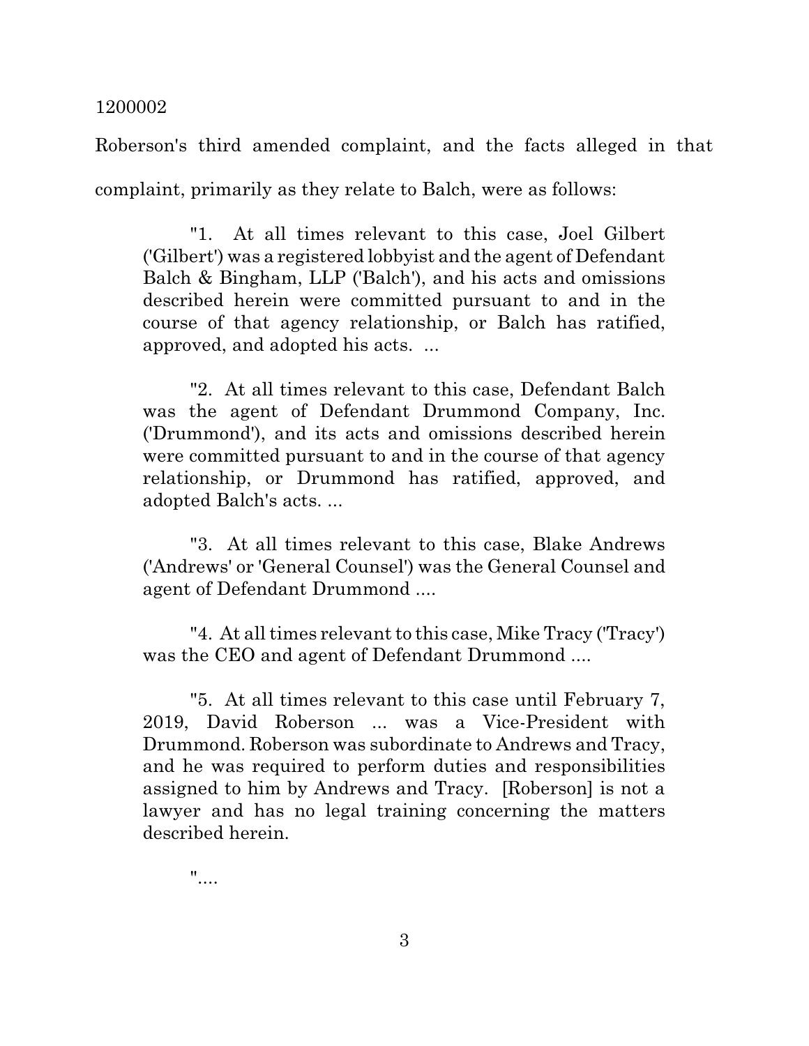Roberson's third amended complaint, and the facts alleged in that complaint, primarily as they relate to Balch, were as follows:

> "1. At all times relevant to this case, Joel Gilbert ('Gilbert') was a registered lobbyist and the agent of Defendant Balch & Bingham, LLP ('Balch'), and his acts and omissions described herein were committed pursuant to and in the course of that agency relationship, or Balch has ratified, approved, and adopted his acts. ...
>
> "2. At all times relevant to this case, Defendant Balch was the agent of Defendant Drummond Company, Inc. ('Drummond'), and its acts and omissions described herein were committed pursuant to and in the course of that agency relationship, or Drummond has ratified, approved, and adopted Balch's acts. ...
>
> "3. At all times relevant to this case, Blake Andrews ('Andrews' or 'General Counsel') was the General Counsel and agent of Defendant Drummond ....
>
> "4. At all times relevant to this case, Mike Tracy ('Tracy') was the CEO and agent of Defendant Drummond ....
>
> "5. At all times relevant to this case until February 7, 2019, David Roberson ... was a Vice-President with Drummond. Roberson was subordinate to Andrews and Tracy, and he was required to perform duties and responsibilities assigned to him by Andrews and Tracy. [Roberson] is not a lawyer and has no legal training concerning the matters described herein.
>
> "....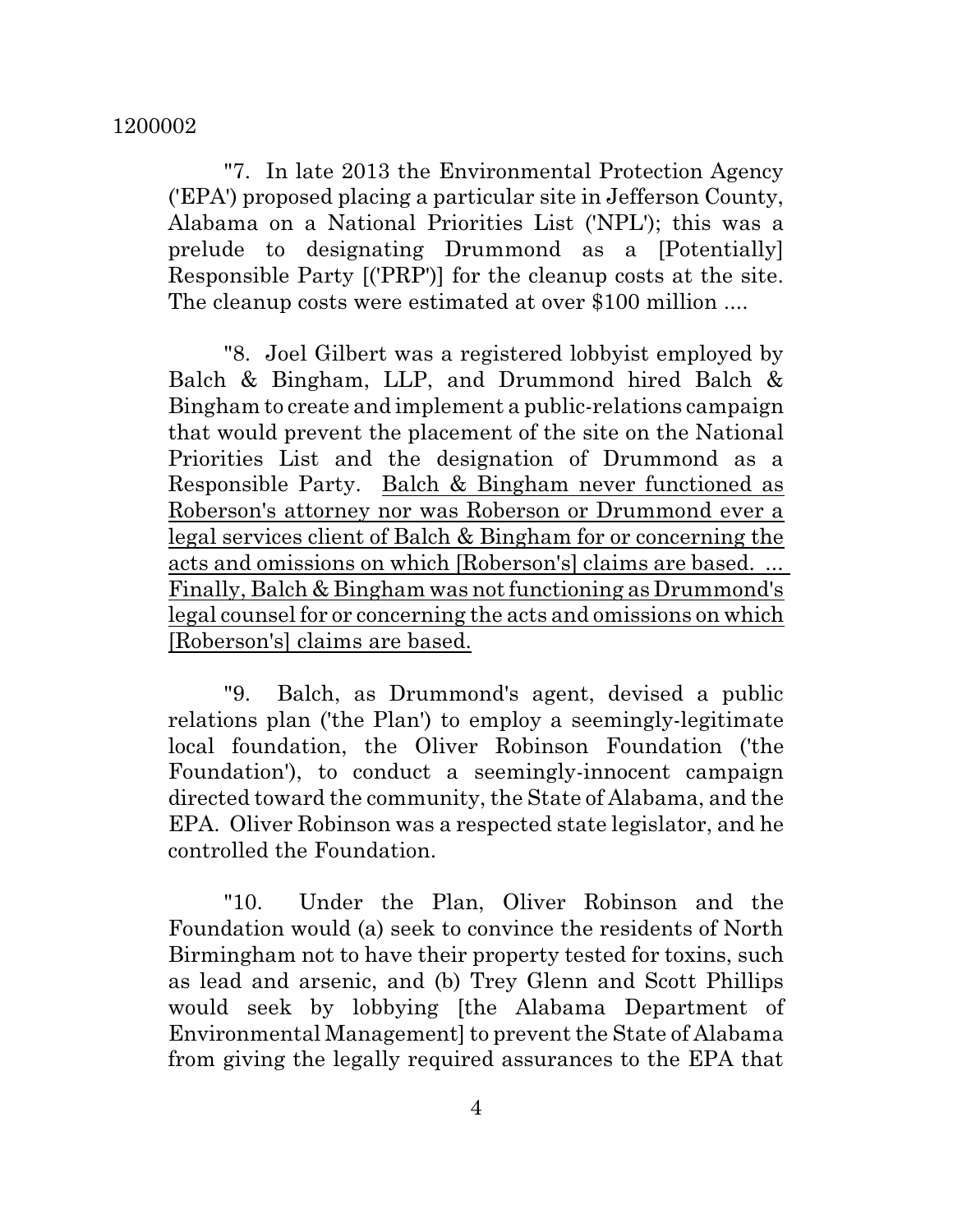"7. In late 2013 the Environmental Protection Agency ('EPA') proposed placing a particular site in Jefferson County, Alabama on a National Priorities List ('NPL'); this was a prelude to designating Drummond as a [Potentially] Responsible Party [('PRP')] for the cleanup costs at the site. The cleanup costs were estimated at over $100 million ....

"8. Joel Gilbert was a registered lobbyist employed by Balch & Bingham, LLP, and Drummond hired Balch & Bingham to create and implement a public-relations campaign that would prevent the placement of the site on the National Priorities List and the designation of Drummond as a Responsible Party. <u>Balch & Bingham never functioned as Roberson's attorney nor was Roberson or Drummond ever a legal services client of Balch & Bingham for or concerning the acts and omissions on which [Roberson's] claims are based. ... Finally, Balch & Bingham was not functioning as Drummond's legal counsel for or concerning the acts and omissions on which [Roberson's] claims are based.</u>

"9. Balch, as Drummond's agent, devised a public relations plan ('the Plan') to employ a seemingly-legitimate local foundation, the Oliver Robinson Foundation ('the Foundation'), to conduct a seemingly-innocent campaign directed toward the community, the State of Alabama, and the EPA. Oliver Robinson was a respected state legislator, and he controlled the Foundation.

"10. Under the Plan, Oliver Robinson and the Foundation would (a) seek to convince the residents of North Birmingham not to have their property tested for toxins, such as lead and arsenic, and (b) Trey Glenn and Scott Phillips would seek by lobbying [the Alabama Department of Environmental Management] to prevent the State of Alabama from giving the legally required assurances to the EPA that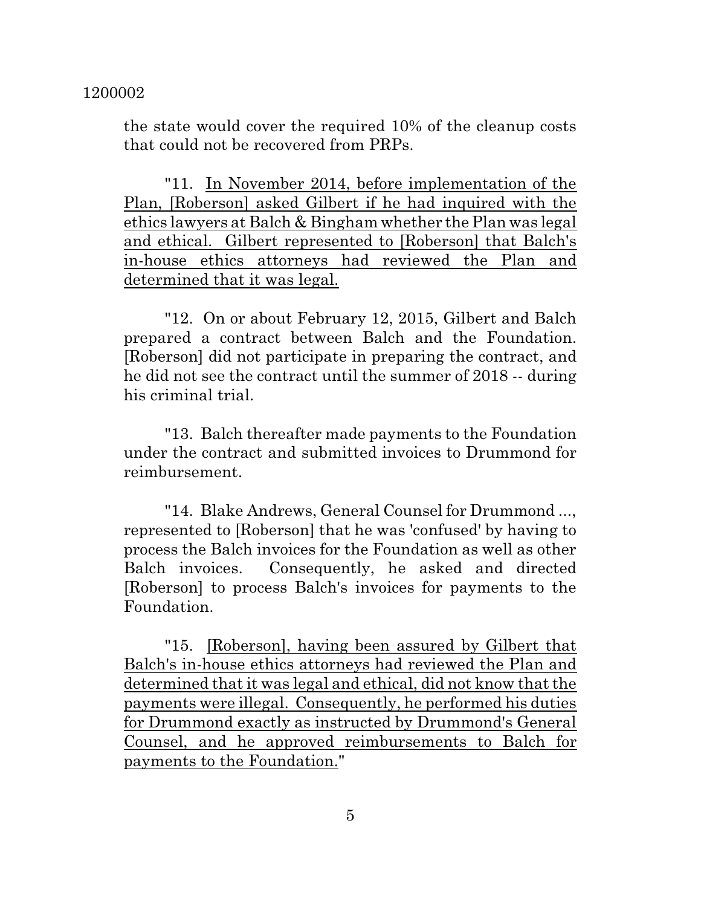the state would cover the required 10% of the cleanup costs that could not be recovered from PRPs.

"11. <u>In November 2014, before implementation of the Plan, [Roberson] asked Gilbert if he had inquired with the ethics lawyers at Balch & Bingham whether the Plan was legal and ethical. Gilbert represented to [Roberson] that Balch's in-house ethics attorneys had reviewed the Plan and determined that it was legal.</u>

"12. On or about February 12, 2015, Gilbert and Balch prepared a contract between Balch and the Foundation. [Roberson] did not participate in preparing the contract, and he did not see the contract until the summer of 2018 -- during his criminal trial.

"13. Balch thereafter made payments to the Foundation under the contract and submitted invoices to Drummond for reimbursement.

"14. Blake Andrews, General Counsel for Drummond ..., represented to [Roberson] that he was 'confused' by having to process the Balch invoices for the Foundation as well as other Balch invoices. Consequently, he asked and directed [Roberson] to process Balch's invoices for payments to the Foundation.

"15. <u>[Roberson], having been assured by Gilbert that Balch's in-house ethics attorneys had reviewed the Plan and determined that it was legal and ethical, did not know that the payments were illegal. Consequently, he performed his duties for Drummond exactly as instructed by Drummond's General Counsel, and he approved reimbursements to Balch for payments to the Foundation.</u>"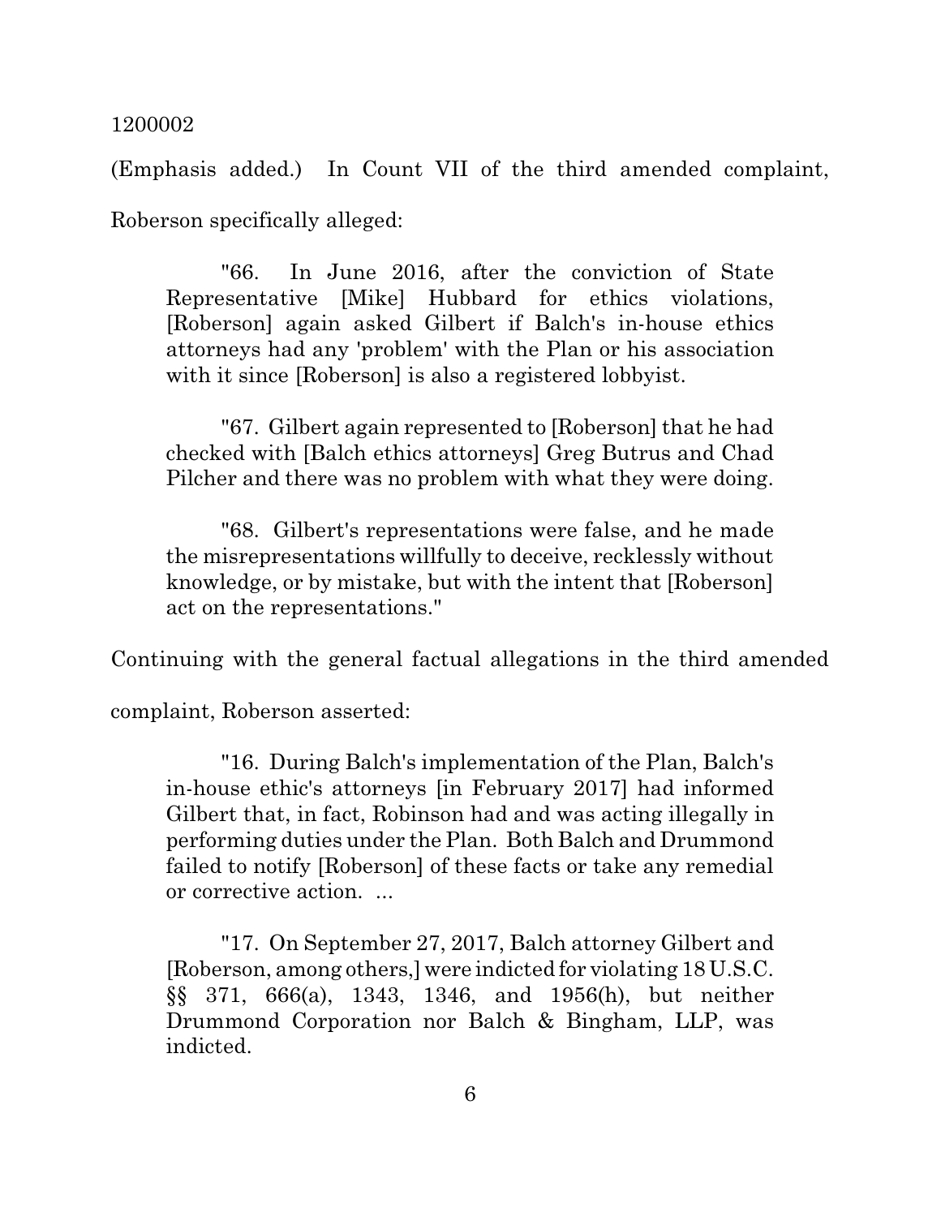(Emphasis added.) In Count VII of the third amended complaint, Roberson specifically alleged:

> "66. In June 2016, after the conviction of State Representative [Mike] Hubbard for ethics violations, [Roberson] again asked Gilbert if Balch's in-house ethics attorneys had any 'problem' with the Plan or his association with it since [Roberson] is also a registered lobbyist.
>
> "67. Gilbert again represented to [Roberson] that he had checked with [Balch ethics attorneys] Greg Butrus and Chad Pilcher and there was no problem with what they were doing.
>
> "68. Gilbert's representations were false, and he made the misrepresentations willfully to deceive, recklessly without knowledge, or by mistake, but with the intent that [Roberson] act on the representations."

Continuing with the general factual allegations in the third amended complaint, Roberson asserted:

> "16. During Balch's implementation of the Plan, Balch's in-house ethic's attorneys [in February 2017] had informed Gilbert that, in fact, Robinson had and was acting illegally in performing duties under the Plan. Both Balch and Drummond failed to notify [Roberson] of these facts or take any remedial or corrective action. ...
>
> "17. On September 27, 2017, Balch attorney Gilbert and [Roberson, among others,] were indicted for violating 18 U.S.C. §§ 371, 666(a), 1343, 1346, and 1956(h), but neither Drummond Corporation nor Balch & Bingham, LLP, was indicted.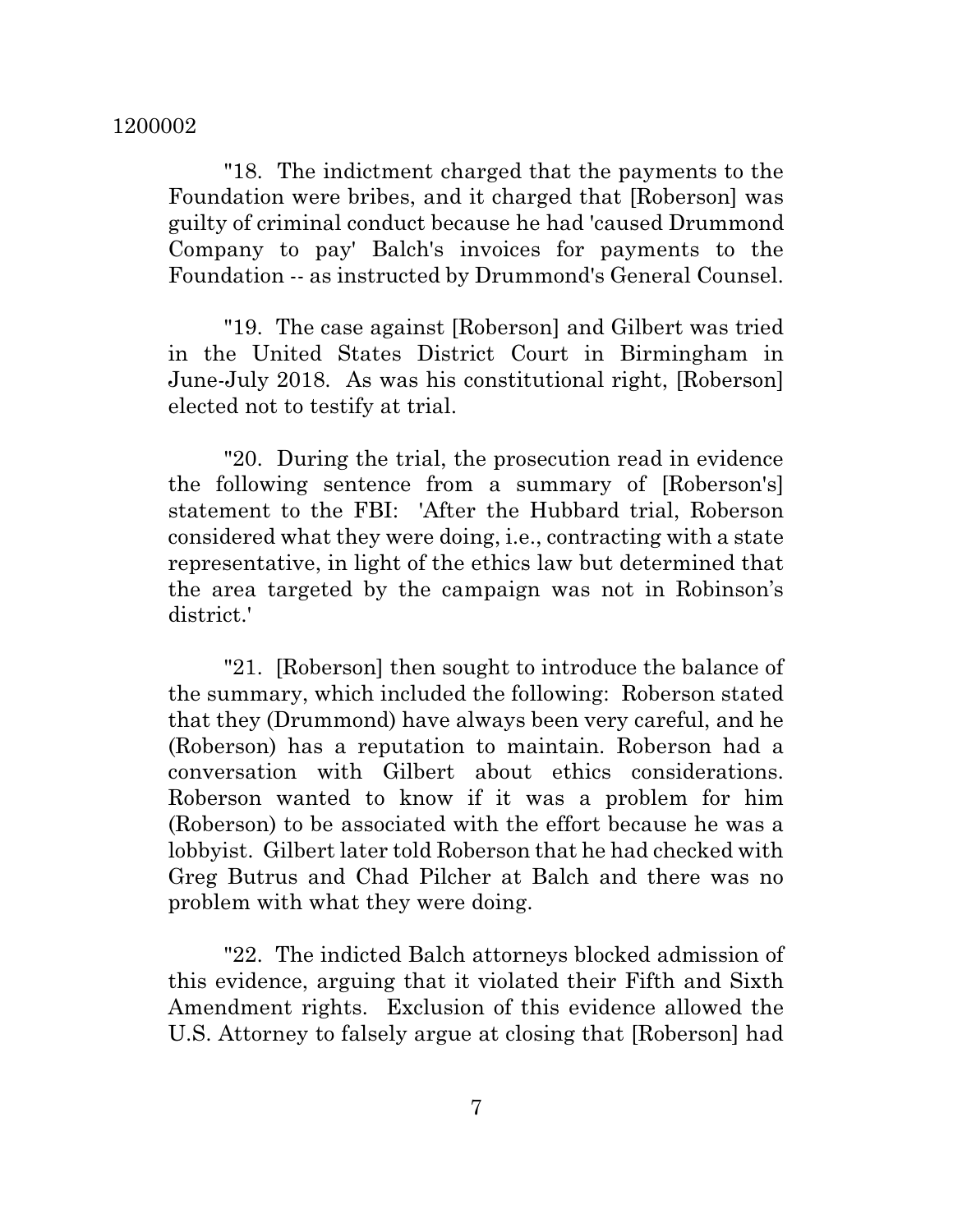"18. The indictment charged that the payments to the Foundation were bribes, and it charged that [Roberson] was guilty of criminal conduct because he had 'caused Drummond Company to pay' Balch's invoices for payments to the Foundation -- as instructed by Drummond's General Counsel.

"19. The case against [Roberson] and Gilbert was tried in the United States District Court in Birmingham in June-July 2018. As was his constitutional right, [Roberson] elected not to testify at trial.

"20. During the trial, the prosecution read in evidence the following sentence from a summary of [Roberson's] statement to the FBI: 'After the Hubbard trial, Roberson considered what they were doing, i.e., contracting with a state representative, in light of the ethics law but determined that the area targeted by the campaign was not in Robinson's district.'

"21. [Roberson] then sought to introduce the balance of the summary, which included the following: Roberson stated that they (Drummond) have always been very careful, and he (Roberson) has a reputation to maintain. Roberson had a conversation with Gilbert about ethics considerations. Roberson wanted to know if it was a problem for him (Roberson) to be associated with the effort because he was a lobbyist. Gilbert later told Roberson that he had checked with Greg Butrus and Chad Pilcher at Balch and there was no problem with what they were doing.

"22. The indicted Balch attorneys blocked admission of this evidence, arguing that it violated their Fifth and Sixth Amendment rights. Exclusion of this evidence allowed the U.S. Attorney to falsely argue at closing that [Roberson] had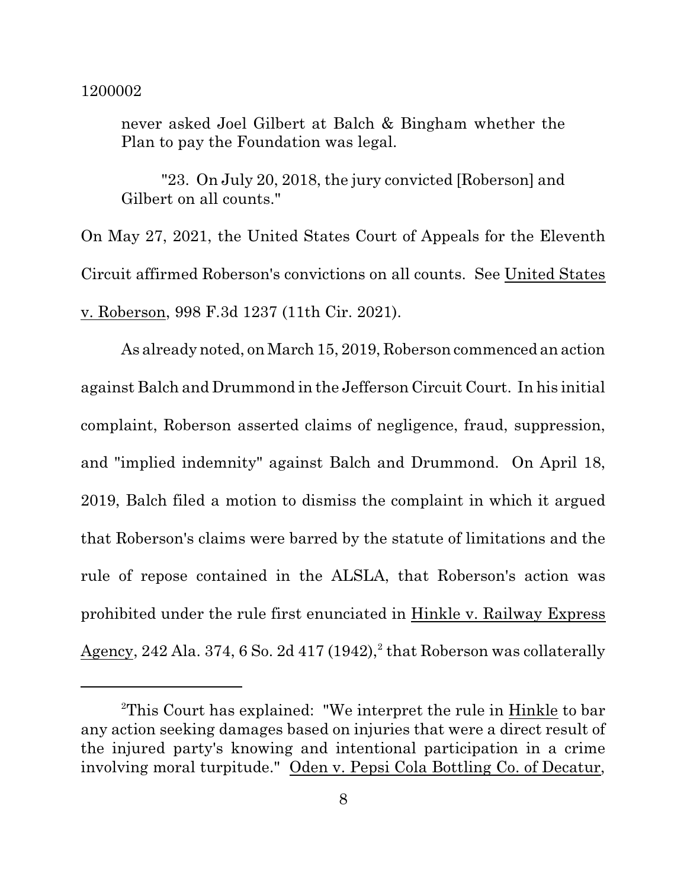never asked Joel Gilbert at Balch & Bingham whether the Plan to pay the Foundation was legal.

"23. On July 20, 2018, the jury convicted [Roberson] and Gilbert on all counts."

On May 27, 2021, the United States Court of Appeals for the Eleventh Circuit affirmed Roberson's convictions on all counts. See United States v. Roberson, 998 F.3d 1237 (11th Cir. 2021).

As already noted, on March 15, 2019, Roberson commenced an action against Balch and Drummond in the Jefferson Circuit Court. In his initial complaint, Roberson asserted claims of negligence, fraud, suppression, and "implied indemnity" against Balch and Drummond. On April 18, 2019, Balch filed a motion to dismiss the complaint in which it argued that Roberson's claims were barred by the statute of limitations and the rule of repose contained in the ALSLA, that Roberson's action was prohibited under the rule first enunciated in Hinkle v. Railway Express Agency, 242 Ala. 374, 6 So. 2d 417 (1942),[2] that Roberson was collaterally

---

[2]This Court has explained: "We interpret the rule in Hinkle to bar any action seeking damages based on injuries that were a direct result of the injured party's knowing and intentional participation in a crime involving moral turpitude." Oden v. Pepsi Cola Bottling Co. of Decatur,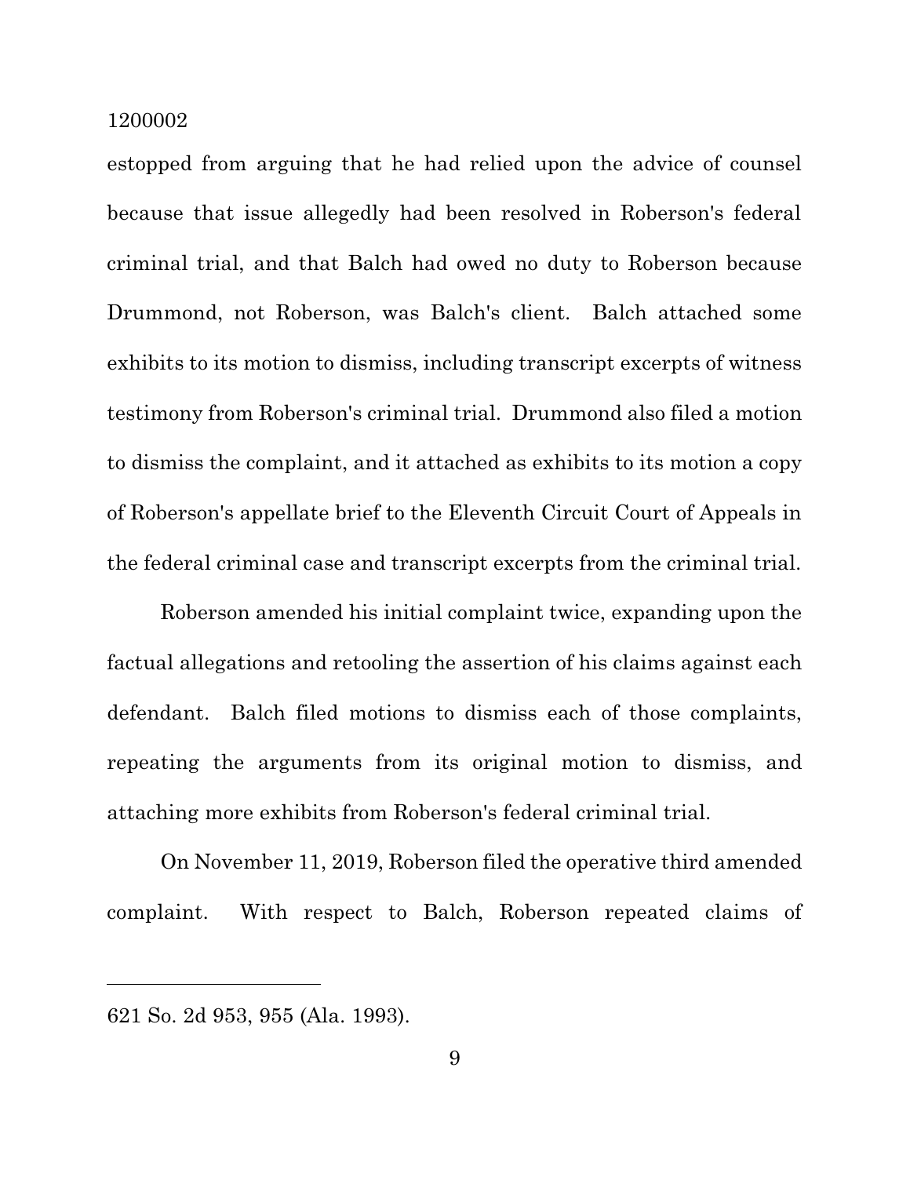estopped from arguing that he had relied upon the advice of counsel because that issue allegedly had been resolved in Roberson's federal criminal trial, and that Balch had owed no duty to Roberson because Drummond, not Roberson, was Balch's client. Balch attached some exhibits to its motion to dismiss, including transcript excerpts of witness testimony from Roberson's criminal trial. Drummond also filed a motion to dismiss the complaint, and it attached as exhibits to its motion a copy of Roberson's appellate brief to the Eleventh Circuit Court of Appeals in the federal criminal case and transcript excerpts from the criminal trial.

Roberson amended his initial complaint twice, expanding upon the factual allegations and retooling the assertion of his claims against each defendant. Balch filed motions to dismiss each of those complaints, repeating the arguments from its original motion to dismiss, and attaching more exhibits from Roberson's federal criminal trial.

On November 11, 2019, Roberson filed the operative third amended complaint. With respect to Balch, Roberson repeated claims of

---

621 So. 2d 953, 955 (Ala. 1993).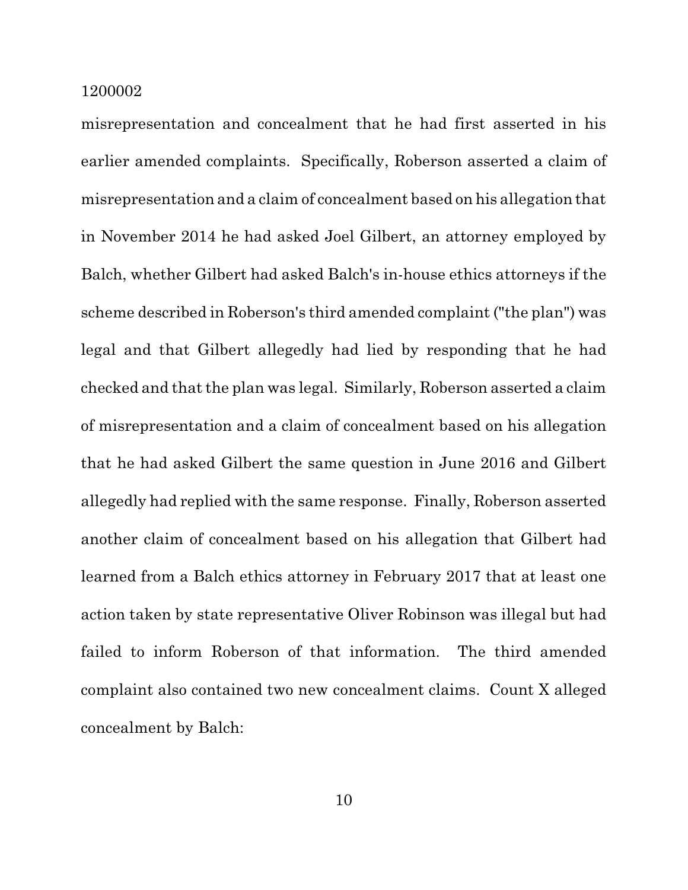misrepresentation and concealment that he had first asserted in his earlier amended complaints. Specifically, Roberson asserted a claim of misrepresentation and a claim of concealment based on his allegation that in November 2014 he had asked Joel Gilbert, an attorney employed by Balch, whether Gilbert had asked Balch's in-house ethics attorneys if the scheme described in Roberson's third amended complaint ("the plan") was legal and that Gilbert allegedly had lied by responding that he had checked and that the plan was legal. Similarly, Roberson asserted a claim of misrepresentation and a claim of concealment based on his allegation that he had asked Gilbert the same question in June 2016 and Gilbert allegedly had replied with the same response. Finally, Roberson asserted another claim of concealment based on his allegation that Gilbert had learned from a Balch ethics attorney in February 2017 that at least one action taken by state representative Oliver Robinson was illegal but had failed to inform Roberson of that information. The third amended complaint also contained two new concealment claims. Count X alleged concealment by Balch: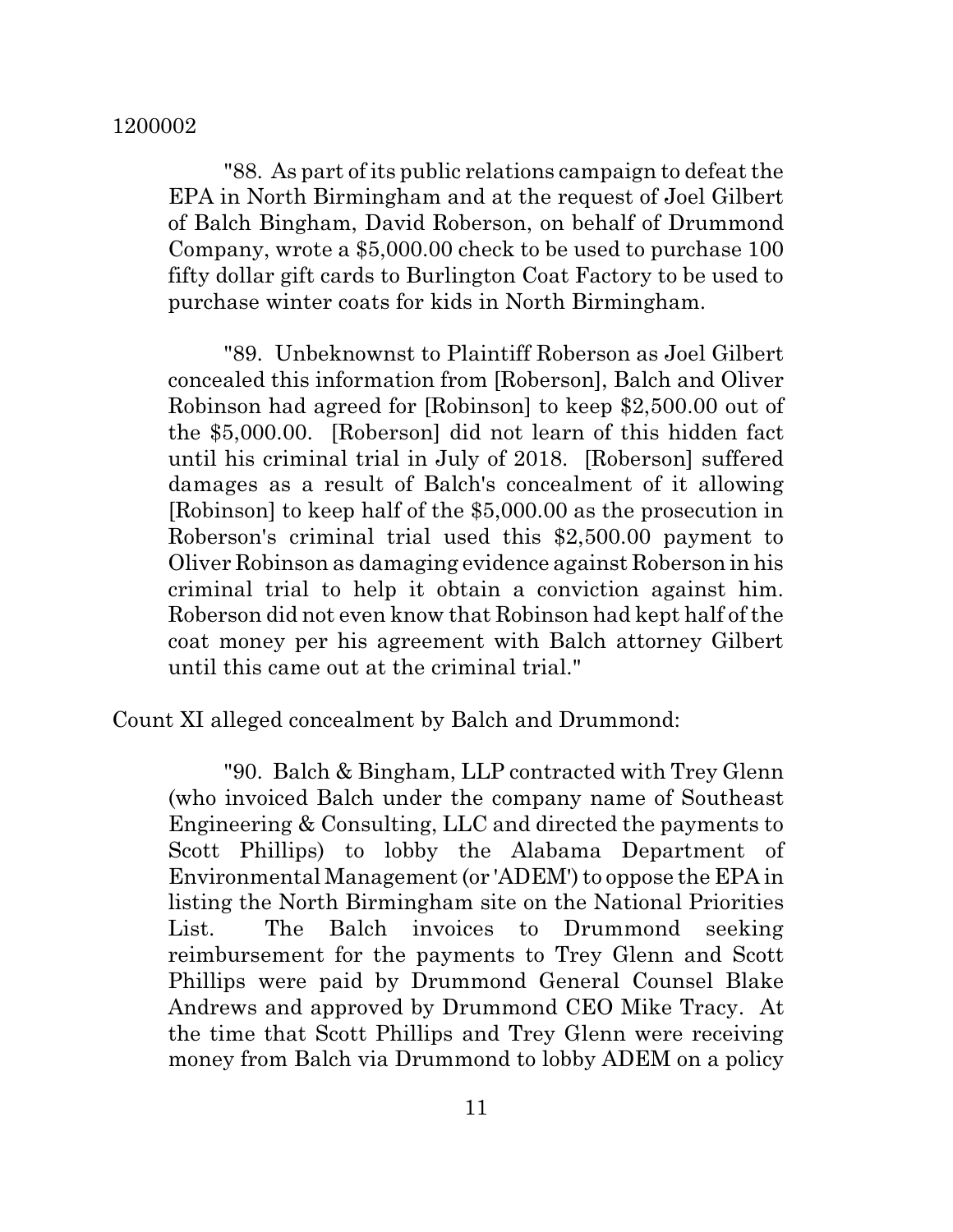"88. As part of its public relations campaign to defeat the EPA in North Birmingham and at the request of Joel Gilbert of Balch Bingham, David Roberson, on behalf of Drummond Company, wrote a $5,000.00 check to be used to purchase 100 fifty dollar gift cards to Burlington Coat Factory to be used to purchase winter coats for kids in North Birmingham.

"89. Unbeknownst to Plaintiff Roberson as Joel Gilbert concealed this information from [Roberson], Balch and Oliver Robinson had agreed for [Robinson] to keep $2,500.00 out of the $5,000.00. [Roberson] did not learn of this hidden fact until his criminal trial in July of 2018. [Roberson] suffered damages as a result of Balch's concealment of it allowing [Robinson] to keep half of the $5,000.00 as the prosecution in Roberson's criminal trial used this $2,500.00 payment to Oliver Robinson as damaging evidence against Roberson in his criminal trial to help it obtain a conviction against him. Roberson did not even know that Robinson had kept half of the coat money per his agreement with Balch attorney Gilbert until this came out at the criminal trial."

Count XI alleged concealment by Balch and Drummond:

"90. Balch & Bingham, LLP contracted with Trey Glenn (who invoiced Balch under the company name of Southeast Engineering & Consulting, LLC and directed the payments to Scott Phillips) to lobby the Alabama Department of Environmental Management (or 'ADEM') to oppose the EPA in listing the North Birmingham site on the National Priorities List. The Balch invoices to Drummond seeking reimbursement for the payments to Trey Glenn and Scott Phillips were paid by Drummond General Counsel Blake Andrews and approved by Drummond CEO Mike Tracy. At the time that Scott Phillips and Trey Glenn were receiving money from Balch via Drummond to lobby ADEM on a policy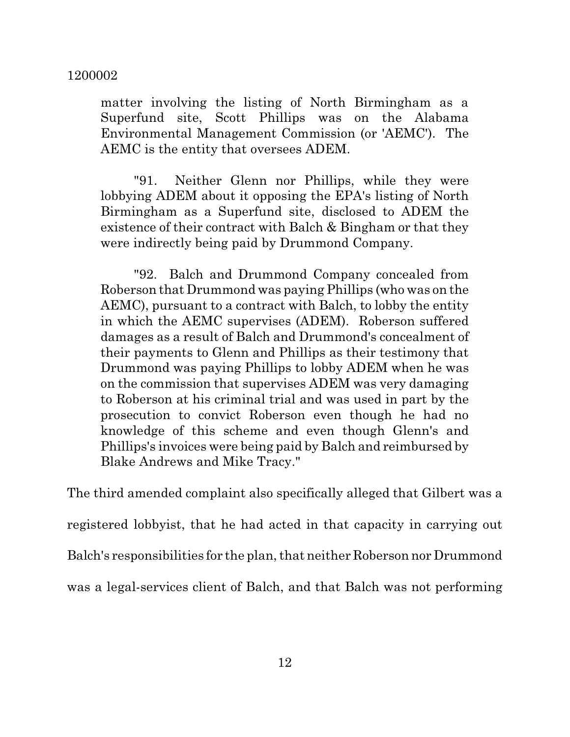> matter involving the listing of North Birmingham as a Superfund site, Scott Phillips was on the Alabama Environmental Management Commission (or 'AEMC'). The AEMC is the entity that oversees ADEM.
>
> "91. Neither Glenn nor Phillips, while they were lobbying ADEM about it opposing the EPA's listing of North Birmingham as a Superfund site, disclosed to ADEM the existence of their contract with Balch & Bingham or that they were indirectly being paid by Drummond Company.
>
> "92. Balch and Drummond Company concealed from Roberson that Drummond was paying Phillips (who was on the AEMC), pursuant to a contract with Balch, to lobby the entity in which the AEMC supervises (ADEM). Roberson suffered damages as a result of Balch and Drummond's concealment of their payments to Glenn and Phillips as their testimony that Drummond was paying Phillips to lobby ADEM when he was on the commission that supervises ADEM was very damaging to Roberson at his criminal trial and was used in part by the prosecution to convict Roberson even though he had no knowledge of this scheme and even though Glenn's and Phillips's invoices were being paid by Balch and reimbursed by Blake Andrews and Mike Tracy."

The third amended complaint also specifically alleged that Gilbert was a registered lobbyist, that he had acted in that capacity in carrying out Balch's responsibilities for the plan, that neither Roberson nor Drummond was a legal-services client of Balch, and that Balch was not performing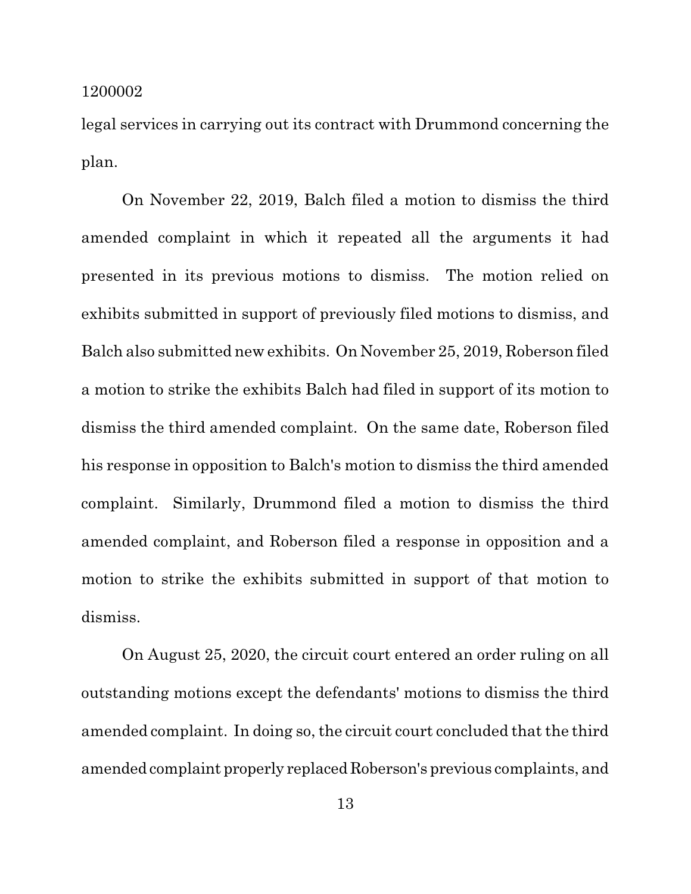legal services in carrying out its contract with Drummond concerning the plan.

On November 22, 2019, Balch filed a motion to dismiss the third amended complaint in which it repeated all the arguments it had presented in its previous motions to dismiss. The motion relied on exhibits submitted in support of previously filed motions to dismiss, and Balch also submitted new exhibits. On November 25, 2019, Roberson filed a motion to strike the exhibits Balch had filed in support of its motion to dismiss the third amended complaint. On the same date, Roberson filed his response in opposition to Balch's motion to dismiss the third amended complaint. Similarly, Drummond filed a motion to dismiss the third amended complaint, and Roberson filed a response in opposition and a motion to strike the exhibits submitted in support of that motion to dismiss.

On August 25, 2020, the circuit court entered an order ruling on all outstanding motions except the defendants' motions to dismiss the third amended complaint. In doing so, the circuit court concluded that the third amended complaint properly replaced Roberson's previous complaints, and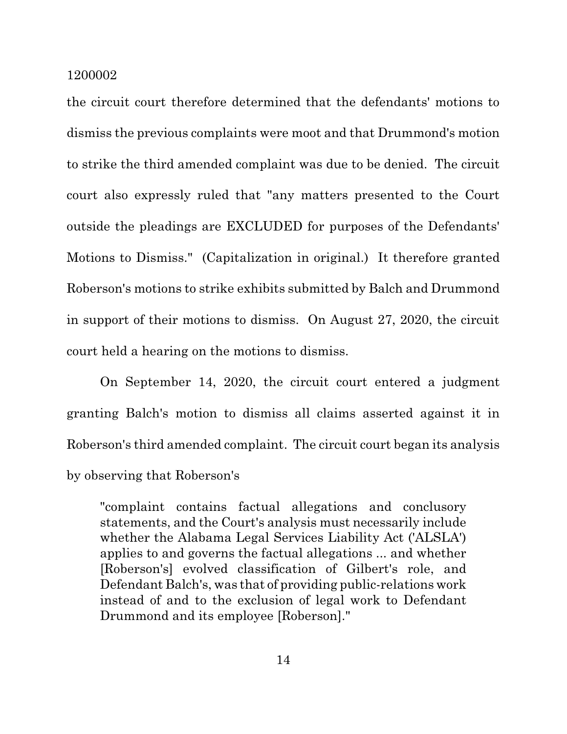the circuit court therefore determined that the defendants' motions to dismiss the previous complaints were moot and that Drummond's motion to strike the third amended complaint was due to be denied. The circuit court also expressly ruled that "any matters presented to the Court outside the pleadings are EXCLUDED for purposes of the Defendants' Motions to Dismiss." (Capitalization in original.) It therefore granted Roberson's motions to strike exhibits submitted by Balch and Drummond in support of their motions to dismiss. On August 27, 2020, the circuit court held a hearing on the motions to dismiss.

On September 14, 2020, the circuit court entered a judgment granting Balch's motion to dismiss all claims asserted against it in Roberson's third amended complaint. The circuit court began its analysis by observing that Roberson's

> "complaint contains factual allegations and conclusory statements, and the Court's analysis must necessarily include whether the Alabama Legal Services Liability Act ('ALSLA') applies to and governs the factual allegations ... and whether [Roberson's] evolved classification of Gilbert's role, and Defendant Balch's, was that of providing public-relations work instead of and to the exclusion of legal work to Defendant Drummond and its employee [Roberson]."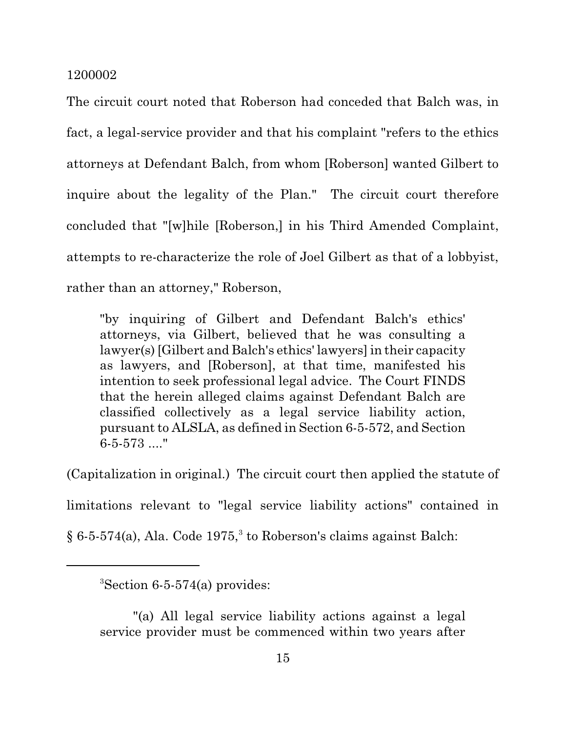The circuit court noted that Roberson had conceded that Balch was, in fact, a legal-service provider and that his complaint "refers to the ethics attorneys at Defendant Balch, from whom [Roberson] wanted Gilbert to inquire about the legality of the Plan." The circuit court therefore concluded that "[w]hile [Roberson,] in his Third Amended Complaint, attempts to re-characterize the role of Joel Gilbert as that of a lobbyist, rather than an attorney," Roberson,

> "by inquiring of Gilbert and Defendant Balch's ethics' attorneys, via Gilbert, believed that he was consulting a lawyer(s) [Gilbert and Balch's ethics' lawyers] in their capacity as lawyers, and [Roberson], at that time, manifested his intention to seek professional legal advice. The Court FINDS that the herein alleged claims against Defendant Balch are classified collectively as a legal service liability action, pursuant to ALSLA, as defined in Section 6-5-572, and Section 6-5-573 ...."

(Capitalization in original.) The circuit court then applied the statute of limitations relevant to "legal service liability actions" contained in § 6-5-574(a), Ala. Code 1975,[3] to Roberson's claims against Balch:

---

[3]Section 6-5-574(a) provides:

> "(a) All legal service liability actions against a legal service provider must be commenced within two years after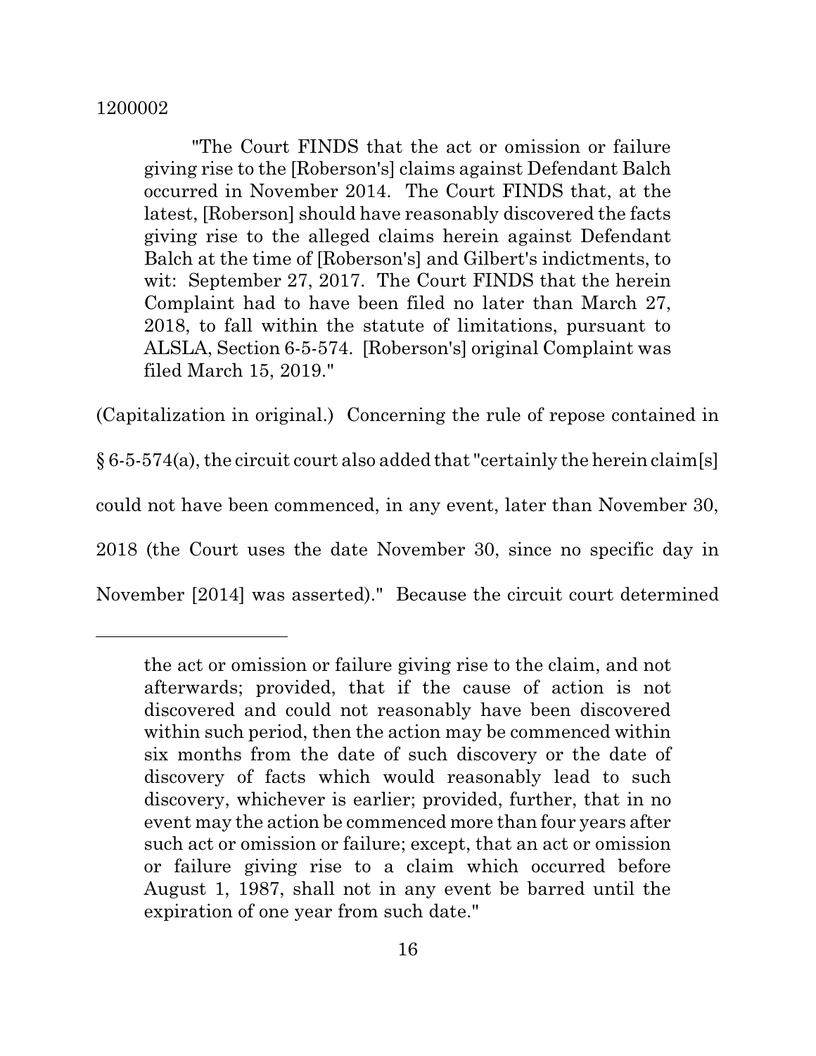> "The Court FINDS that the act or omission or failure giving rise to the [Roberson's] claims against Defendant Balch occurred in November 2014. The Court FINDS that, at the latest, [Roberson] should have reasonably discovered the facts giving rise to the alleged claims herein against Defendant Balch at the time of [Roberson's] and Gilbert's indictments, to wit: September 27, 2017. The Court FINDS that the herein Complaint had to have been filed no later than March 27, 2018, to fall within the statute of limitations, pursuant to ALSLA, Section 6-5-574. [Roberson's] original Complaint was filed March 15, 2019."

(Capitalization in original.) Concerning the rule of repose contained in § 6-5-574(a), the circuit court also added that "certainly the herein claim[s] could not have been commenced, in any event, later than November 30, 2018 (the Court uses the date November 30, since no specific day in November [2014] was asserted)." Because the circuit court determined

---

> the act or omission or failure giving rise to the claim, and not afterwards; provided, that if the cause of action is not discovered and could not reasonably have been discovered within such period, then the action may be commenced within six months from the date of such discovery or the date of discovery of facts which would reasonably lead to such discovery, whichever is earlier; provided, further, that in no event may the action be commenced more than four years after such act or omission or failure; except, that an act or omission or failure giving rise to a claim which occurred before August 1, 1987, shall not in any event be barred until the expiration of one year from such date."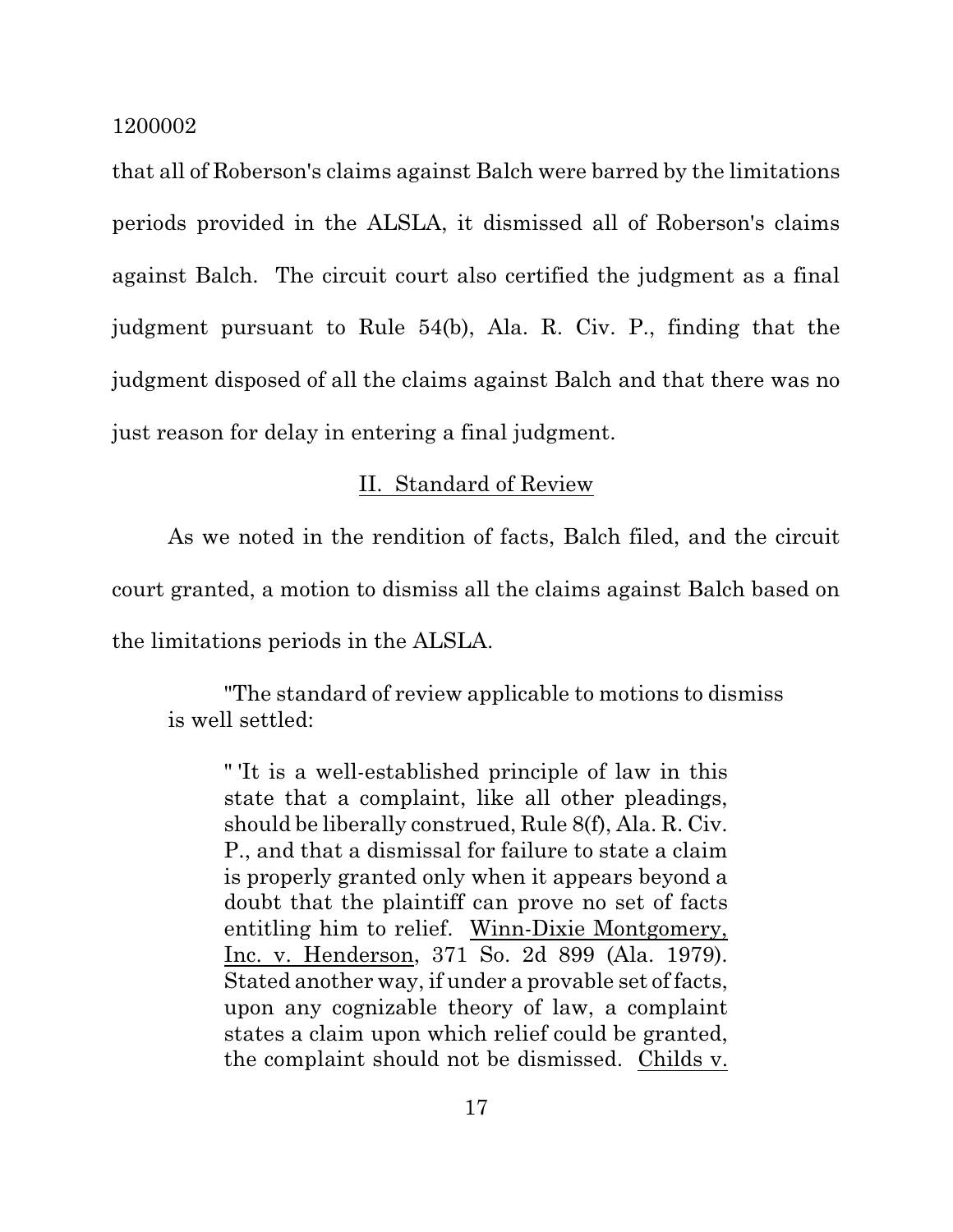that all of Roberson's claims against Balch were barred by the limitations periods provided in the ALSLA, it dismissed all of Roberson's claims against Balch. The circuit court also certified the judgment as a final judgment pursuant to Rule 54(b), Ala. R. Civ. P., finding that the judgment disposed of all the claims against Balch and that there was no just reason for delay in entering a final judgment.

## II. Standard of Review

As we noted in the rendition of facts, Balch filed, and the circuit court granted, a motion to dismiss all the claims against Balch based on the limitations periods in the ALSLA.

> "The standard of review applicable to motions to dismiss is well settled:
>
> > " 'It is a well-established principle of law in this state that a complaint, like all other pleadings, should be liberally construed, Rule 8(f), Ala. R. Civ. P., and that a dismissal for failure to state a claim is properly granted only when it appears beyond a doubt that the plaintiff can prove no set of facts entitling him to relief. Winn-Dixie Montgomery, Inc. v. Henderson, 371 So. 2d 899 (Ala. 1979). Stated another way, if under a provable set of facts, upon any cognizable theory of law, a complaint states a claim upon which relief could be granted, the complaint should not be dismissed. Childs v.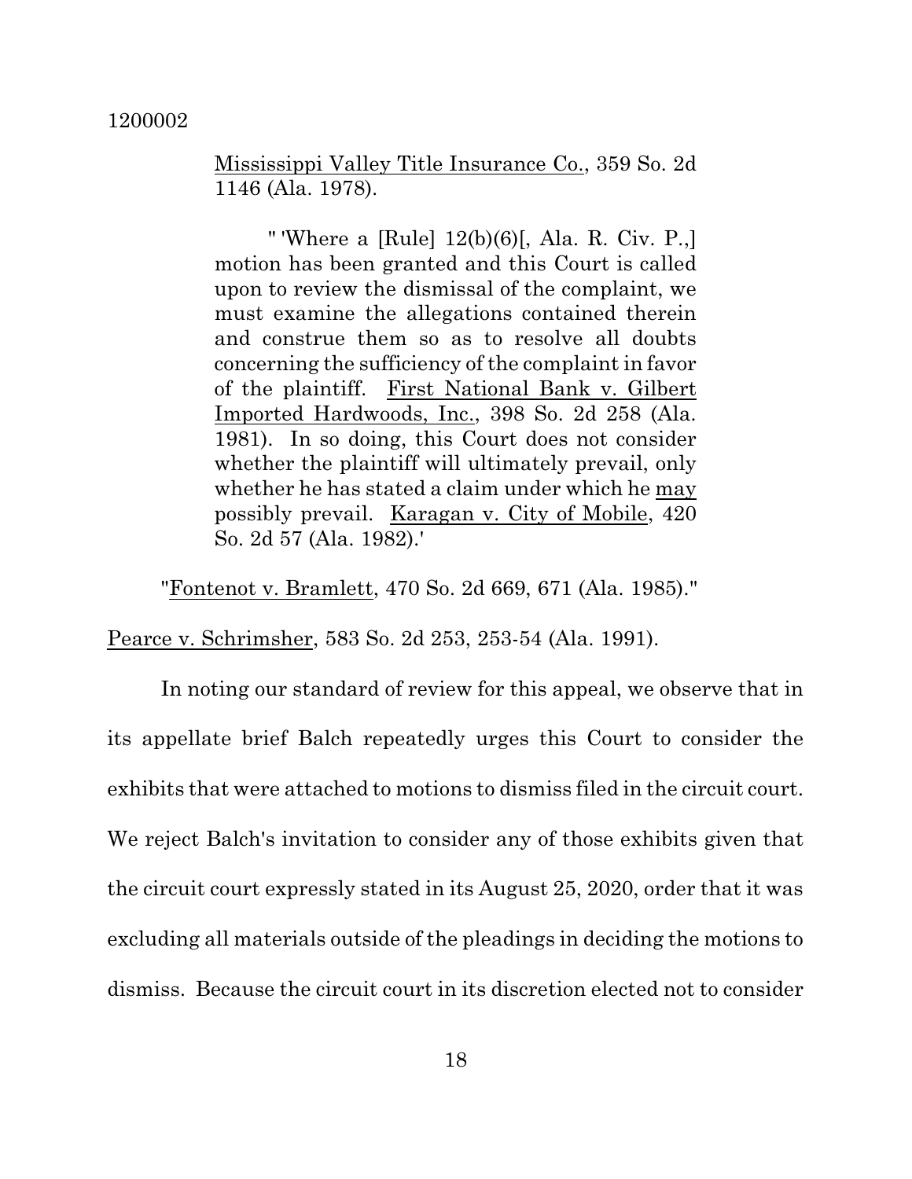Mississippi Valley Title Insurance Co., 359 So. 2d 1146 (Ala. 1978).

> " 'Where a [Rule] 12(b)(6)[, Ala. R. Civ. P.,] motion has been granted and this Court is called upon to review the dismissal of the complaint, we must examine the allegations contained therein and construe them so as to resolve all doubts concerning the sufficiency of the complaint in favor of the plaintiff. First National Bank v. Gilbert Imported Hardwoods, Inc., 398 So. 2d 258 (Ala. 1981). In so doing, this Court does not consider whether the plaintiff will ultimately prevail, only whether he has stated a claim under which he _may_ possibly prevail. Karagan v. City of Mobile, 420 So. 2d 57 (Ala. 1982).'

"Fontenot v. Bramlett, 470 So. 2d 669, 671 (Ala. 1985)."

Pearce v. Schrimsher, 583 So. 2d 253, 253-54 (Ala. 1991).

In noting our standard of review for this appeal, we observe that in its appellate brief Balch repeatedly urges this Court to consider the exhibits that were attached to motions to dismiss filed in the circuit court. We reject Balch's invitation to consider any of those exhibits given that the circuit court expressly stated in its August 25, 2020, order that it was excluding all materials outside of the pleadings in deciding the motions to dismiss. Because the circuit court in its discretion elected not to consider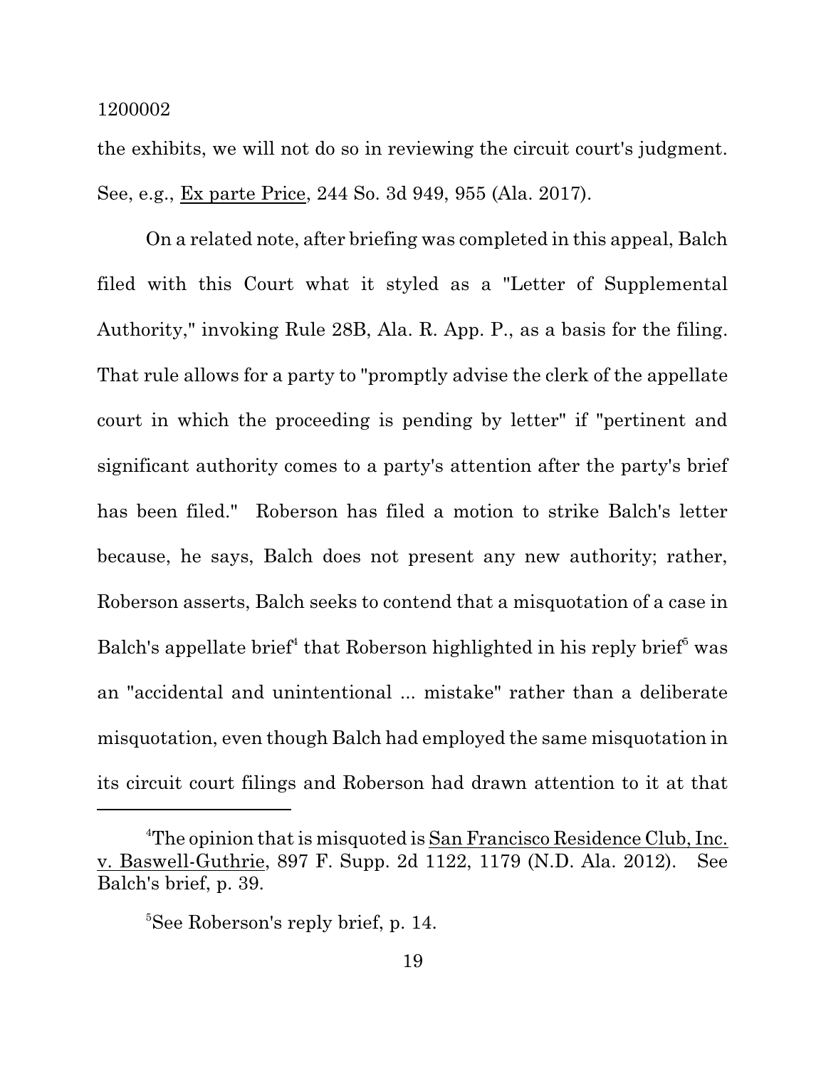the exhibits, we will not do so in reviewing the circuit court's judgment. See, e.g., Ex parte Price, 244 So. 3d 949, 955 (Ala. 2017).

On a related note, after briefing was completed in this appeal, Balch filed with this Court what it styled as a "Letter of Supplemental Authority," invoking Rule 28B, Ala. R. App. P., as a basis for the filing. That rule allows for a party to "promptly advise the clerk of the appellate court in which the proceeding is pending by letter" if "pertinent and significant authority comes to a party's attention after the party's brief has been filed." Roberson has filed a motion to strike Balch's letter because, he says, Balch does not present any new authority; rather, Roberson asserts, Balch seeks to contend that a misquotation of a case in Balch's appellate brief[4] that Roberson highlighted in his reply brief[5] was an "accidental and unintentional ... mistake" rather than a deliberate misquotation, even though Balch had employed the same misquotation in its circuit court filings and Roberson had drawn attention to it at that

---

[4]The opinion that is misquoted is San Francisco Residence Club, Inc. v. Baswell-Guthrie, 897 F. Supp. 2d 1122, 1179 (N.D. Ala. 2012). See Balch's brief, p. 39.

[5]See Roberson's reply brief, p. 14.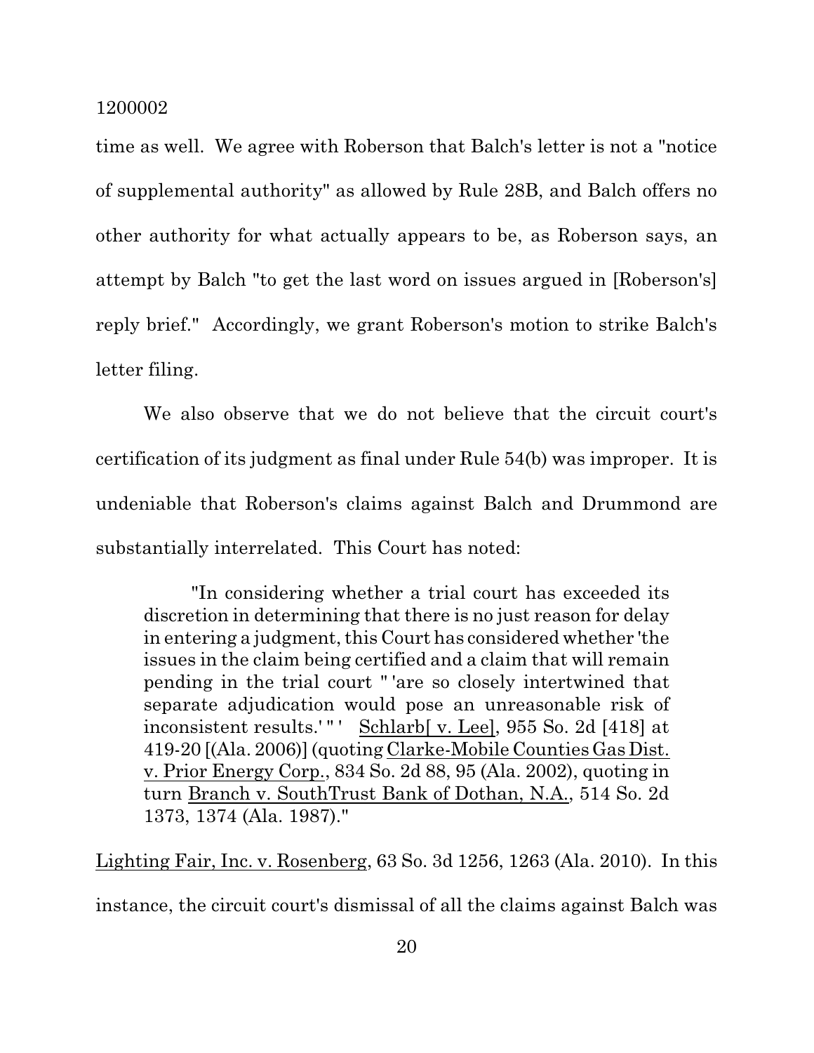time as well. We agree with Roberson that Balch's letter is not a "notice of supplemental authority" as allowed by Rule 28B, and Balch offers no other authority for what actually appears to be, as Roberson says, an attempt by Balch "to get the last word on issues argued in [Roberson's] reply brief." Accordingly, we grant Roberson's motion to strike Balch's letter filing.

We also observe that we do not believe that the circuit court's certification of its judgment as final under Rule 54(b) was improper. It is undeniable that Roberson's claims against Balch and Drummond are substantially interrelated. This Court has noted:

> "In considering whether a trial court has exceeded its discretion in determining that there is no just reason for delay in entering a judgment, this Court has considered whether 'the issues in the claim being certified and a claim that will remain pending in the trial court " 'are so closely intertwined that separate adjudication would pose an unreasonable risk of inconsistent results.' " ' Schlarb[ v. Lee], 955 So. 2d [418] at 419-20 [(Ala. 2006)] (quoting Clarke-Mobile Counties Gas Dist. v. Prior Energy Corp., 834 So. 2d 88, 95 (Ala. 2002), quoting in turn Branch v. SouthTrust Bank of Dothan, N.A., 514 So. 2d 1373, 1374 (Ala. 1987)."

Lighting Fair, Inc. v. Rosenberg, 63 So. 3d 1256, 1263 (Ala. 2010). In this instance, the circuit court's dismissal of all the claims against Balch was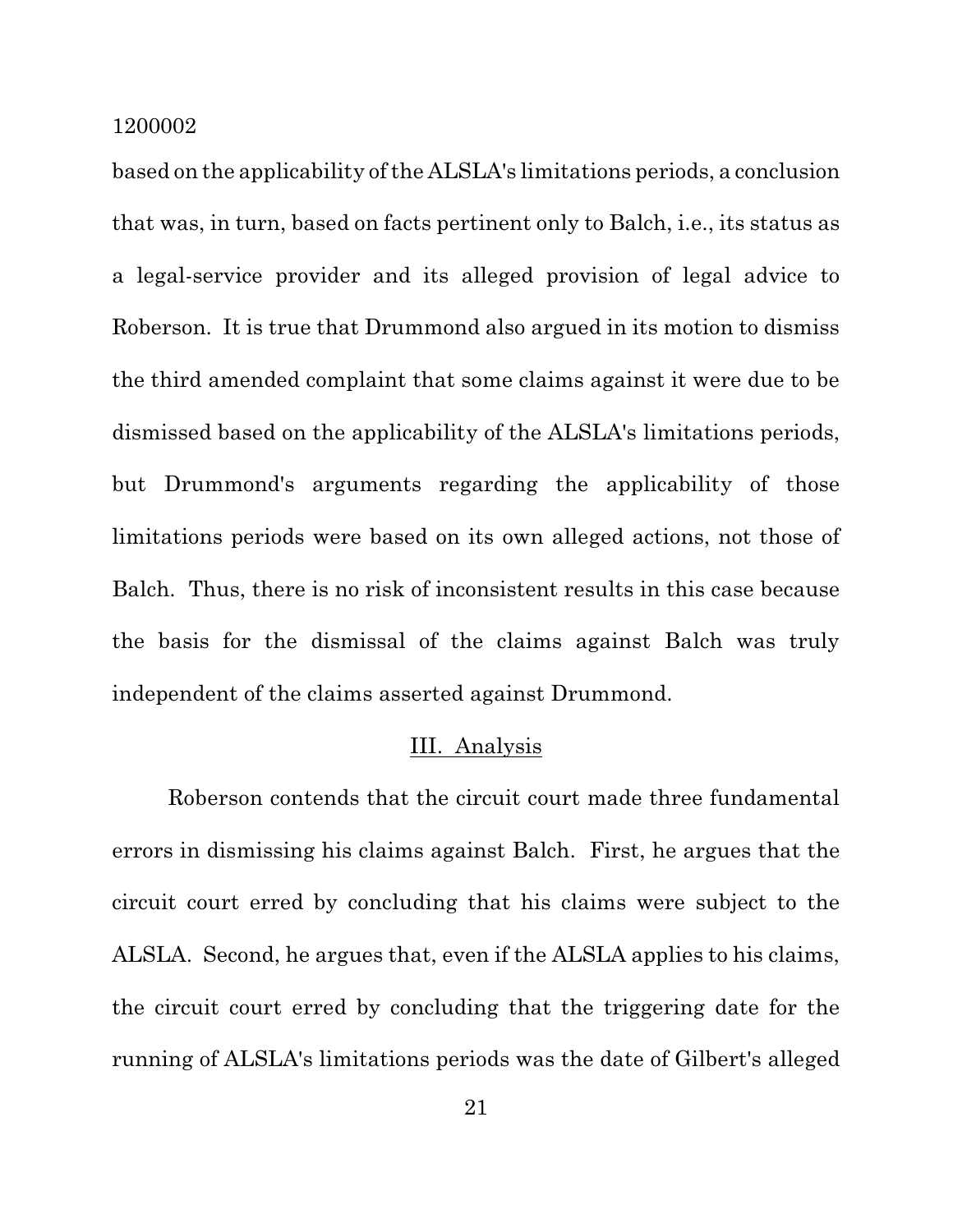based on the applicability of the ALSLA's limitations periods, a conclusion that was, in turn, based on facts pertinent only to Balch, i.e., its status as a legal-service provider and its alleged provision of legal advice to Roberson. It is true that Drummond also argued in its motion to dismiss the third amended complaint that some claims against it were due to be dismissed based on the applicability of the ALSLA's limitations periods, but Drummond's arguments regarding the applicability of those limitations periods were based on its own alleged actions, not those of Balch. Thus, there is no risk of inconsistent results in this case because the basis for the dismissal of the claims against Balch was truly independent of the claims asserted against Drummond.

## III. Analysis

Roberson contends that the circuit court made three fundamental errors in dismissing his claims against Balch. First, he argues that the circuit court erred by concluding that his claims were subject to the ALSLA. Second, he argues that, even if the ALSLA applies to his claims, the circuit court erred by concluding that the triggering date for the running of ALSLA's limitations periods was the date of Gilbert's alleged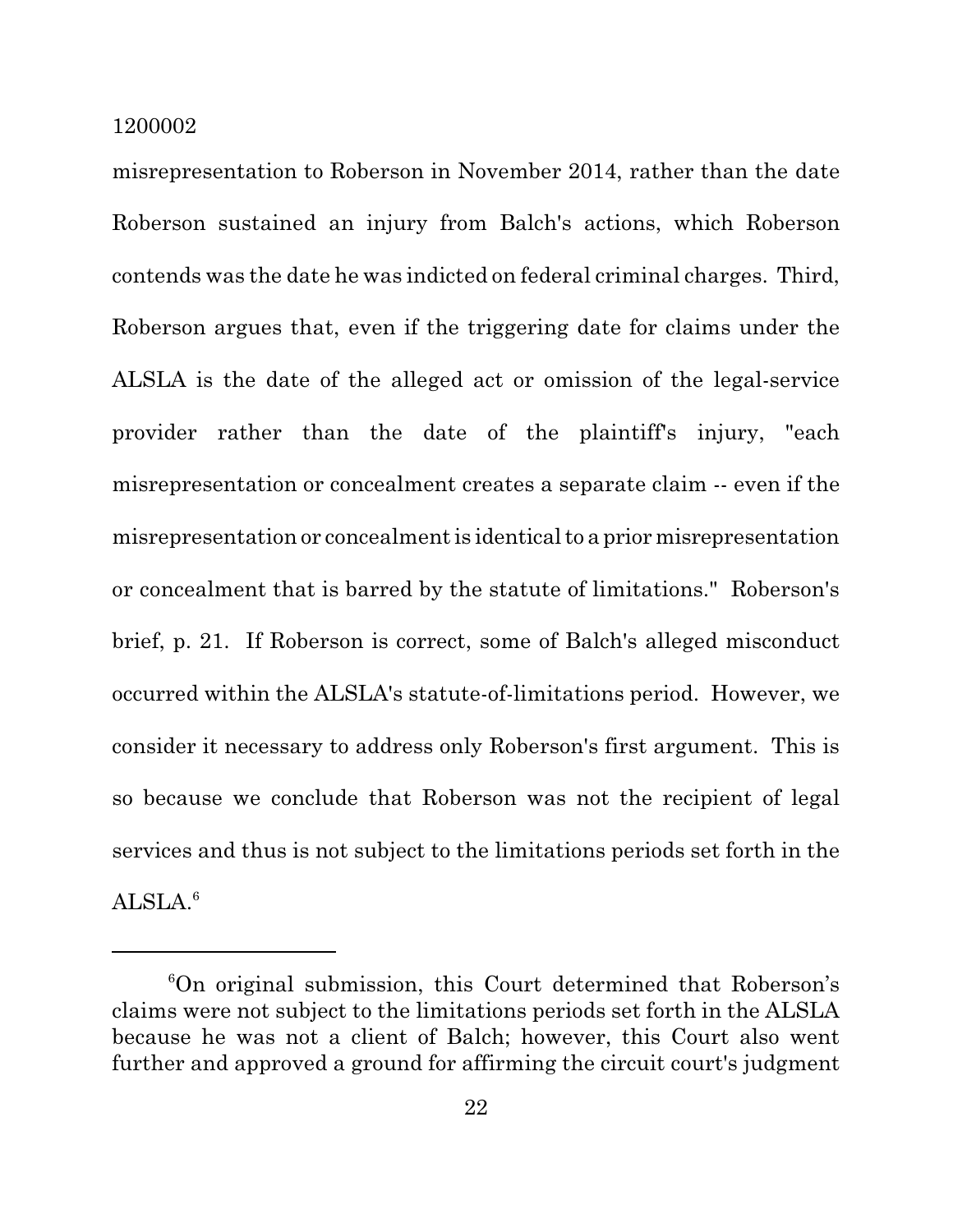misrepresentation to Roberson in November 2014, rather than the date Roberson sustained an injury from Balch's actions, which Roberson contends was the date he was indicted on federal criminal charges. Third, Roberson argues that, even if the triggering date for claims under the ALSLA is the date of the alleged act or omission of the legal-service provider rather than the date of the plaintiff's injury, "each misrepresentation or concealment creates a separate claim -- even if the misrepresentation or concealment is identical to a prior misrepresentation or concealment that is barred by the statute of limitations." Roberson's brief, p. 21. If Roberson is correct, some of Balch's alleged misconduct occurred within the ALSLA's statute-of-limitations period. However, we consider it necessary to address only Roberson's first argument. This is so because we conclude that Roberson was not the recipient of legal services and thus is not subject to the limitations periods set forth in the ALSLA.[6]

---

[6]On original submission, this Court determined that Roberson's claims were not subject to the limitations periods set forth in the ALSLA because he was not a client of Balch; however, this Court also went further and approved a ground for affirming the circuit court's judgment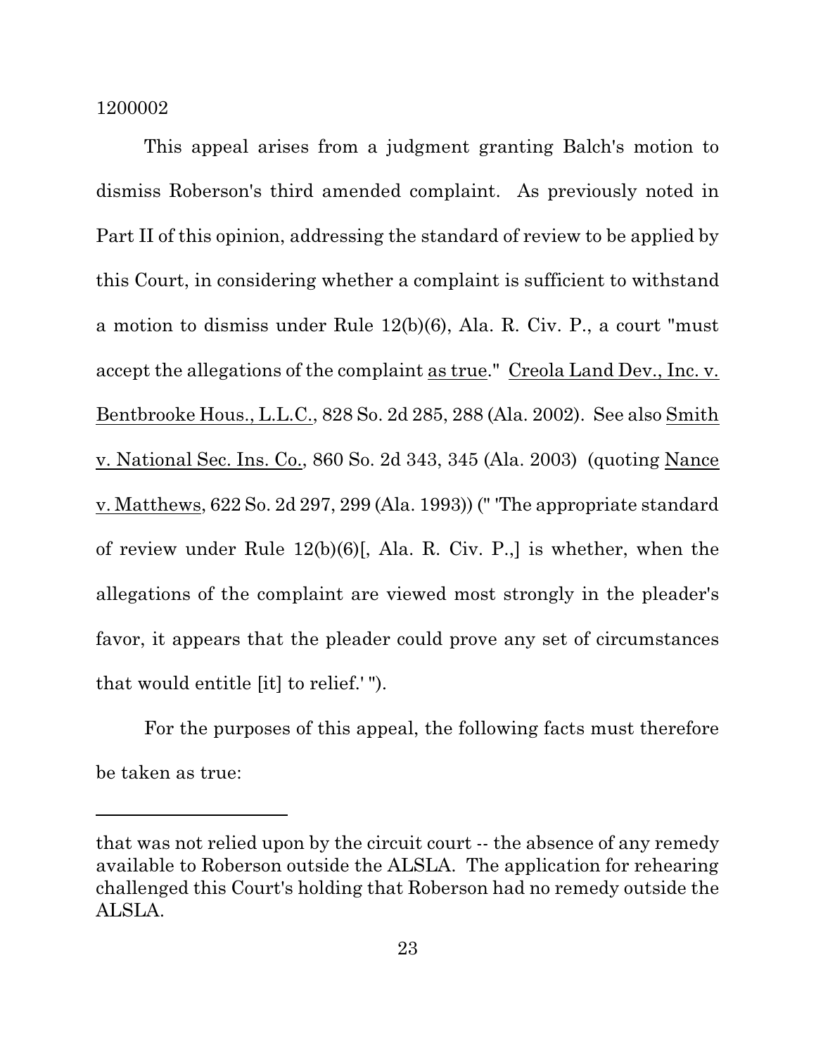This appeal arises from a judgment granting Balch's motion to dismiss Roberson's third amended complaint. As previously noted in Part II of this opinion, addressing the standard of review to be applied by this Court, in considering whether a complaint is sufficient to withstand a motion to dismiss under Rule 12(b)(6), Ala. R. Civ. P., a court "must accept the allegations of the complaint as true." Creola Land Dev., Inc. v. Bentbrooke Hous., L.L.C., 828 So. 2d 285, 288 (Ala. 2002). See also Smith v. National Sec. Ins. Co., 860 So. 2d 343, 345 (Ala. 2003) (quoting Nance v. Matthews, 622 So. 2d 297, 299 (Ala. 1993)) (" 'The appropriate standard of review under Rule 12(b)(6)[, Ala. R. Civ. P.,] is whether, when the allegations of the complaint are viewed most strongly in the pleader's favor, it appears that the pleader could prove any set of circumstances that would entitle [it] to relief.' ").

For the purposes of this appeal, the following facts must therefore be taken as true:

---

that was not relied upon by the circuit court -- the absence of any remedy available to Roberson outside the ALSLA. The application for rehearing challenged this Court's holding that Roberson had no remedy outside the ALSLA.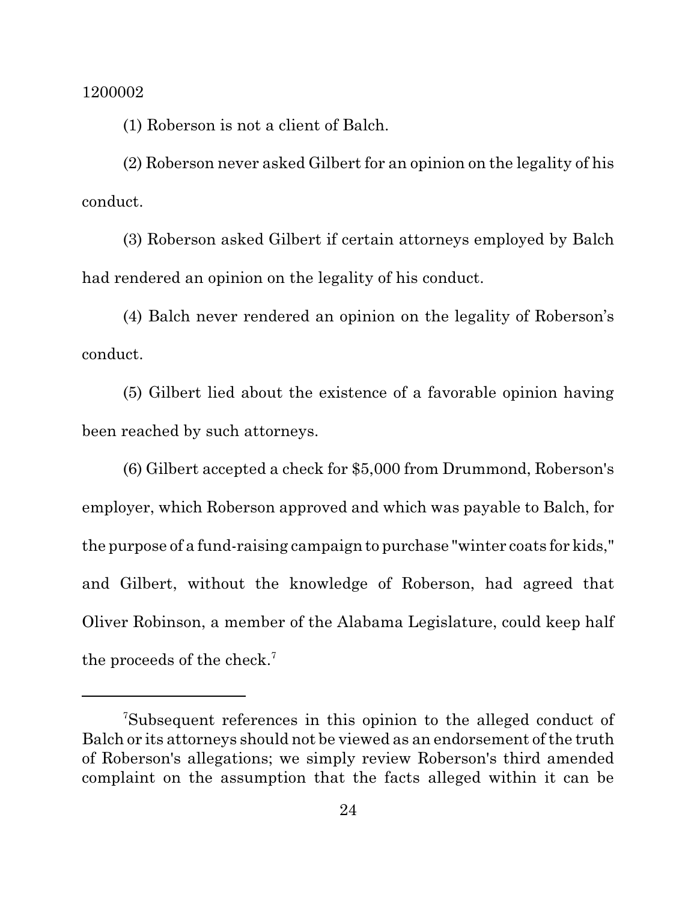(1) Roberson is not a client of Balch.

(2) Roberson never asked Gilbert for an opinion on the legality of his conduct.

(3) Roberson asked Gilbert if certain attorneys employed by Balch had rendered an opinion on the legality of his conduct.

(4) Balch never rendered an opinion on the legality of Roberson's conduct.

(5) Gilbert lied about the existence of a favorable opinion having been reached by such attorneys.

(6) Gilbert accepted a check for $5,000 from Drummond, Roberson's employer, which Roberson approved and which was payable to Balch, for the purpose of a fund-raising campaign to purchase "winter coats for kids," and Gilbert, without the knowledge of Roberson, had agreed that Oliver Robinson, a member of the Alabama Legislature, could keep half the proceeds of the check.[7]

---

[7]Subsequent references in this opinion to the alleged conduct of Balch or its attorneys should not be viewed as an endorsement of the truth of Roberson's allegations; we simply review Roberson's third amended complaint on the assumption that the facts alleged within it can be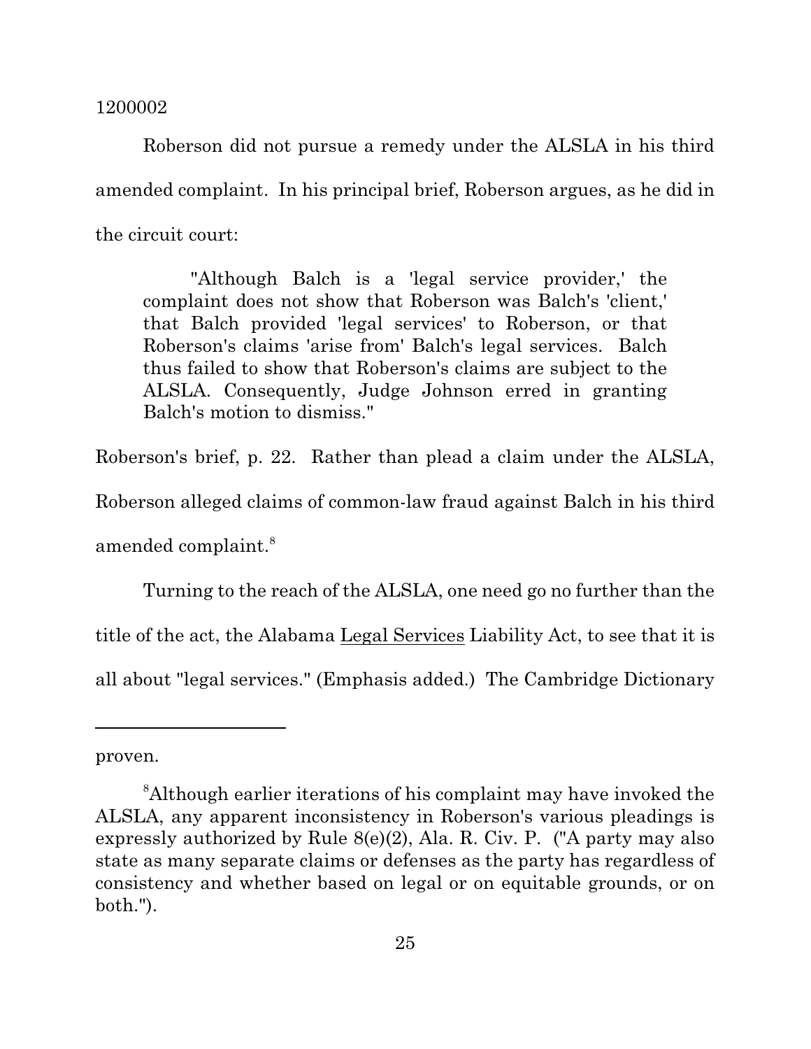Roberson did not pursue a remedy under the ALSLA in his third amended complaint. In his principal brief, Roberson argues, as he did in the circuit court:

> "Although Balch is a 'legal service provider,' the complaint does not show that Roberson was Balch's 'client,' that Balch provided 'legal services' to Roberson, or that Roberson's claims 'arise from' Balch's legal services. Balch thus failed to show that Roberson's claims are subject to the ALSLA. Consequently, Judge Johnson erred in granting Balch's motion to dismiss."

Roberson's brief, p. 22. Rather than plead a claim under the ALSLA, Roberson alleged claims of common-law fraud against Balch in his third amended complaint.[8]

Turning to the reach of the ALSLA, one need go no further than the title of the act, the Alabama <u>Legal Services</u> Liability Act, to see that it is all about "legal services." (Emphasis added.) The Cambridge Dictionary

---

proven.

[8]Although earlier iterations of his complaint may have invoked the ALSLA, any apparent inconsistency in Roberson's various pleadings is expressly authorized by Rule 8(e)(2), Ala. R. Civ. P. ("A party may also state as many separate claims or defenses as the party has regardless of consistency and whether based on legal or on equitable grounds, or on both.").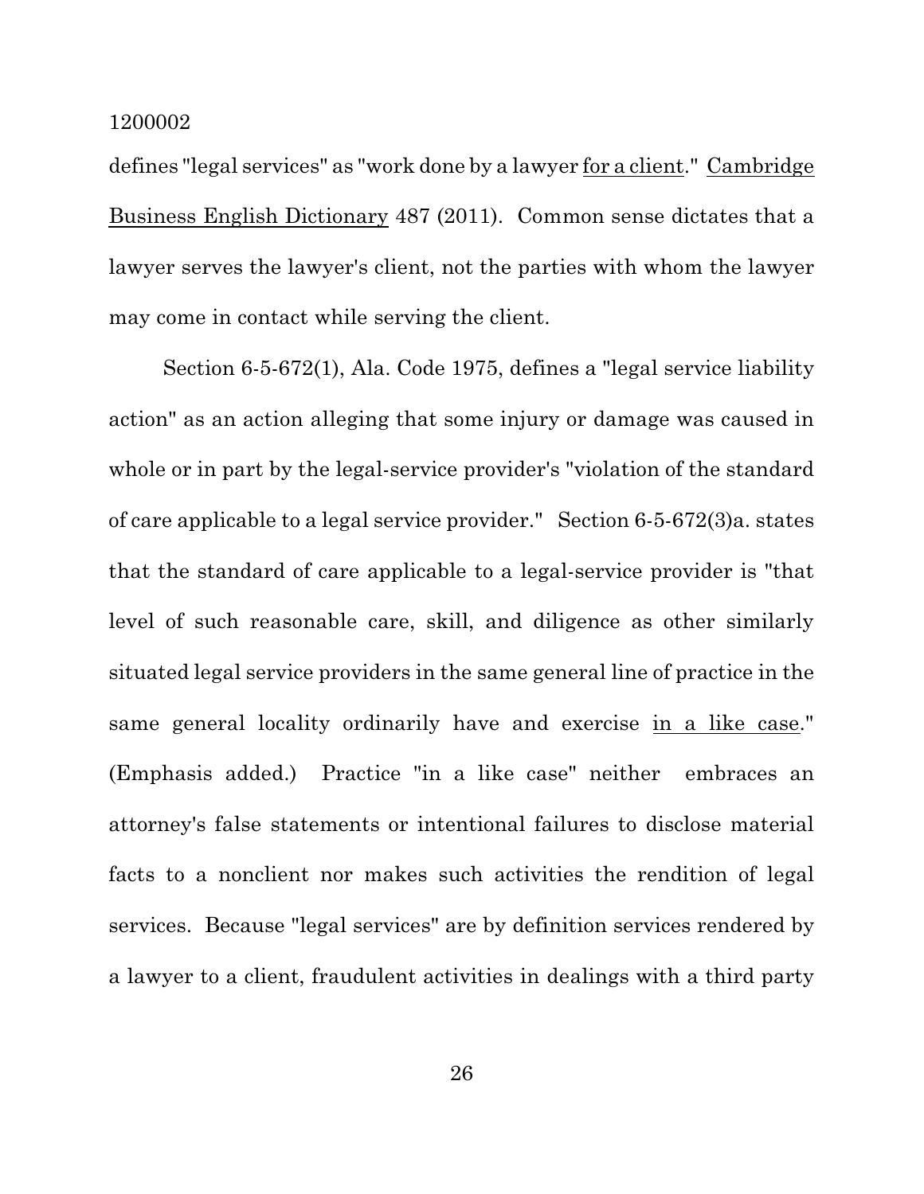defines "legal services" as "work done by a lawyer <u>for a client</u>." <u>Cambridge Business English Dictionary</u> 487 (2011). Common sense dictates that a lawyer serves the lawyer's client, not the parties with whom the lawyer may come in contact while serving the client.

Section 6-5-672(1), Ala. Code 1975, defines a "legal service liability action" as an action alleging that some injury or damage was caused in whole or in part by the legal-service provider's "violation of the standard of care applicable to a legal service provider." Section 6-5-672(3)a. states that the standard of care applicable to a legal-service provider is "that level of such reasonable care, skill, and diligence as other similarly situated legal service providers in the same general line of practice in the same general locality ordinarily have and exercise <u>in a like case</u>." (Emphasis added.) Practice "in a like case" neither embraces an attorney's false statements or intentional failures to disclose material facts to a nonclient nor makes such activities the rendition of legal services. Because "legal services" are by definition services rendered by a lawyer to a client, fraudulent activities in dealings with a third party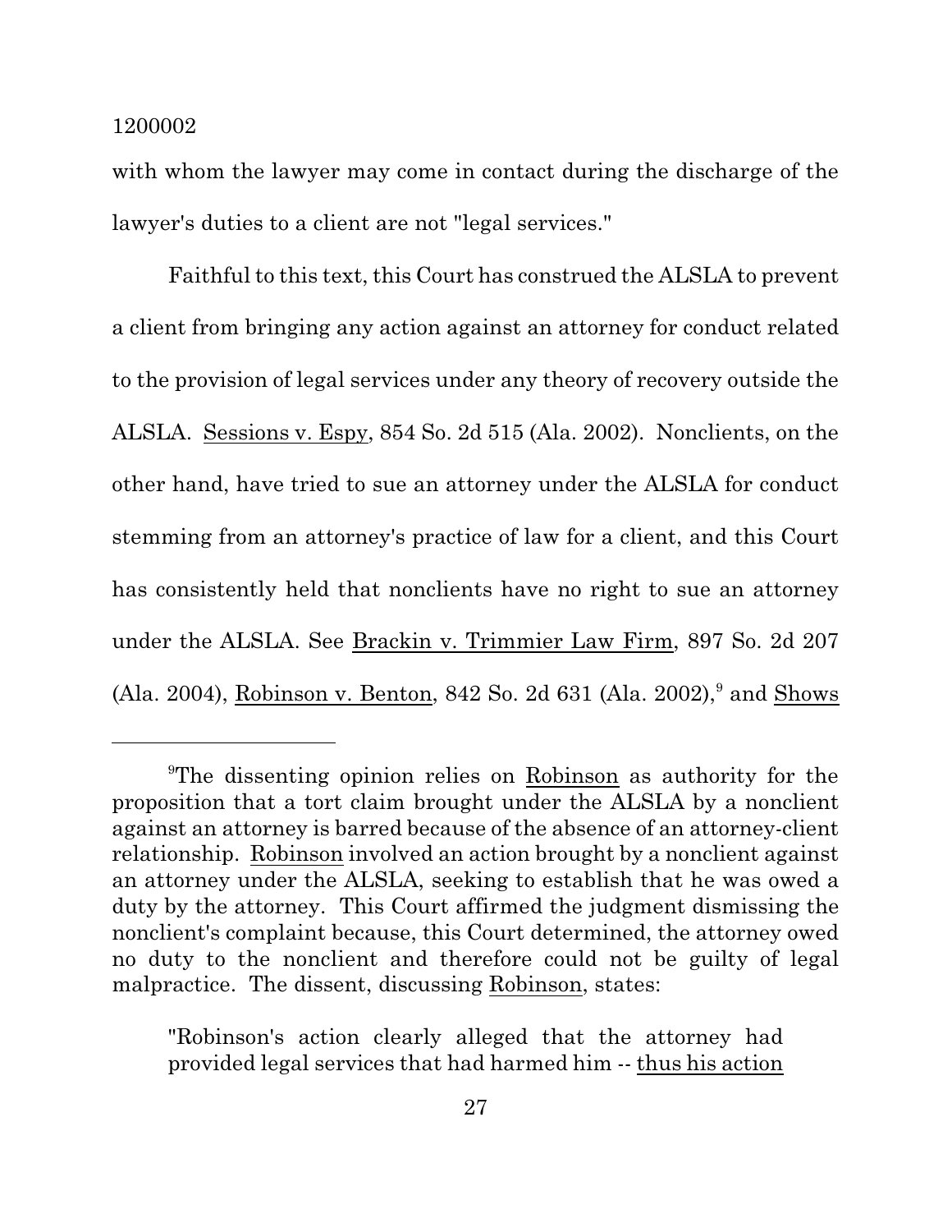with whom the lawyer may come in contact during the discharge of the lawyer's duties to a client are not "legal services."

Faithful to this text, this Court has construed the ALSLA to prevent a client from bringing any action against an attorney for conduct related to the provision of legal services under any theory of recovery outside the ALSLA. Sessions v. Espy, 854 So. 2d 515 (Ala. 2002). Nonclients, on the other hand, have tried to sue an attorney under the ALSLA for conduct stemming from an attorney's practice of law for a client, and this Court has consistently held that nonclients have no right to sue an attorney under the ALSLA. See Brackin v. Trimmier Law Firm, 897 So. 2d 207 (Ala. 2004), Robinson v. Benton, 842 So. 2d 631 (Ala. 2002),[9] and Shows

---

[9]The dissenting opinion relies on Robinson as authority for the proposition that a tort claim brought under the ALSLA by a nonclient against an attorney is barred because of the absence of an attorney-client relationship. Robinson involved an action brought by a nonclient against an attorney under the ALSLA, seeking to establish that he was owed a duty by the attorney. This Court affirmed the judgment dismissing the nonclient's complaint because, this Court determined, the attorney owed no duty to the nonclient and therefore could not be guilty of legal malpractice. The dissent, discussing Robinson, states:

> "Robinson's action clearly alleged that the attorney had provided legal services that had harmed him -- thus his action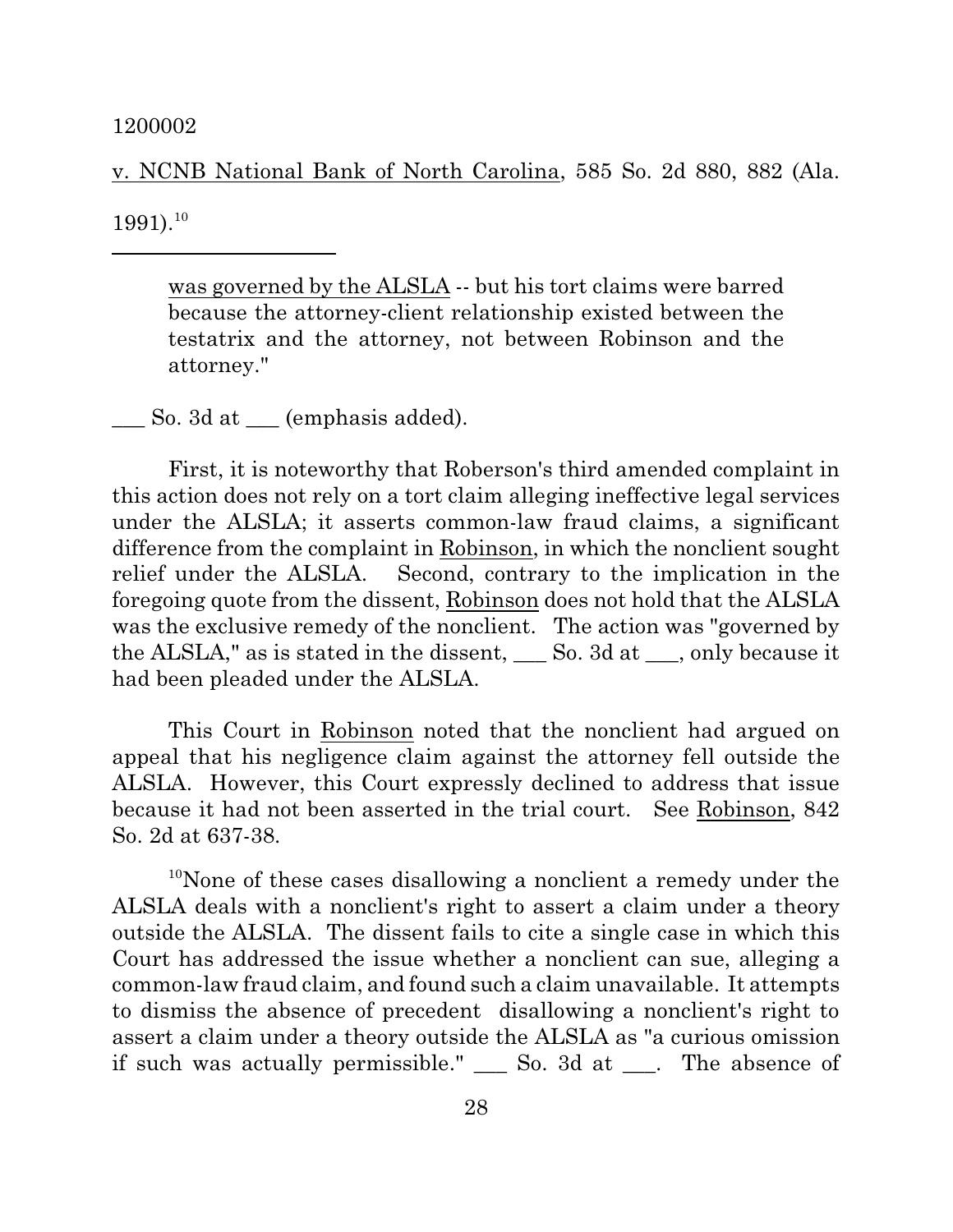v. NCNB National Bank of North Carolina, 585 So. 2d 880, 882 (Ala. 1991).[10]

---

> was governed by the ALSLA -- but his tort claims were barred because the attorney-client relationship existed between the testatrix and the attorney, not between Robinson and the attorney."

___ So. 3d at ___ (emphasis added).

First, it is noteworthy that Roberson's third amended complaint in this action does not rely on a tort claim alleging ineffective legal services under the ALSLA; it asserts common-law fraud claims, a significant difference from the complaint in Robinson, in which the nonclient sought relief under the ALSLA. Second, contrary to the implication in the foregoing quote from the dissent, Robinson does not hold that the ALSLA was the exclusive remedy of the nonclient. The action was "governed by the ALSLA," as is stated in the dissent, ___ So. 3d at ___, only because it had been pleaded under the ALSLA.

This Court in Robinson noted that the nonclient had argued on appeal that his negligence claim against the attorney fell outside the ALSLA. However, this Court expressly declined to address that issue because it had not been asserted in the trial court. See Robinson, 842 So. 2d at 637-38.

[10]None of these cases disallowing a nonclient a remedy under the ALSLA deals with a nonclient's right to assert a claim under a theory outside the ALSLA. The dissent fails to cite a single case in which this Court has addressed the issue whether a nonclient can sue, alleging a common-law fraud claim, and found such a claim unavailable. It attempts to dismiss the absence of precedent disallowing a nonclient's right to assert a claim under a theory outside the ALSLA as "a curious omission if such was actually permissible." ___ So. 3d at ___. The absence of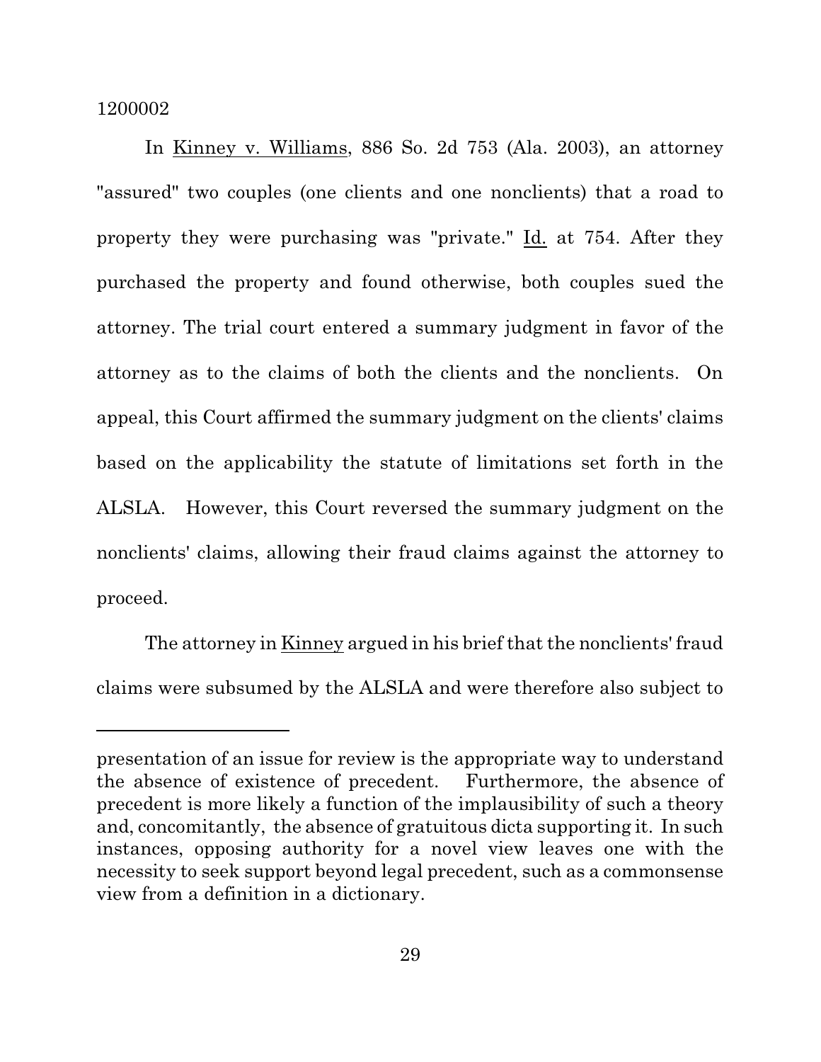In Kinney v. Williams, 886 So. 2d 753 (Ala. 2003), an attorney "assured" two couples (one clients and one nonclients) that a road to property they were purchasing was "private." Id. at 754. After they purchased the property and found otherwise, both couples sued the attorney. The trial court entered a summary judgment in favor of the attorney as to the claims of both the clients and the nonclients. On appeal, this Court affirmed the summary judgment on the clients' claims based on the applicability the statute of limitations set forth in the ALSLA. However, this Court reversed the summary judgment on the nonclients' claims, allowing their fraud claims against the attorney to proceed.

The attorney in Kinney argued in his brief that the nonclients' fraud claims were subsumed by the ALSLA and were therefore also subject to

---

presentation of an issue for review is the appropriate way to understand the absence of existence of precedent. Furthermore, the absence of precedent is more likely a function of the implausibility of such a theory and, concomitantly, the absence of gratuitous dicta supporting it. In such instances, opposing authority for a novel view leaves one with the necessity to seek support beyond legal precedent, such as a commonsense view from a definition in a dictionary.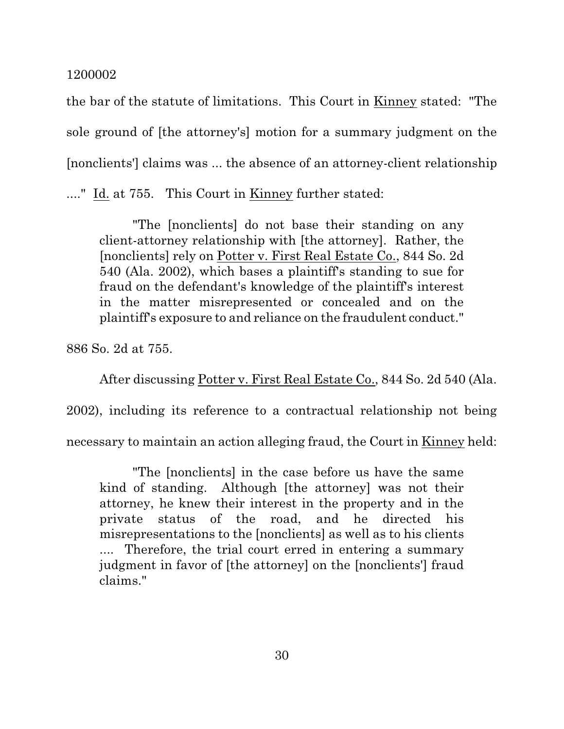the bar of the statute of limitations. This Court in Kinney stated: "The sole ground of [the attorney's] motion for a summary judgment on the [nonclients'] claims was ... the absence of an attorney-client relationship ...." Id. at 755. This Court in Kinney further stated:

> "The [nonclients] do not base their standing on any client-attorney relationship with [the attorney]. Rather, the [nonclients] rely on Potter v. First Real Estate Co., 844 So. 2d 540 (Ala. 2002), which bases a plaintiff's standing to sue for fraud on the defendant's knowledge of the plaintiff's interest in the matter misrepresented or concealed and on the plaintiff's exposure to and reliance on the fraudulent conduct."

886 So. 2d at 755.

After discussing Potter v. First Real Estate Co., 844 So. 2d 540 (Ala. 2002), including its reference to a contractual relationship not being necessary to maintain an action alleging fraud, the Court in Kinney held:

> "The [nonclients] in the case before us have the same kind of standing. Although [the attorney] was not their attorney, he knew their interest in the property and in the private status of the road, and he directed his misrepresentations to the [nonclients] as well as to his clients .... Therefore, the trial court erred in entering a summary judgment in favor of [the attorney] on the [nonclients'] fraud claims."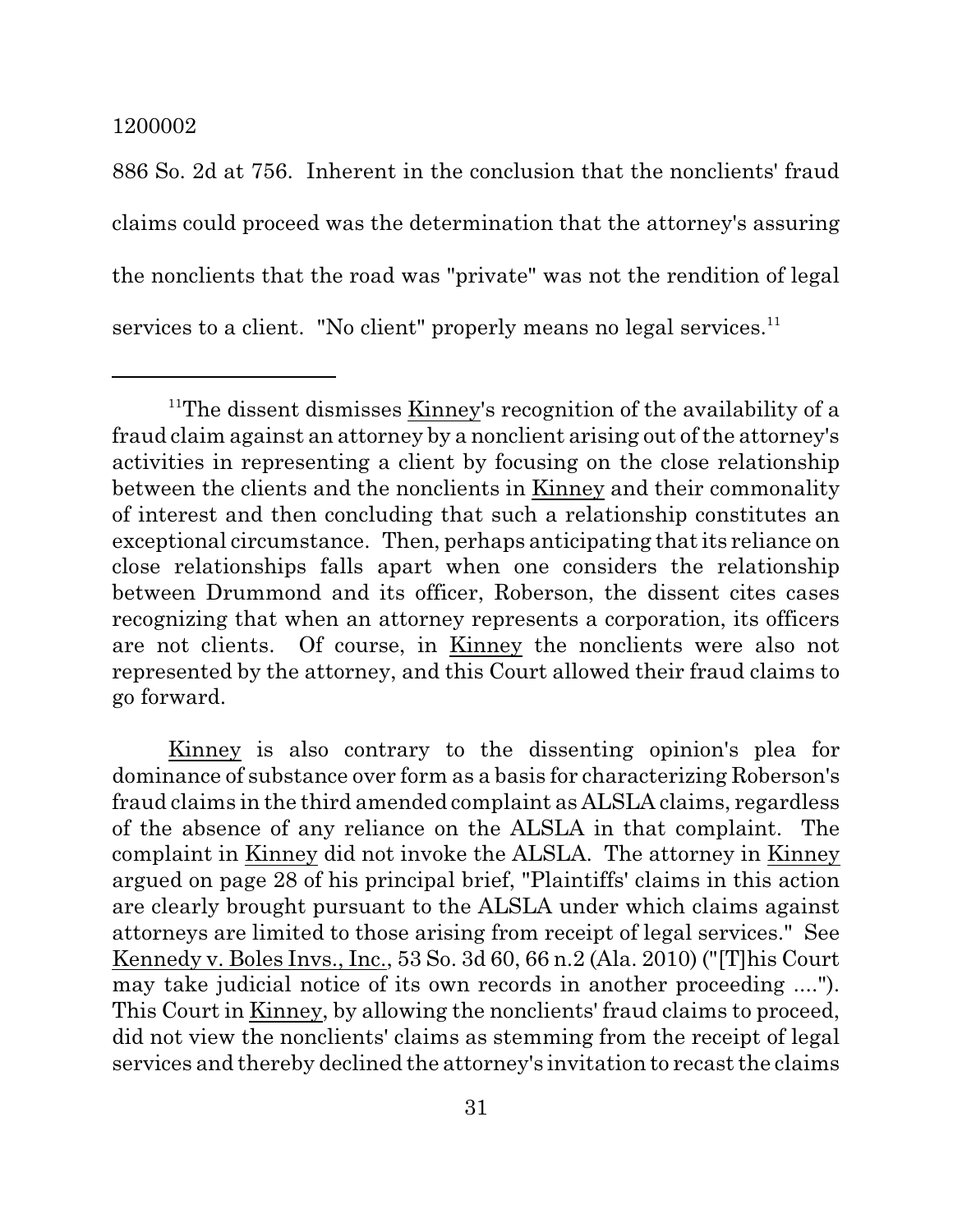886 So. 2d at 756. Inherent in the conclusion that the nonclients' fraud claims could proceed was the determination that the attorney's assuring the nonclients that the road was "private" was not the rendition of legal services to a client. "No client" properly means no legal services.[11]

---

[11]The dissent dismisses Kinney's recognition of the availability of a fraud claim against an attorney by a nonclient arising out of the attorney's activities in representing a client by focusing on the close relationship between the clients and the nonclients in Kinney and their commonality of interest and then concluding that such a relationship constitutes an exceptional circumstance. Then, perhaps anticipating that its reliance on close relationships falls apart when one considers the relationship between Drummond and its officer, Roberson, the dissent cites cases recognizing that when an attorney represents a corporation, its officers are not clients. Of course, in Kinney the nonclients were also not represented by the attorney, and this Court allowed their fraud claims to go forward.

Kinney is also contrary to the dissenting opinion's plea for dominance of substance over form as a basis for characterizing Roberson's fraud claims in the third amended complaint as ALSLA claims, regardless of the absence of any reliance on the ALSLA in that complaint. The complaint in Kinney did not invoke the ALSLA. The attorney in Kinney argued on page 28 of his principal brief, "Plaintiffs' claims in this action are clearly brought pursuant to the ALSLA under which claims against attorneys are limited to those arising from receipt of legal services." See Kennedy v. Boles Invs., Inc., 53 So. 3d 60, 66 n.2 (Ala. 2010) ("[T]his Court may take judicial notice of its own records in another proceeding ...."). This Court in Kinney, by allowing the nonclients' fraud claims to proceed, did not view the nonclients' claims as stemming from the receipt of legal services and thereby declined the attorney's invitation to recast the claims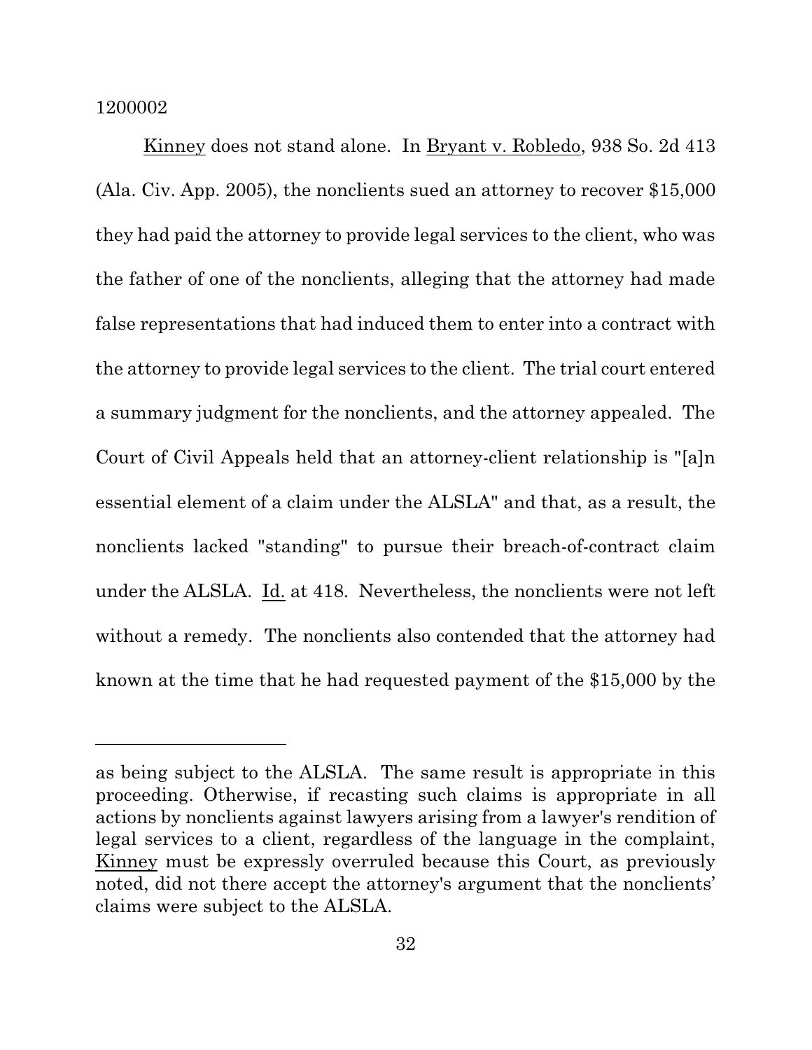Kinney does not stand alone. In Bryant v. Robledo, 938 So. 2d 413 (Ala. Civ. App. 2005), the nonclients sued an attorney to recover $15,000 they had paid the attorney to provide legal services to the client, who was the father of one of the nonclients, alleging that the attorney had made false representations that had induced them to enter into a contract with the attorney to provide legal services to the client. The trial court entered a summary judgment for the nonclients, and the attorney appealed. The Court of Civil Appeals held that an attorney-client relationship is "[a]n essential element of a claim under the ALSLA" and that, as a result, the nonclients lacked "standing" to pursue their breach-of-contract claim under the ALSLA. Id. at 418. Nevertheless, the nonclients were not left without a remedy. The nonclients also contended that the attorney had known at the time that he had requested payment of the $15,000 by the

---

as being subject to the ALSLA. The same result is appropriate in this proceeding. Otherwise, if recasting such claims is appropriate in all actions by nonclients against lawyers arising from a lawyer's rendition of legal services to a client, regardless of the language in the complaint, Kinney must be expressly overruled because this Court, as previously noted, did not there accept the attorney's argument that the nonclients' claims were subject to the ALSLA.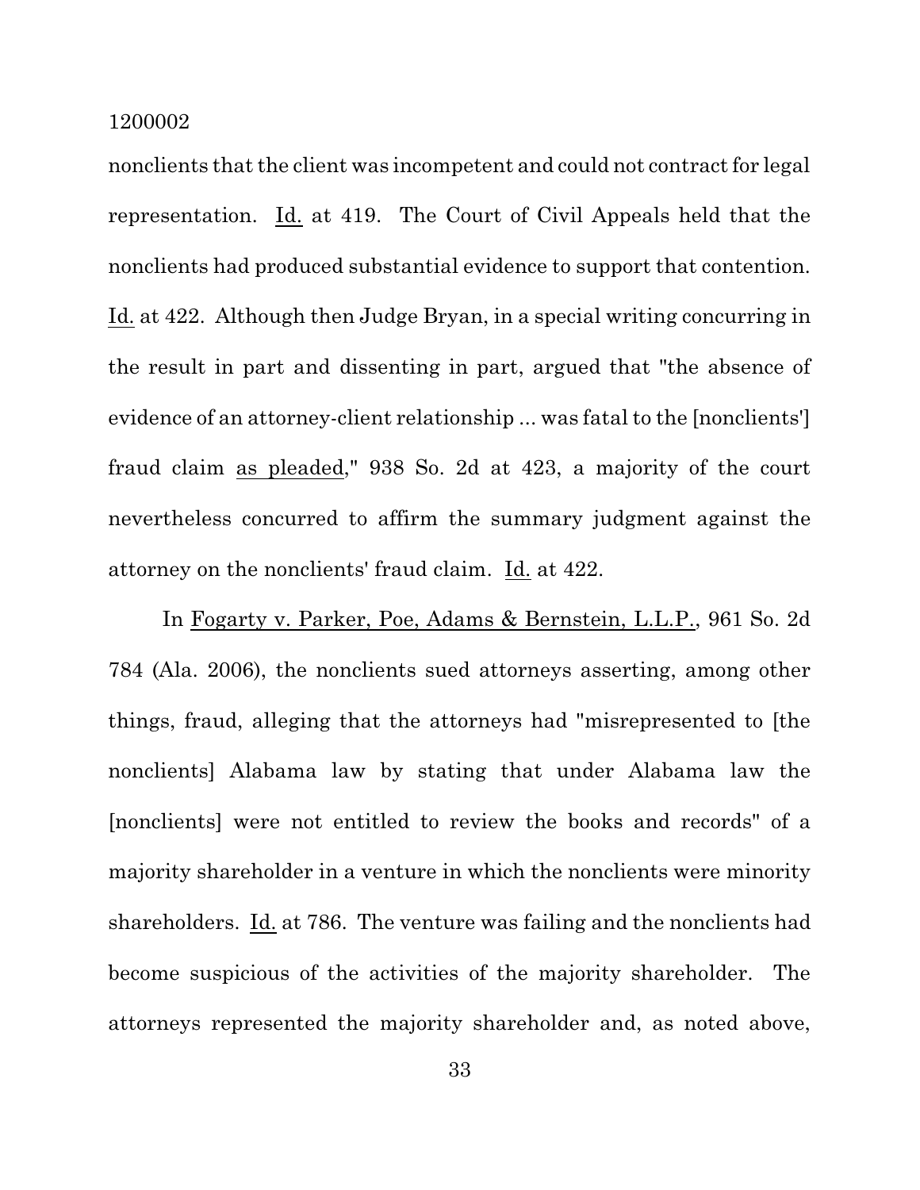nonclients that the client was incompetent and could not contract for legal representation. Id. at 419. The Court of Civil Appeals held that the nonclients had produced substantial evidence to support that contention. Id. at 422. Although then Judge Bryan, in a special writing concurring in the result in part and dissenting in part, argued that "the absence of evidence of an attorney-client relationship ... was fatal to the [nonclients'] fraud claim as pleaded," 938 So. 2d at 423, a majority of the court nevertheless concurred to affirm the summary judgment against the attorney on the nonclients' fraud claim. Id. at 422.

In Fogarty v. Parker, Poe, Adams & Bernstein, L.L.P., 961 So. 2d 784 (Ala. 2006), the nonclients sued attorneys asserting, among other things, fraud, alleging that the attorneys had "misrepresented to [the nonclients] Alabama law by stating that under Alabama law the [nonclients] were not entitled to review the books and records" of a majority shareholder in a venture in which the nonclients were minority shareholders. Id. at 786. The venture was failing and the nonclients had become suspicious of the activities of the majority shareholder. The attorneys represented the majority shareholder and, as noted above,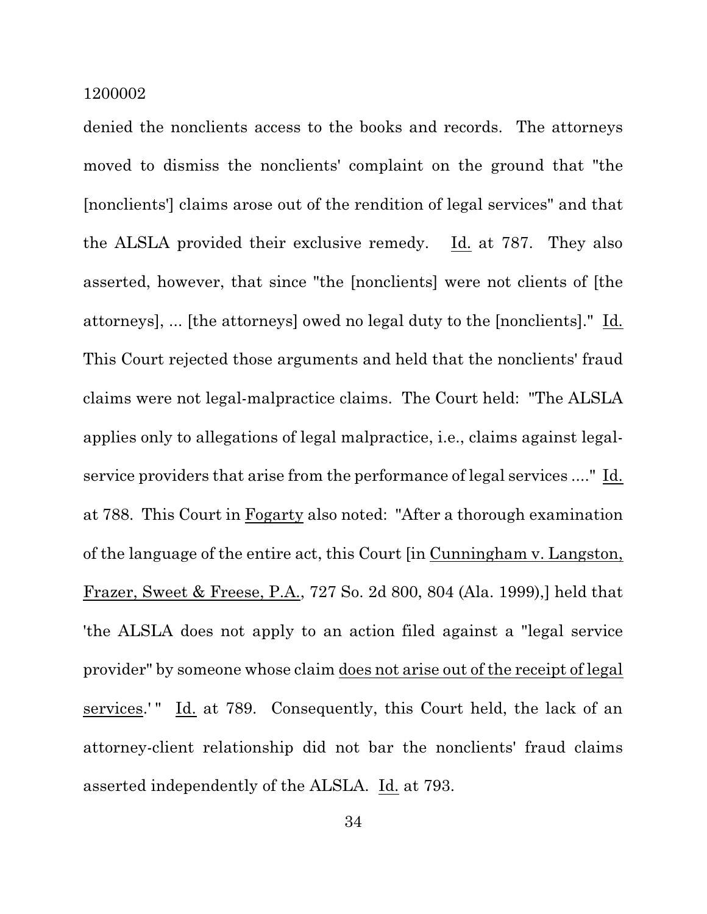denied the nonclients access to the books and records. The attorneys moved to dismiss the nonclients' complaint on the ground that "the [nonclients'] claims arose out of the rendition of legal services" and that the ALSLA provided their exclusive remedy. Id. at 787. They also asserted, however, that since "the [nonclients] were not clients of [the attorneys], ... [the attorneys] owed no legal duty to the [nonclients]." Id. This Court rejected those arguments and held that the nonclients' fraud claims were not legal-malpractice claims. The Court held: "The ALSLA applies only to allegations of legal malpractice, i.e., claims against legal-service providers that arise from the performance of legal services ...." Id. at 788. This Court in Fogarty also noted: "After a thorough examination of the language of the entire act, this Court [in Cunningham v. Langston, Frazer, Sweet & Freese, P.A., 727 So. 2d 800, 804 (Ala. 1999),] held that 'the ALSLA does not apply to an action filed against a "legal service provider" by someone whose claim does not arise out of the receipt of legal services.' " Id. at 789. Consequently, this Court held, the lack of an attorney-client relationship did not bar the nonclients' fraud claims asserted independently of the ALSLA. Id. at 793.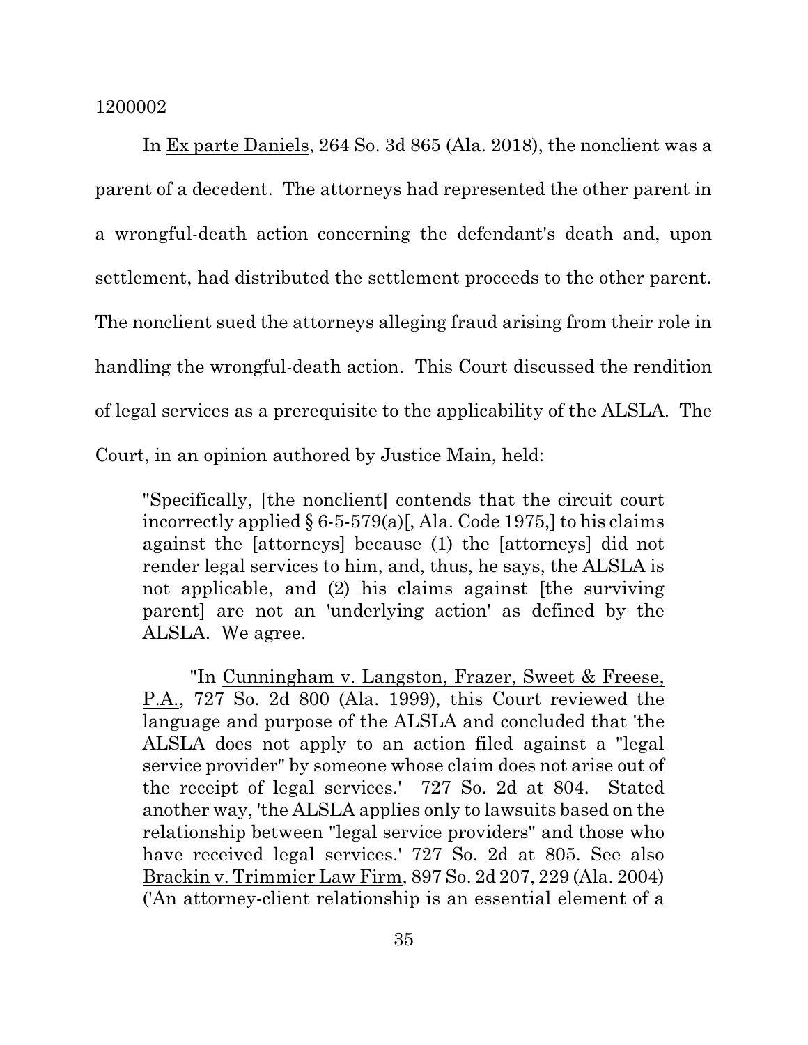In Ex parte Daniels, 264 So. 3d 865 (Ala. 2018), the nonclient was a parent of a decedent. The attorneys had represented the other parent in a wrongful-death action concerning the defendant's death and, upon settlement, had distributed the settlement proceeds to the other parent. The nonclient sued the attorneys alleging fraud arising from their role in handling the wrongful-death action. This Court discussed the rendition of legal services as a prerequisite to the applicability of the ALSLA. The Court, in an opinion authored by Justice Main, held:

> "Specifically, [the nonclient] contends that the circuit court incorrectly applied § 6-5-579(a)[, Ala. Code 1975,] to his claims against the [attorneys] because (1) the [attorneys] did not render legal services to him, and, thus, he says, the ALSLA is not applicable, and (2) his claims against [the surviving parent] are not an 'underlying action' as defined by the ALSLA. We agree.
>
> "In Cunningham v. Langston, Frazer, Sweet & Freese, P.A., 727 So. 2d 800 (Ala. 1999), this Court reviewed the language and purpose of the ALSLA and concluded that 'the ALSLA does not apply to an action filed against a "legal service provider" by someone whose claim does not arise out of the receipt of legal services.' 727 So. 2d at 804. Stated another way, 'the ALSLA applies only to lawsuits based on the relationship between "legal service providers" and those who have received legal services.' 727 So. 2d at 805. See also Brackin v. Trimmier Law Firm, 897 So. 2d 207, 229 (Ala. 2004) ('An attorney-client relationship is an essential element of a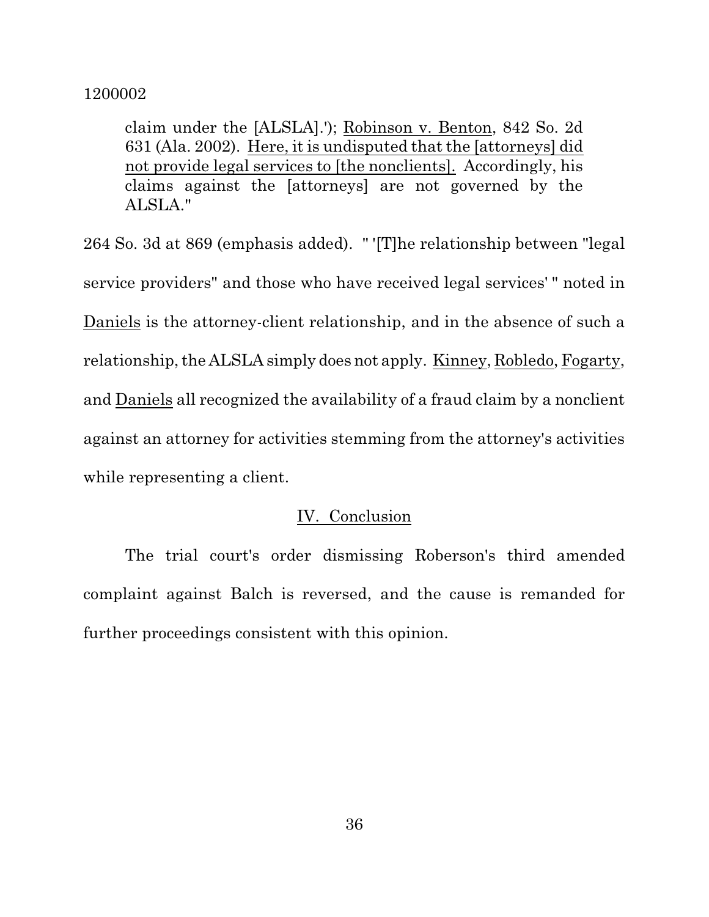claim under the [ALSLA].'); Robinson v. Benton, 842 So. 2d 631 (Ala. 2002). Here, it is undisputed that the [attorneys] did not provide legal services to [the nonclients]. Accordingly, his claims against the [attorneys] are not governed by the ALSLA."

264 So. 3d at 869 (emphasis added). " '[T]he relationship between "legal service providers" and those who have received legal services' " noted in Daniels is the attorney-client relationship, and in the absence of such a relationship, the ALSLA simply does not apply. Kinney, Robledo, Fogarty, and Daniels all recognized the availability of a fraud claim by a nonclient against an attorney for activities stemming from the attorney's activities while representing a client.

## IV. Conclusion

The trial court's order dismissing Roberson's third amended complaint against Balch is reversed, and the cause is remanded for further proceedings consistent with this opinion.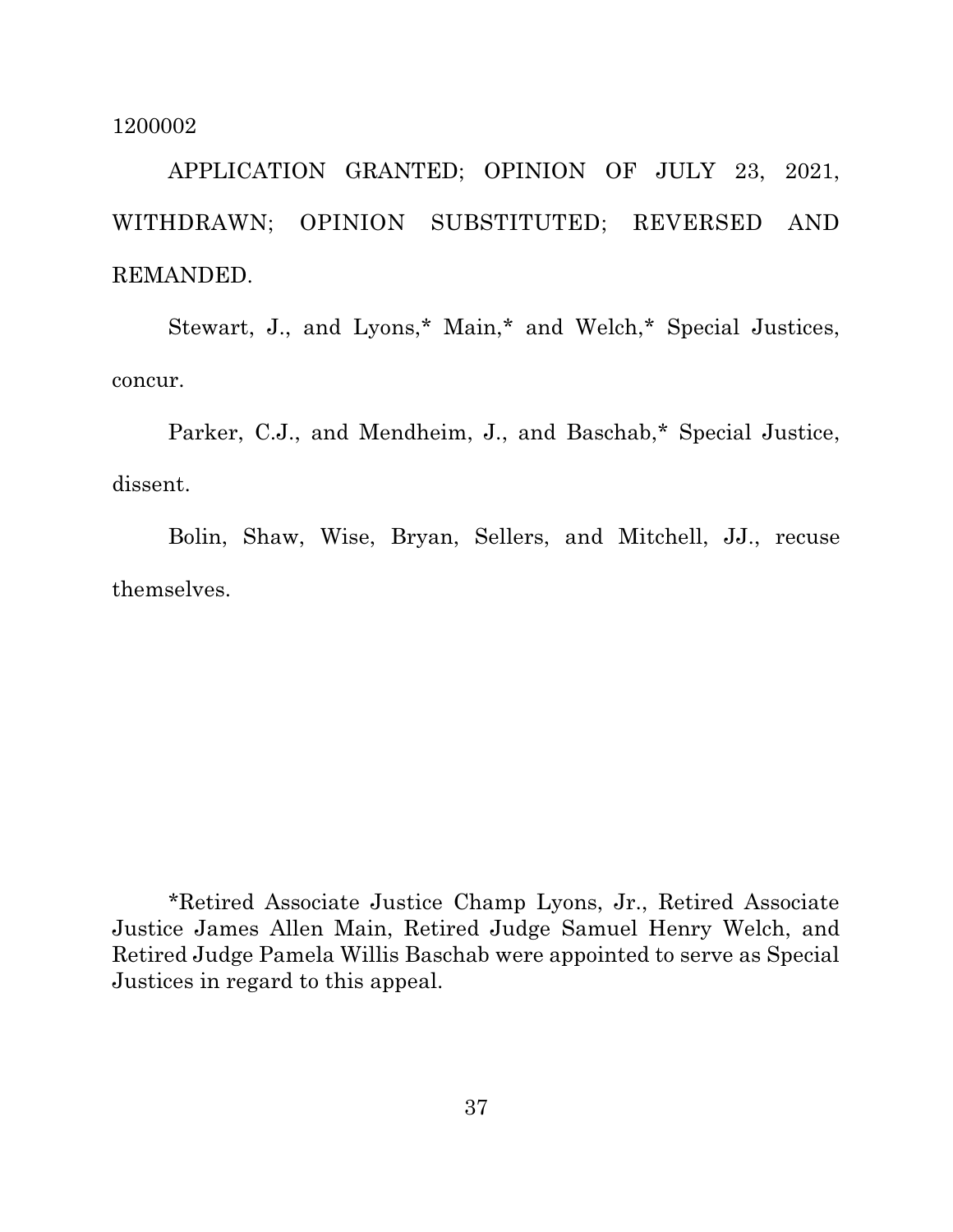1200002

APPLICATION GRANTED; OPINION OF JULY 23, 2021, WITHDRAWN; OPINION SUBSTITUTED; REVERSED AND REMANDED.

Stewart, J., and Lyons,* Main,* and Welch,* Special Justices, concur.

Parker, C.J., and Mendheim, J., and Baschab,* Special Justice, dissent.

Bolin, Shaw, Wise, Bryan, Sellers, and Mitchell, JJ., recuse themselves.

*Retired Associate Justice Champ Lyons, Jr., Retired Associate Justice James Allen Main, Retired Judge Samuel Henry Welch, and Retired Judge Pamela Willis Baschab were appointed to serve as Special Justices in regard to this appeal.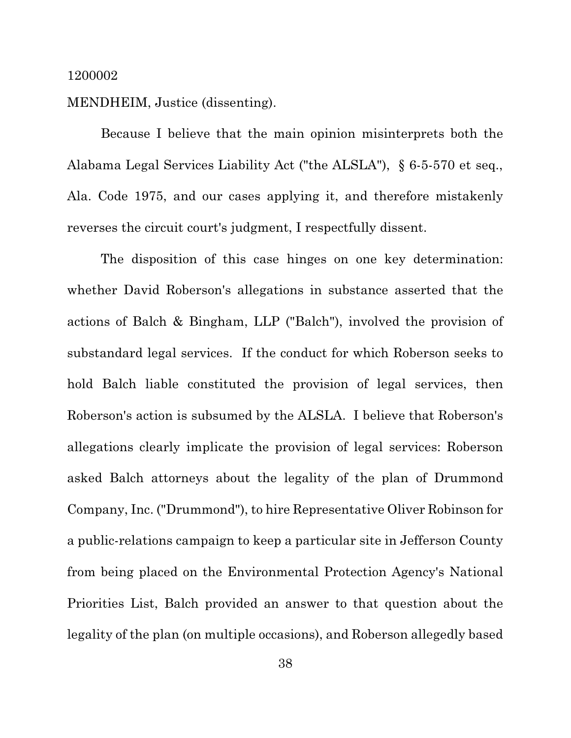1200002

MENDHEIM, Justice (dissenting).

Because I believe that the main opinion misinterprets both the Alabama Legal Services Liability Act ("the ALSLA"), § 6-5-570 et seq., Ala. Code 1975, and our cases applying it, and therefore mistakenly reverses the circuit court's judgment, I respectfully dissent.

The disposition of this case hinges on one key determination: whether David Roberson's allegations in substance asserted that the actions of Balch & Bingham, LLP ("Balch"), involved the provision of substandard legal services. If the conduct for which Roberson seeks to hold Balch liable constituted the provision of legal services, then Roberson's action is subsumed by the ALSLA. I believe that Roberson's allegations clearly implicate the provision of legal services: Roberson asked Balch attorneys about the legality of the plan of Drummond Company, Inc. ("Drummond"), to hire Representative Oliver Robinson for a public-relations campaign to keep a particular site in Jefferson County from being placed on the Environmental Protection Agency's National Priorities List, Balch provided an answer to that question about the legality of the plan (on multiple occasions), and Roberson allegedly based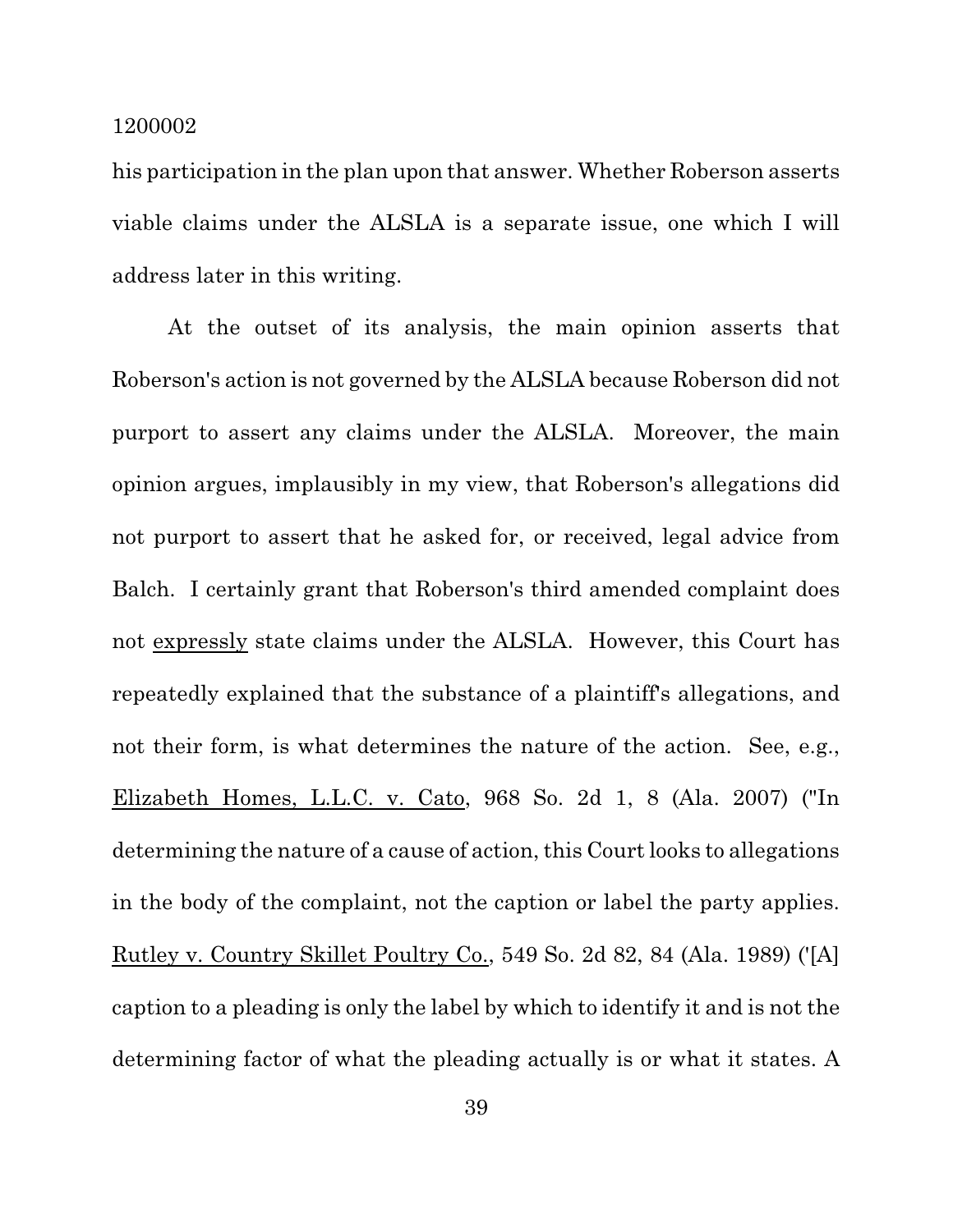his participation in the plan upon that answer. Whether Roberson asserts viable claims under the ALSLA is a separate issue, one which I will address later in this writing.

At the outset of its analysis, the main opinion asserts that Roberson's action is not governed by the ALSLA because Roberson did not purport to assert any claims under the ALSLA. Moreover, the main opinion argues, implausibly in my view, that Roberson's allegations did not purport to assert that he asked for, or received, legal advice from Balch. I certainly grant that Roberson's third amended complaint does not <u>expressly</u> state claims under the ALSLA. However, this Court has repeatedly explained that the substance of a plaintiff's allegations, and not their form, is what determines the nature of the action. See, e.g., <u>Elizabeth Homes, L.L.C. v. Cato</u>, 968 So. 2d 1, 8 (Ala. 2007) ("In determining the nature of a cause of action, this Court looks to allegations in the body of the complaint, not the caption or label the party applies. <u>Rutley v. Country Skillet Poultry Co.</u>, 549 So. 2d 82, 84 (Ala. 1989) ('[A] caption to a pleading is only the label by which to identify it and is not the determining factor of what the pleading actually is or what it states. A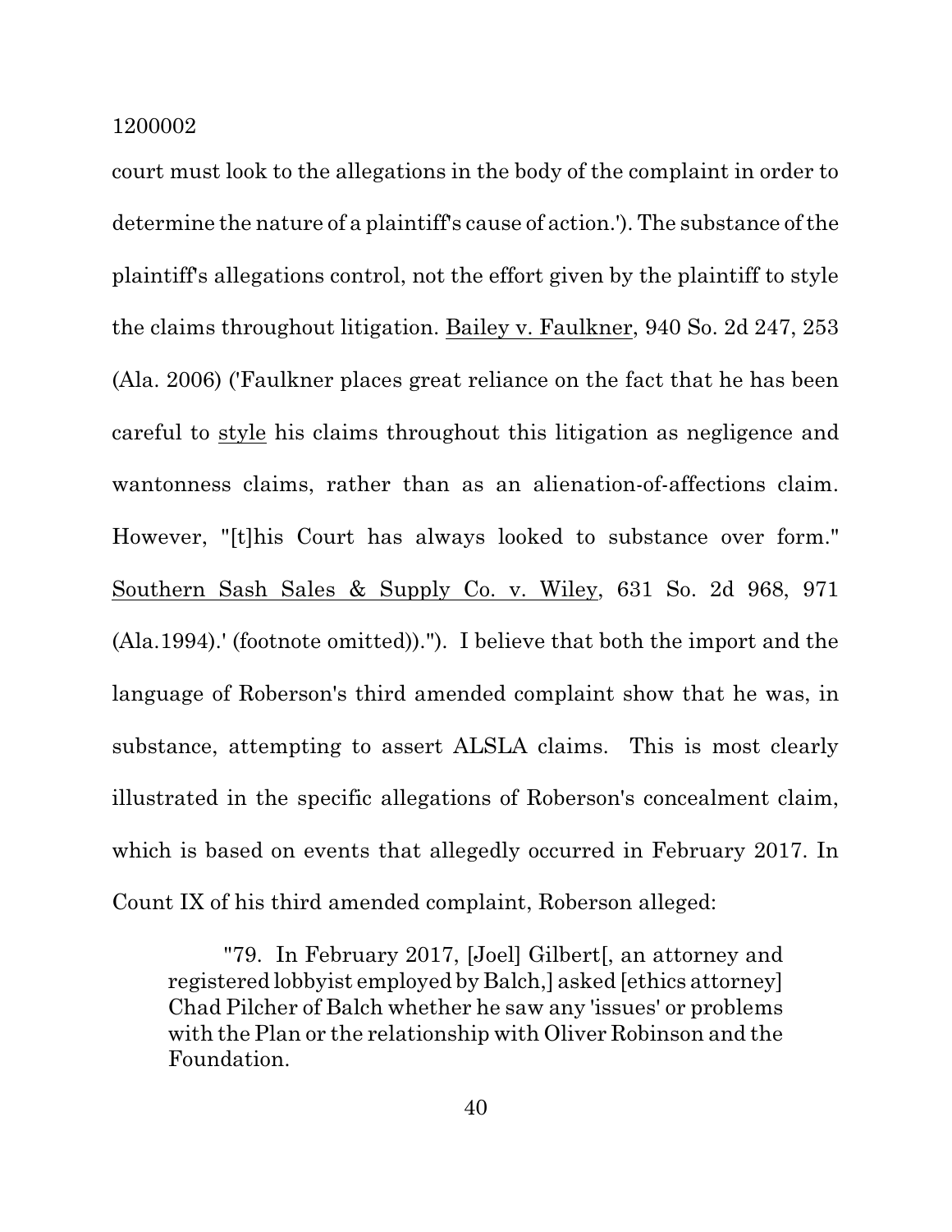court must look to the allegations in the body of the complaint in order to determine the nature of a plaintiff's cause of action.'). The substance of the plaintiff's allegations control, not the effort given by the plaintiff to style the claims throughout litigation. Bailey v. Faulkner, 940 So. 2d 247, 253 (Ala. 2006) ('Faulkner places great reliance on the fact that he has been careful to style his claims throughout this litigation as negligence and wantonness claims, rather than as an alienation-of-affections claim. However, "[t]his Court has always looked to substance over form." Southern Sash Sales & Supply Co. v. Wiley, 631 So. 2d 968, 971 (Ala.1994).' (footnote omitted))."). I believe that both the import and the language of Roberson's third amended complaint show that he was, in substance, attempting to assert ALSLA claims. This is most clearly illustrated in the specific allegations of Roberson's concealment claim, which is based on events that allegedly occurred in February 2017. In Count IX of his third amended complaint, Roberson alleged:

> "79. In February 2017, [Joel] Gilbert[, an attorney and registered lobbyist employed by Balch,] asked [ethics attorney] Chad Pilcher of Balch whether he saw any 'issues' or problems with the Plan or the relationship with Oliver Robinson and the Foundation.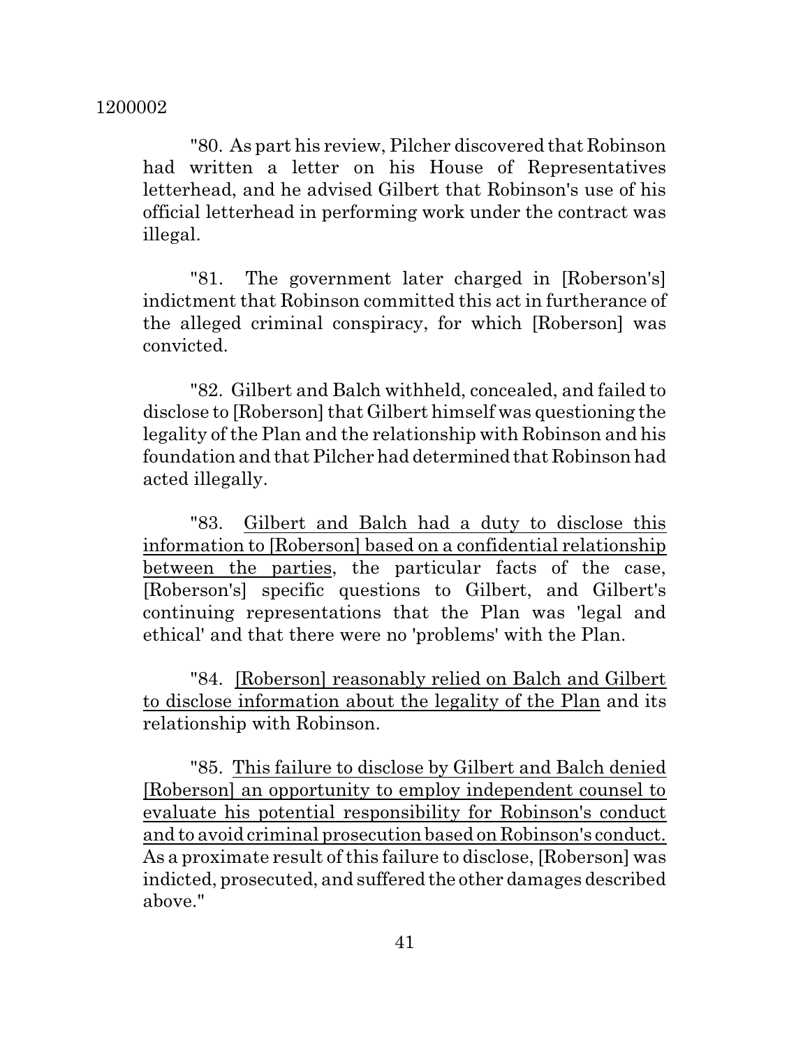"80. As part his review, Pilcher discovered that Robinson had written a letter on his House of Representatives letterhead, and he advised Gilbert that Robinson's use of his official letterhead in performing work under the contract was illegal.

"81. The government later charged in [Roberson's] indictment that Robinson committed this act in furtherance of the alleged criminal conspiracy, for which [Roberson] was convicted.

"82. Gilbert and Balch withheld, concealed, and failed to disclose to [Roberson] that Gilbert himself was questioning the legality of the Plan and the relationship with Robinson and his foundation and that Pilcher had determined that Robinson had acted illegally.

"83. <u>Gilbert and Balch had a duty to disclose this information to [Roberson] based on a confidential relationship between the parties</u>, the particular facts of the case, [Roberson's] specific questions to Gilbert, and Gilbert's continuing representations that the Plan was 'legal and ethical' and that there were no 'problems' with the Plan.

"84. <u>[Roberson] reasonably relied on Balch and Gilbert to disclose information about the legality of the Plan</u> and its relationship with Robinson.

"85. <u>This failure to disclose by Gilbert and Balch denied [Roberson] an opportunity to employ independent counsel to evaluate his potential responsibility for Robinson's conduct and to avoid criminal prosecution based on Robinson's conduct.</u> As a proximate result of this failure to disclose, [Roberson] was indicted, prosecuted, and suffered the other damages described above."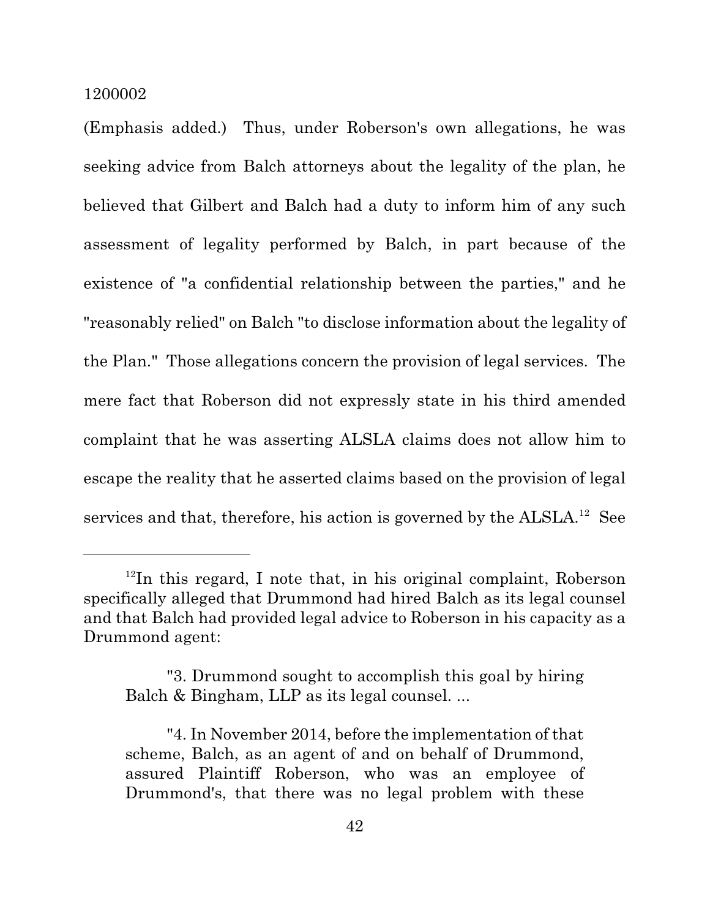(Emphasis added.) Thus, under Roberson's own allegations, he was seeking advice from Balch attorneys about the legality of the plan, he believed that Gilbert and Balch had a duty to inform him of any such assessment of legality performed by Balch, in part because of the existence of "a confidential relationship between the parties," and he "reasonably relied" on Balch "to disclose information about the legality of the Plan." Those allegations concern the provision of legal services. The mere fact that Roberson did not expressly state in his third amended complaint that he was asserting ALSLA claims does not allow him to escape the reality that he asserted claims based on the provision of legal services and that, therefore, his action is governed by the ALSLA.[12] See

---

[12]In this regard, I note that, in his original complaint, Roberson specifically alleged that Drummond had hired Balch as its legal counsel and that Balch had provided legal advice to Roberson in his capacity as a Drummond agent:

> "3. Drummond sought to accomplish this goal by hiring Balch & Bingham, LLP as its legal counsel. ...
>
> "4. In November 2014, before the implementation of that scheme, Balch, as an agent of and on behalf of Drummond, assured Plaintiff Roberson, who was an employee of Drummond's, that there was no legal problem with these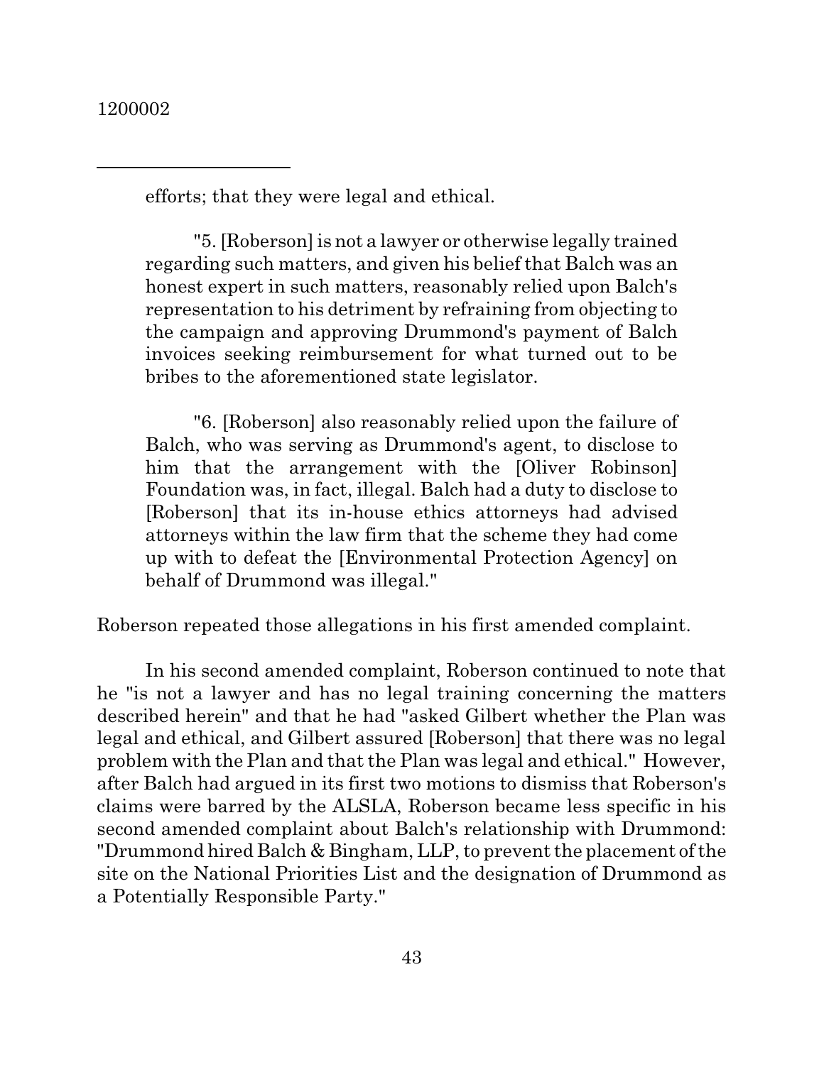efforts; that they were legal and ethical.

> "5. [Roberson] is not a lawyer or otherwise legally trained regarding such matters, and given his belief that Balch was an honest expert in such matters, reasonably relied upon Balch's representation to his detriment by refraining from objecting to the campaign and approving Drummond's payment of Balch invoices seeking reimbursement for what turned out to be bribes to the aforementioned state legislator.
>
> "6. [Roberson] also reasonably relied upon the failure of Balch, who was serving as Drummond's agent, to disclose to him that the arrangement with the [Oliver Robinson] Foundation was, in fact, illegal. Balch had a duty to disclose to [Roberson] that its in-house ethics attorneys had advised attorneys within the law firm that the scheme they had come up with to defeat the [Environmental Protection Agency] on behalf of Drummond was illegal."

Roberson repeated those allegations in his first amended complaint.

In his second amended complaint, Roberson continued to note that he "is not a lawyer and has no legal training concerning the matters described herein" and that he had "asked Gilbert whether the Plan was legal and ethical, and Gilbert assured [Roberson] that there was no legal problem with the Plan and that the Plan was legal and ethical." However, after Balch had argued in its first two motions to dismiss that Roberson's claims were barred by the ALSLA, Roberson became less specific in his second amended complaint about Balch's relationship with Drummond: "Drummond hired Balch & Bingham, LLP, to prevent the placement of the site on the National Priorities List and the designation of Drummond as a Potentially Responsible Party."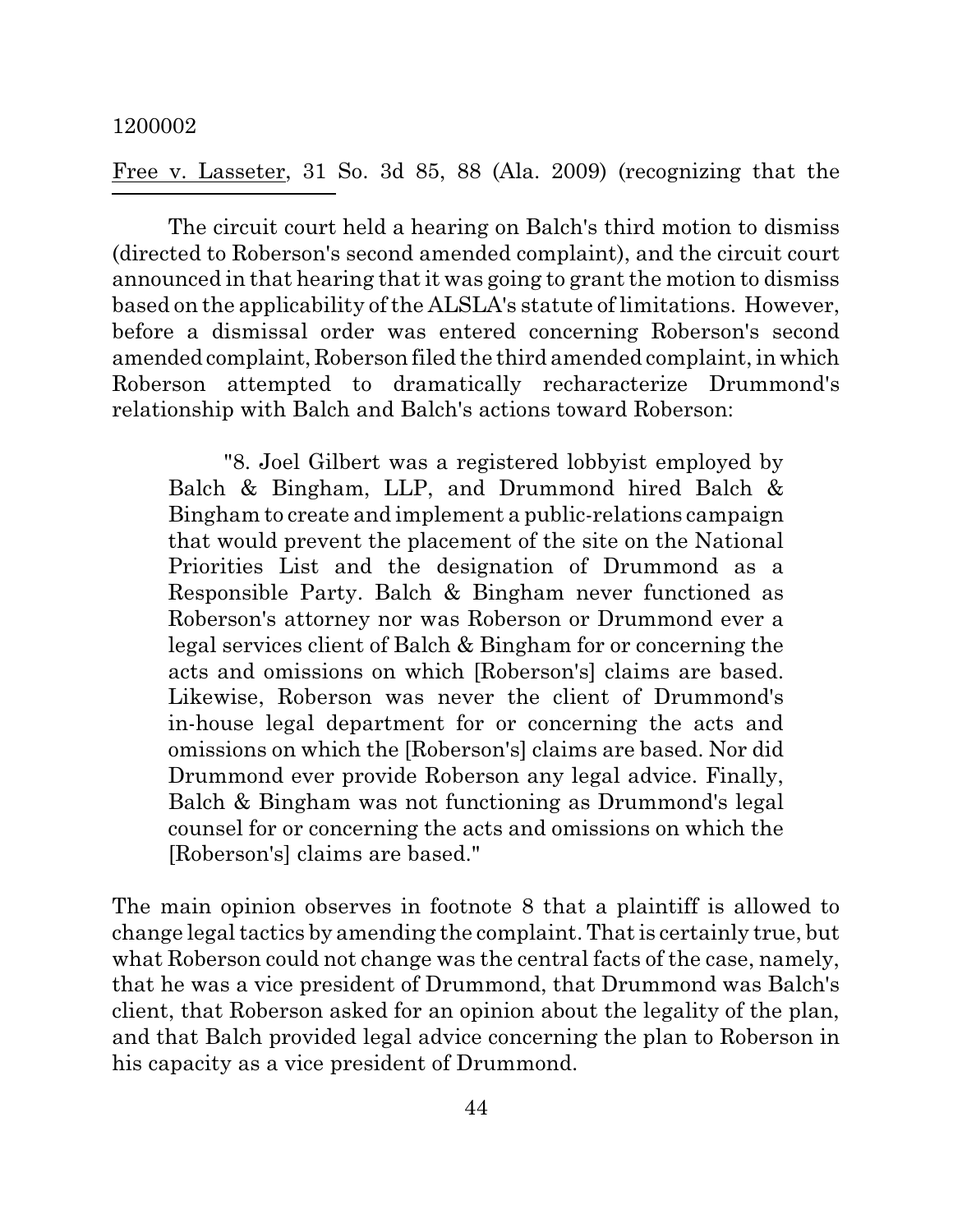Free v. Lasseter, 31 So. 3d 85, 88 (Ala. 2009) (recognizing that the

The circuit court held a hearing on Balch's third motion to dismiss (directed to Roberson's second amended complaint), and the circuit court announced in that hearing that it was going to grant the motion to dismiss based on the applicability of the ALSLA's statute of limitations. However, before a dismissal order was entered concerning Roberson's second amended complaint, Roberson filed the third amended complaint, in which Roberson attempted to dramatically recharacterize Drummond's relationship with Balch and Balch's actions toward Roberson:

> "8. Joel Gilbert was a registered lobbyist employed by Balch & Bingham, LLP, and Drummond hired Balch & Bingham to create and implement a public-relations campaign that would prevent the placement of the site on the National Priorities List and the designation of Drummond as a Responsible Party. Balch & Bingham never functioned as Roberson's attorney nor was Roberson or Drummond ever a legal services client of Balch & Bingham for or concerning the acts and omissions on which [Roberson's] claims are based. Likewise, Roberson was never the client of Drummond's in-house legal department for or concerning the acts and omissions on which the [Roberson's] claims are based. Nor did Drummond ever provide Roberson any legal advice. Finally, Balch & Bingham was not functioning as Drummond's legal counsel for or concerning the acts and omissions on which the [Roberson's] claims are based."

The main opinion observes in footnote 8 that a plaintiff is allowed to change legal tactics by amending the complaint. That is certainly true, but what Roberson could not change was the central facts of the case, namely, that he was a vice president of Drummond, that Drummond was Balch's client, that Roberson asked for an opinion about the legality of the plan, and that Balch provided legal advice concerning the plan to Roberson in his capacity as a vice president of Drummond.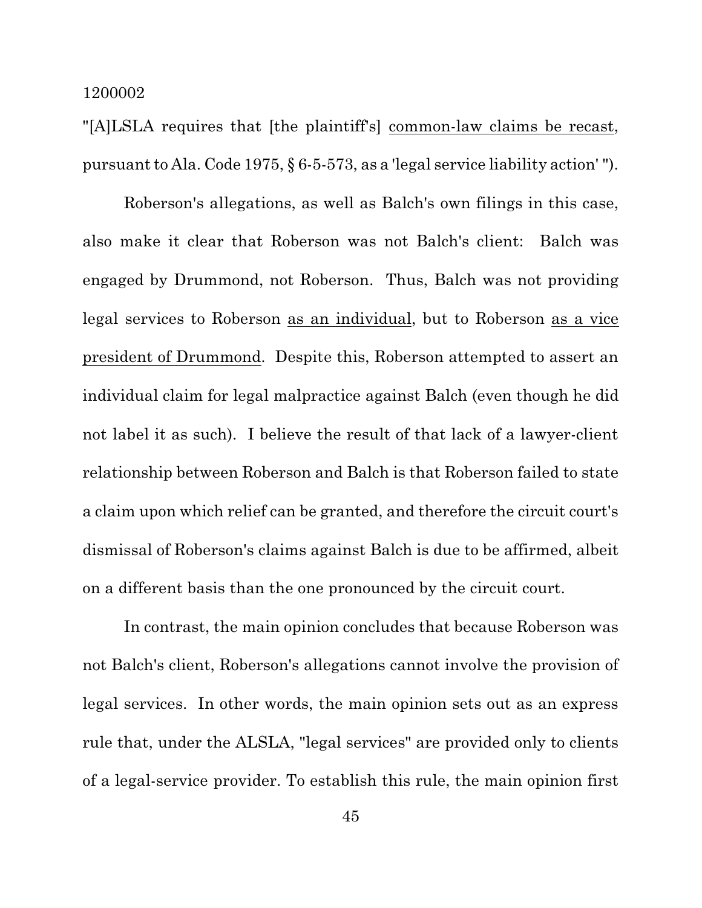"[A]LSLA requires that [the plaintiff's] <u>common-law claims be recast</u>, pursuant to Ala. Code 1975, § 6-5-573, as a 'legal service liability action' ").

Roberson's allegations, as well as Balch's own filings in this case, also make it clear that Roberson was not Balch's client: Balch was engaged by Drummond, not Roberson. Thus, Balch was not providing legal services to Roberson <u>as an individual</u>, but to Roberson <u>as a vice president of Drummond</u>. Despite this, Roberson attempted to assert an individual claim for legal malpractice against Balch (even though he did not label it as such). I believe the result of that lack of a lawyer-client relationship between Roberson and Balch is that Roberson failed to state a claim upon which relief can be granted, and therefore the circuit court's dismissal of Roberson's claims against Balch is due to be affirmed, albeit on a different basis than the one pronounced by the circuit court.

In contrast, the main opinion concludes that because Roberson was not Balch's client, Roberson's allegations cannot involve the provision of legal services. In other words, the main opinion sets out as an express rule that, under the ALSLA, "legal services" are provided only to clients of a legal-service provider. To establish this rule, the main opinion first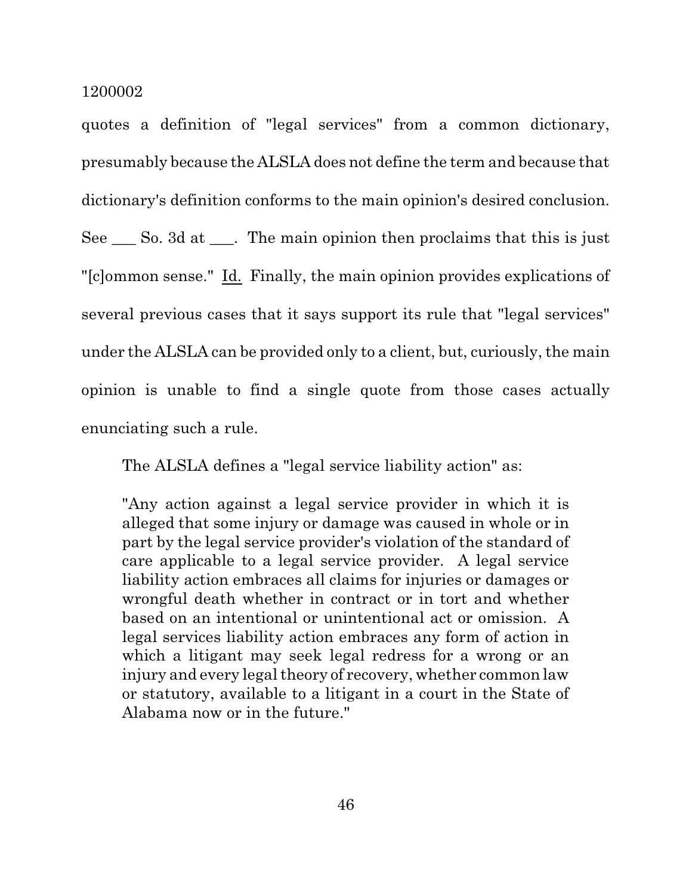quotes a definition of "legal services" from a common dictionary, presumably because the ALSLA does not define the term and because that dictionary's definition conforms to the main opinion's desired conclusion. See ___ So. 3d at ___. The main opinion then proclaims that this is just "[c]ommon sense." Id. Finally, the main opinion provides explications of several previous cases that it says support its rule that "legal services" under the ALSLA can be provided only to a client, but, curiously, the main opinion is unable to find a single quote from those cases actually enunciating such a rule.

The ALSLA defines a "legal service liability action" as:

> "Any action against a legal service provider in which it is alleged that some injury or damage was caused in whole or in part by the legal service provider's violation of the standard of care applicable to a legal service provider. A legal service liability action embraces all claims for injuries or damages or wrongful death whether in contract or in tort and whether based on an intentional or unintentional act or omission. A legal services liability action embraces any form of action in which a litigant may seek legal redress for a wrong or an injury and every legal theory of recovery, whether common law or statutory, available to a litigant in a court in the State of Alabama now or in the future."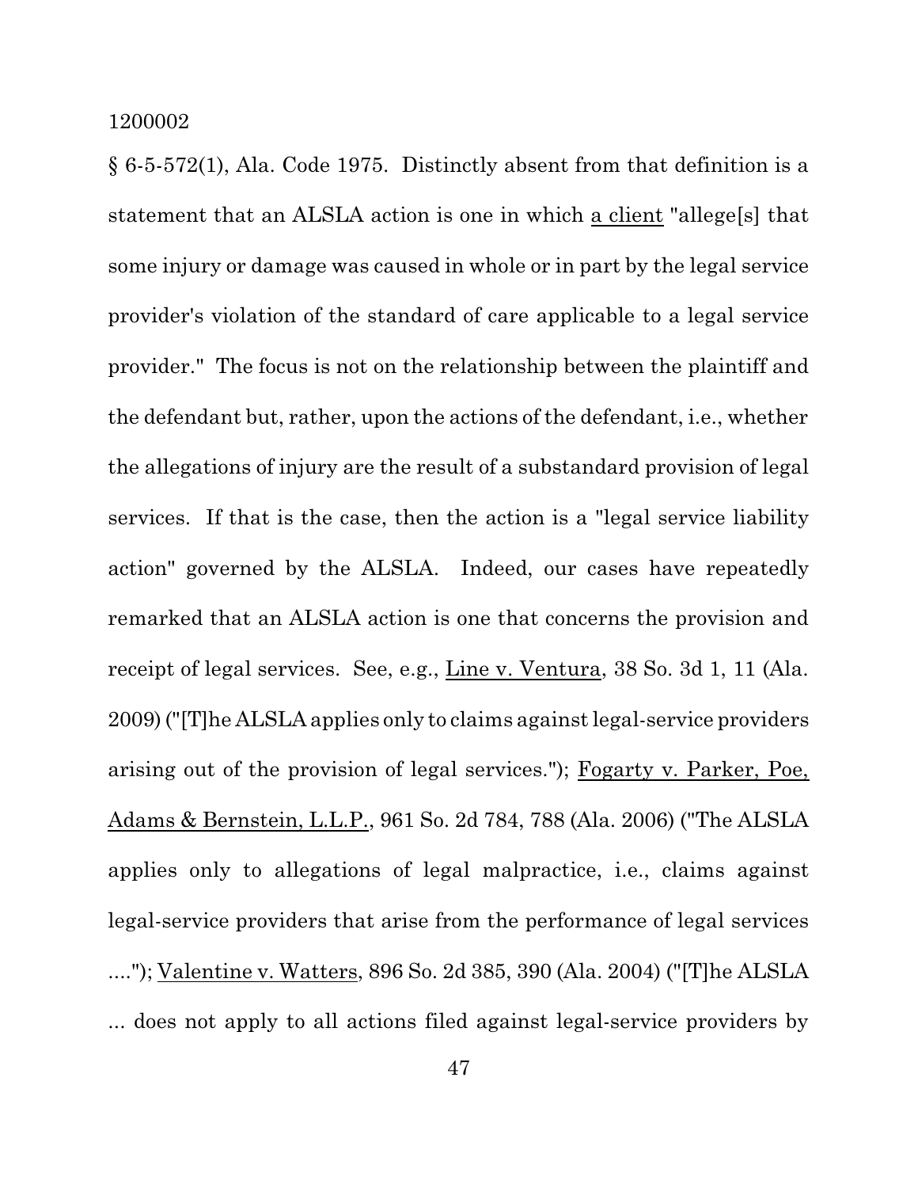§ 6-5-572(1), Ala. Code 1975. Distinctly absent from that definition is a statement that an ALSLA action is one in which a client "allege[s] that some injury or damage was caused in whole or in part by the legal service provider's violation of the standard of care applicable to a legal service provider." The focus is not on the relationship between the plaintiff and the defendant but, rather, upon the actions of the defendant, i.e., whether the allegations of injury are the result of a substandard provision of legal services. If that is the case, then the action is a "legal service liability action" governed by the ALSLA. Indeed, our cases have repeatedly remarked that an ALSLA action is one that concerns the provision and receipt of legal services. See, e.g., Line v. Ventura, 38 So. 3d 1, 11 (Ala. 2009) ("[T]he ALSLA applies only to claims against legal-service providers arising out of the provision of legal services."); Fogarty v. Parker, Poe, Adams & Bernstein, L.L.P., 961 So. 2d 784, 788 (Ala. 2006) ("The ALSLA applies only to allegations of legal malpractice, i.e., claims against legal-service providers that arise from the performance of legal services ...."); Valentine v. Watters, 896 So. 2d 385, 390 (Ala. 2004) ("[T]he ALSLA ... does not apply to all actions filed against legal-service providers by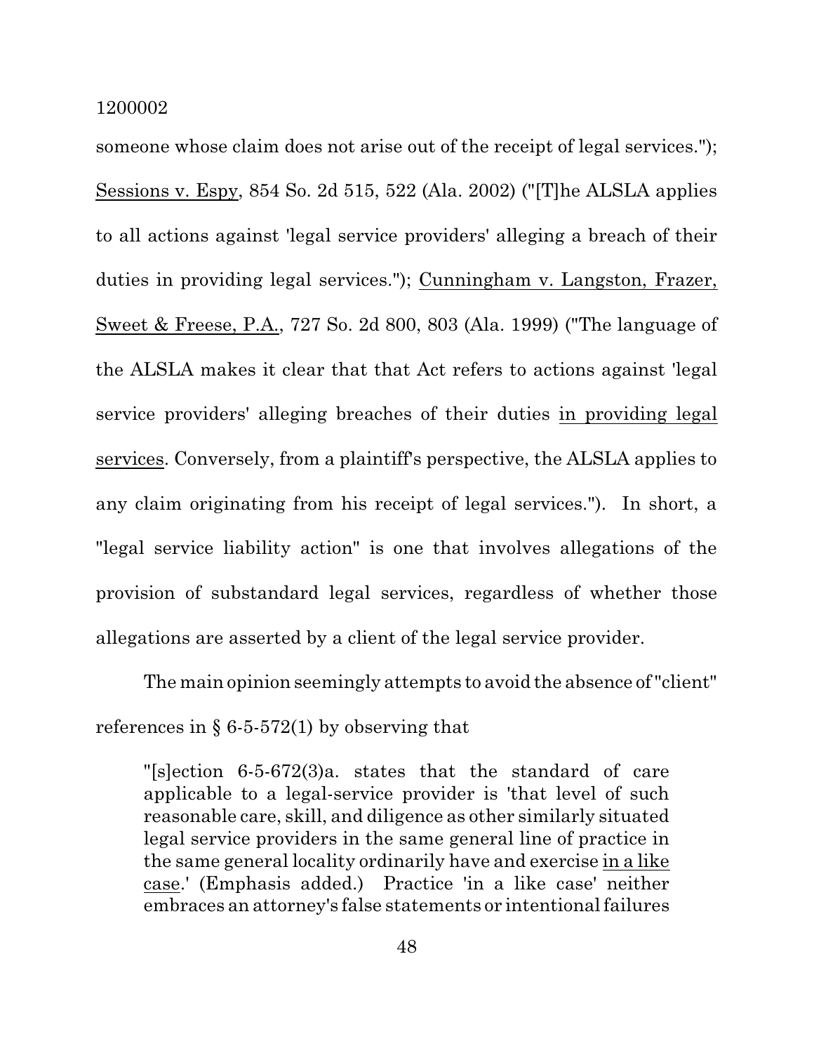someone whose claim does not arise out of the receipt of legal services."); Sessions v. Espy, 854 So. 2d 515, 522 (Ala. 2002) ("[T]he ALSLA applies to all actions against 'legal service providers' alleging a breach of their duties in providing legal services."); Cunningham v. Langston, Frazer, Sweet & Freese, P.A., 727 So. 2d 800, 803 (Ala. 1999) ("The language of the ALSLA makes it clear that that Act refers to actions against 'legal service providers' alleging breaches of their duties in providing legal services. Conversely, from a plaintiff's perspective, the ALSLA applies to any claim originating from his receipt of legal services."). In short, a "legal service liability action" is one that involves allegations of the provision of substandard legal services, regardless of whether those allegations are asserted by a client of the legal service provider.

The main opinion seemingly attempts to avoid the absence of "client" references in § 6-5-572(1) by observing that

> "[s]ection 6-5-672(3)a. states that the standard of care applicable to a legal-service provider is 'that level of such reasonable care, skill, and diligence as other similarly situated legal service providers in the same general line of practice in the same general locality ordinarily have and exercise in a like case.' (Emphasis added.) Practice 'in a like case' neither embraces an attorney's false statements or intentional failures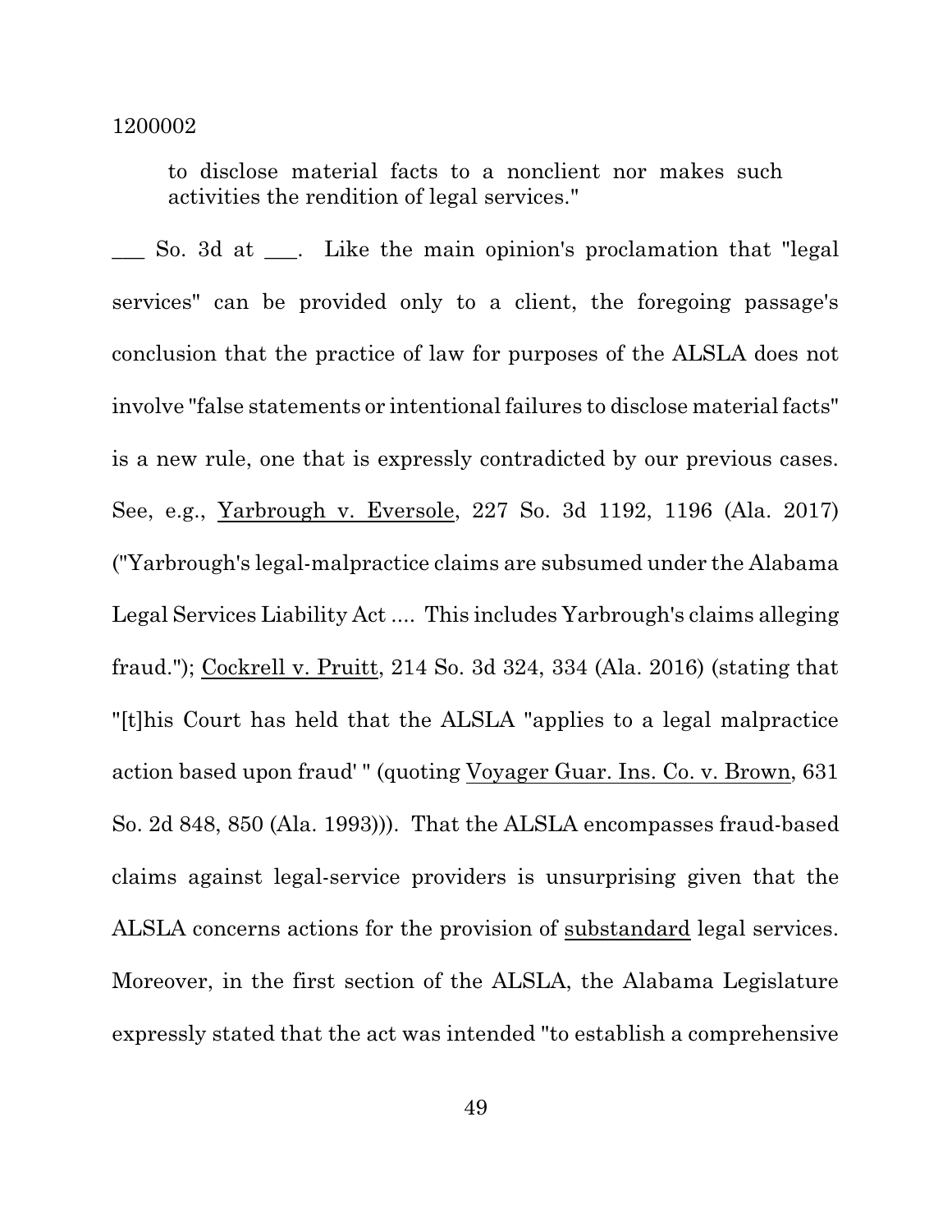to disclose material facts to a nonclient nor makes such activities the rendition of legal services."

___ So. 3d at ___. Like the main opinion's proclamation that "legal services" can be provided only to a client, the foregoing passage's conclusion that the practice of law for purposes of the ALSLA does not involve "false statements or intentional failures to disclose material facts" is a new rule, one that is expressly contradicted by our previous cases. See, e.g., Yarbrough v. Eversole, 227 So. 3d 1192, 1196 (Ala. 2017) ("Yarbrough's legal-malpractice claims are subsumed under the Alabama Legal Services Liability Act .... This includes Yarbrough's claims alleging fraud."); Cockrell v. Pruitt, 214 So. 3d 324, 334 (Ala. 2016) (stating that "[t]his Court has held that the ALSLA "applies to a legal malpractice action based upon fraud' " (quoting Voyager Guar. Ins. Co. v. Brown, 631 So. 2d 848, 850 (Ala. 1993))). That the ALSLA encompasses fraud-based claims against legal-service providers is unsurprising given that the ALSLA concerns actions for the provision of substandard legal services. Moreover, in the first section of the ALSLA, the Alabama Legislature expressly stated that the act was intended "to establish a comprehensive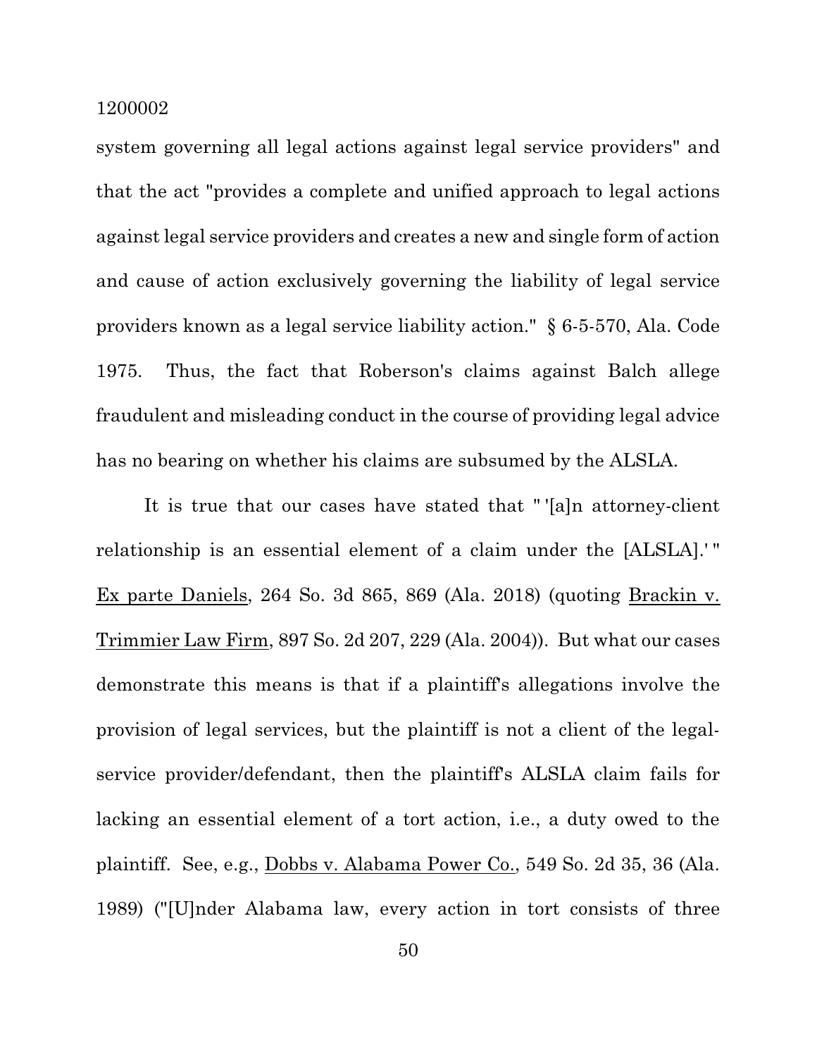system governing all legal actions against legal service providers" and that the act "provides a complete and unified approach to legal actions against legal service providers and creates a new and single form of action and cause of action exclusively governing the liability of legal service providers known as a legal service liability action." § 6-5-570, Ala. Code 1975. Thus, the fact that Roberson's claims against Balch allege fraudulent and misleading conduct in the course of providing legal advice has no bearing on whether his claims are subsumed by the ALSLA.

It is true that our cases have stated that " '[a]n attorney-client relationship is an essential element of a claim under the [ALSLA].' " Ex parte Daniels, 264 So. 3d 865, 869 (Ala. 2018) (quoting Brackin v. Trimmier Law Firm, 897 So. 2d 207, 229 (Ala. 2004)). But what our cases demonstrate this means is that if a plaintiff's allegations involve the provision of legal services, but the plaintiff is not a client of the legal-service provider/defendant, then the plaintiff's ALSLA claim fails for lacking an essential element of a tort action, i.e., a duty owed to the plaintiff. See, e.g., Dobbs v. Alabama Power Co., 549 So. 2d 35, 36 (Ala. 1989) ("[U]nder Alabama law, every action in tort consists of three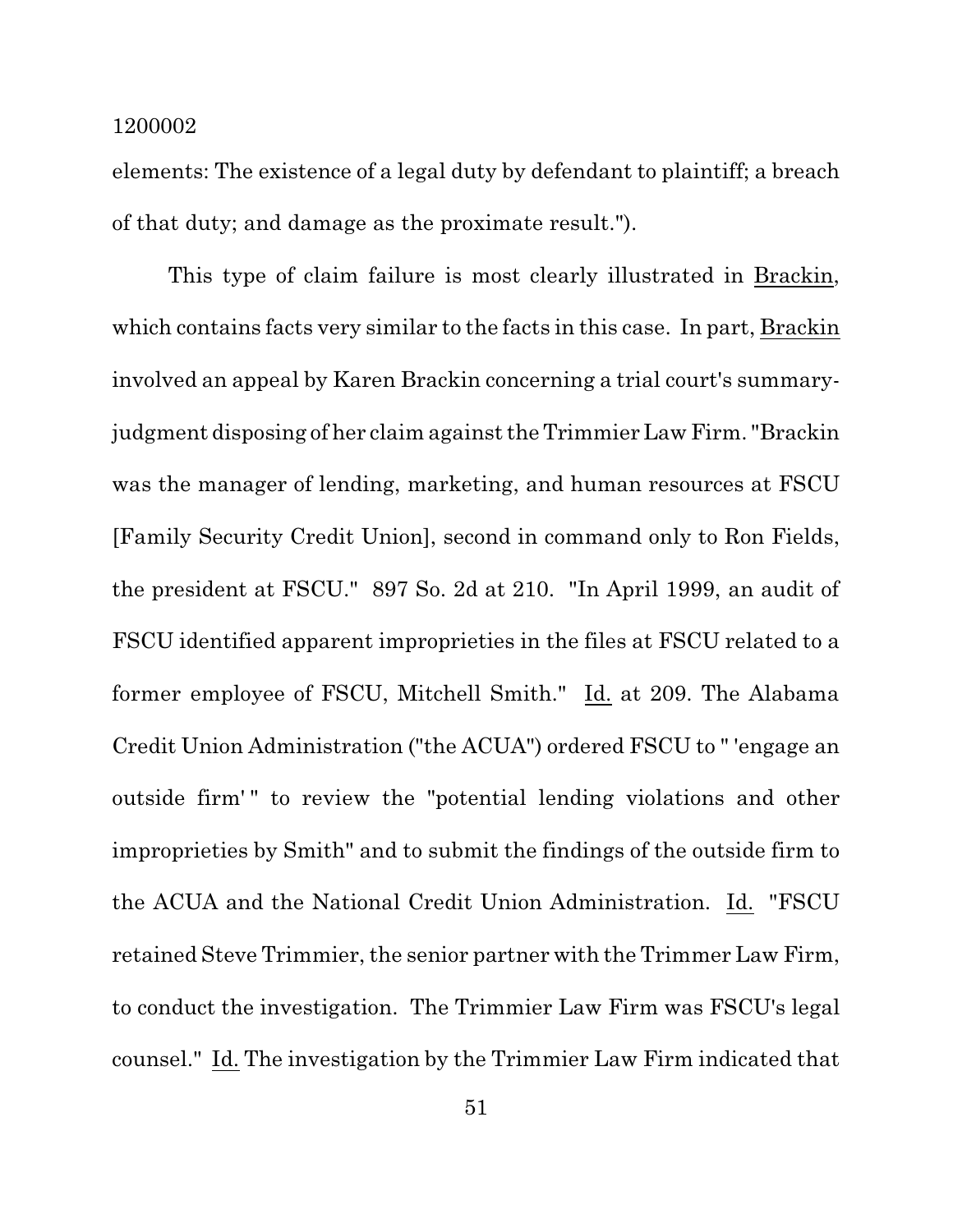elements: The existence of a legal duty by defendant to plaintiff; a breach of that duty; and damage as the proximate result.").

This type of claim failure is most clearly illustrated in Brackin, which contains facts very similar to the facts in this case. In part, Brackin involved an appeal by Karen Brackin concerning a trial court's summary-judgment disposing of her claim against the Trimmier Law Firm. "Brackin was the manager of lending, marketing, and human resources at FSCU [Family Security Credit Union], second in command only to Ron Fields, the president at FSCU." 897 So. 2d at 210. "In April 1999, an audit of FSCU identified apparent improprieties in the files at FSCU related to a former employee of FSCU, Mitchell Smith." Id. at 209. The Alabama Credit Union Administration ("the ACUA") ordered FSCU to " 'engage an outside firm' " to review the "potential lending violations and other improprieties by Smith" and to submit the findings of the outside firm to the ACUA and the National Credit Union Administration. Id. "FSCU retained Steve Trimmier, the senior partner with the Trimmer Law Firm, to conduct the investigation. The Trimmier Law Firm was FSCU's legal counsel." Id. The investigation by the Trimmier Law Firm indicated that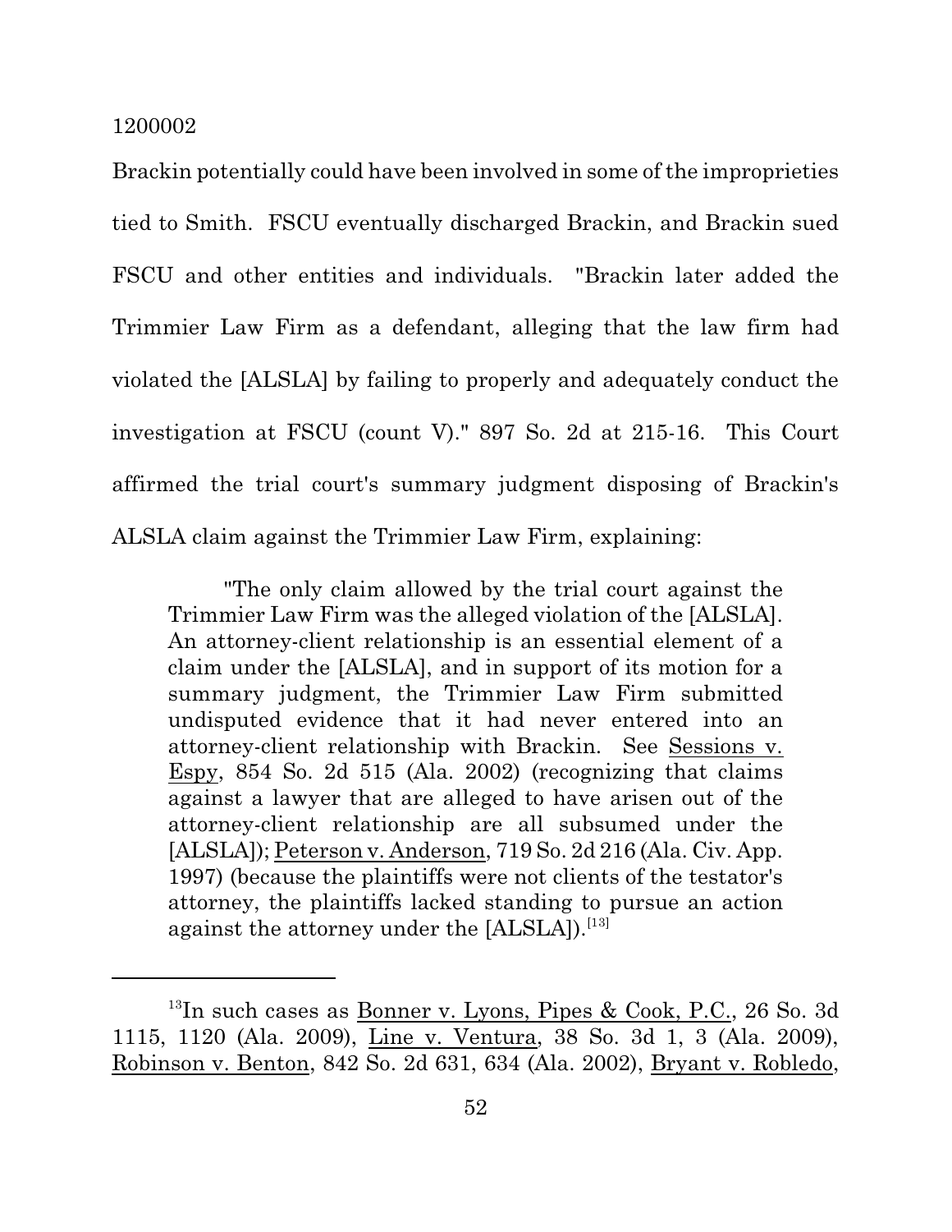Brackin potentially could have been involved in some of the improprieties tied to Smith. FSCU eventually discharged Brackin, and Brackin sued FSCU and other entities and individuals. "Brackin later added the Trimmier Law Firm as a defendant, alleging that the law firm had violated the [ALSLA] by failing to properly and adequately conduct the investigation at FSCU (count V)." 897 So. 2d at 215-16. This Court affirmed the trial court's summary judgment disposing of Brackin's ALSLA claim against the Trimmier Law Firm, explaining:

> "The only claim allowed by the trial court against the Trimmier Law Firm was the alleged violation of the [ALSLA]. An attorney-client relationship is an essential element of a claim under the [ALSLA], and in support of its motion for a summary judgment, the Trimmier Law Firm submitted undisputed evidence that it had never entered into an attorney-client relationship with Brackin. See Sessions v. Espy, 854 So. 2d 515 (Ala. 2002) (recognizing that claims against a lawyer that are alleged to have arisen out of the attorney-client relationship are all subsumed under the [ALSLA]); Peterson v. Anderson, 719 So. 2d 216 (Ala. Civ. App. 1997) (because the plaintiffs were not clients of the testator's attorney, the plaintiffs lacked standing to pursue an action against the attorney under the [ALSLA]).[13]

---

[13]In such cases as Bonner v. Lyons, Pipes & Cook, P.C., 26 So. 3d 1115, 1120 (Ala. 2009), Line v. Ventura, 38 So. 3d 1, 3 (Ala. 2009), Robinson v. Benton, 842 So. 2d 631, 634 (Ala. 2002), Bryant v. Robledo,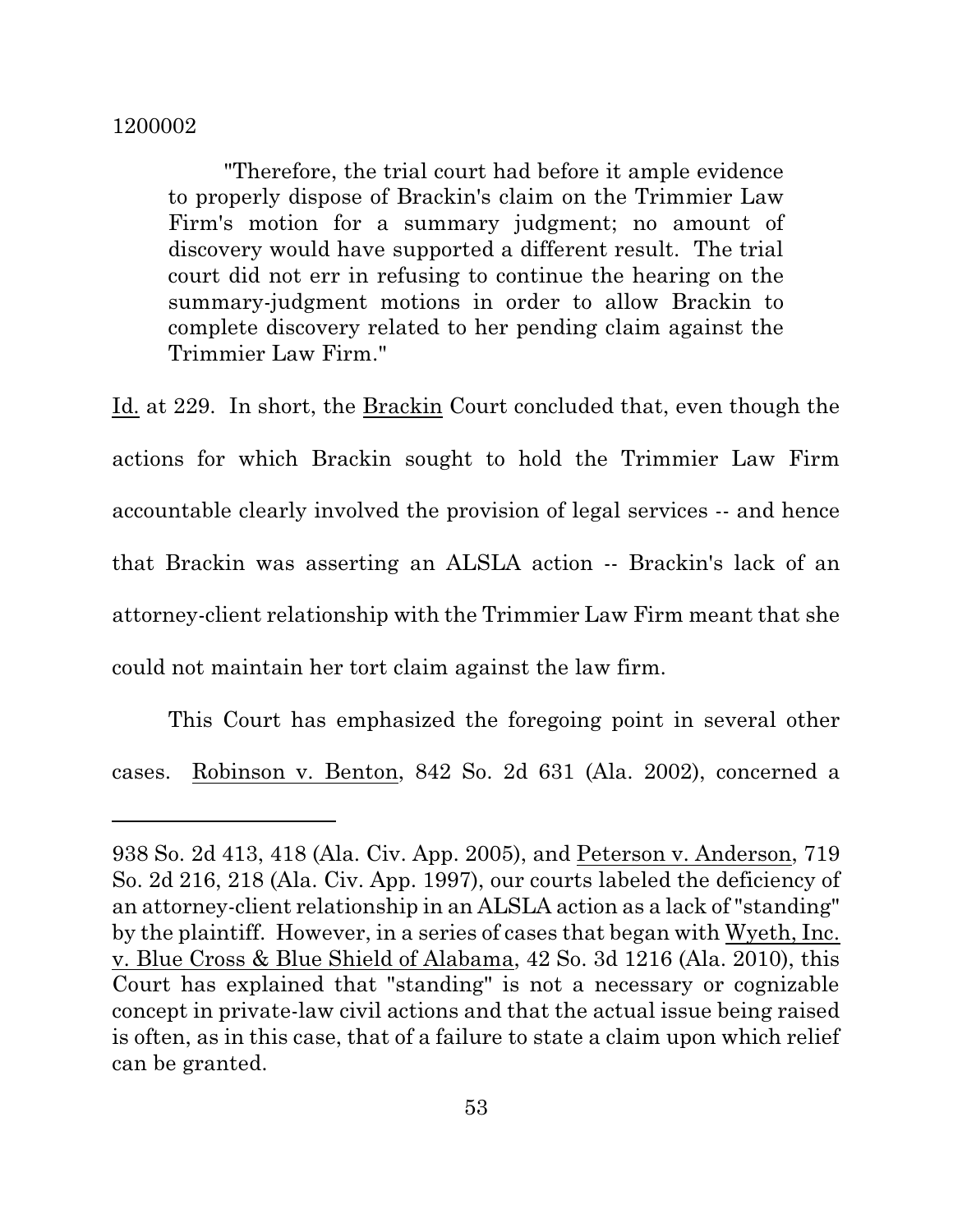"Therefore, the trial court had before it ample evidence to properly dispose of Brackin's claim on the Trimmier Law Firm's motion for a summary judgment; no amount of discovery would have supported a different result. The trial court did not err in refusing to continue the hearing on the summary-judgment motions in order to allow Brackin to complete discovery related to her pending claim against the Trimmier Law Firm."

Id. at 229. In short, the Brackin Court concluded that, even though the actions for which Brackin sought to hold the Trimmier Law Firm accountable clearly involved the provision of legal services -- and hence that Brackin was asserting an ALSLA action -- Brackin's lack of an attorney-client relationship with the Trimmier Law Firm meant that she could not maintain her tort claim against the law firm.

This Court has emphasized the foregoing point in several other cases. Robinson v. Benton, 842 So. 2d 631 (Ala. 2002), concerned a

---

938 So. 2d 413, 418 (Ala. Civ. App. 2005), and Peterson v. Anderson, 719 So. 2d 216, 218 (Ala. Civ. App. 1997), our courts labeled the deficiency of an attorney-client relationship in an ALSLA action as a lack of "standing" by the plaintiff. However, in a series of cases that began with Wyeth, Inc. v. Blue Cross & Blue Shield of Alabama, 42 So. 3d 1216 (Ala. 2010), this Court has explained that "standing" is not a necessary or cognizable concept in private-law civil actions and that the actual issue being raised is often, as in this case, that of a failure to state a claim upon which relief can be granted.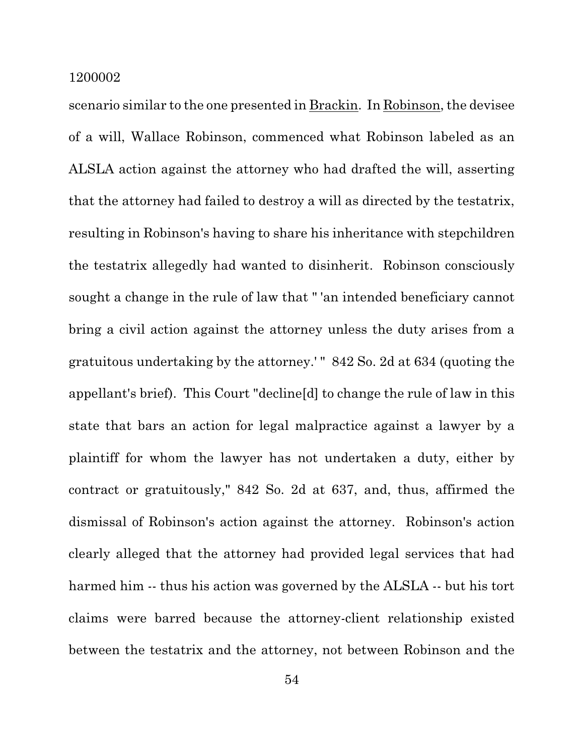scenario similar to the one presented in Brackin. In Robinson, the devisee of a will, Wallace Robinson, commenced what Robinson labeled as an ALSLA action against the attorney who had drafted the will, asserting that the attorney had failed to destroy a will as directed by the testatrix, resulting in Robinson's having to share his inheritance with stepchildren the testatrix allegedly had wanted to disinherit. Robinson consciously sought a change in the rule of law that " 'an intended beneficiary cannot bring a civil action against the attorney unless the duty arises from a gratuitous undertaking by the attorney.' " 842 So. 2d at 634 (quoting the appellant's brief). This Court "decline[d] to change the rule of law in this state that bars an action for legal malpractice against a lawyer by a plaintiff for whom the lawyer has not undertaken a duty, either by contract or gratuitously," 842 So. 2d at 637, and, thus, affirmed the dismissal of Robinson's action against the attorney. Robinson's action clearly alleged that the attorney had provided legal services that had harmed him -- thus his action was governed by the ALSLA -- but his tort claims were barred because the attorney-client relationship existed between the testatrix and the attorney, not between Robinson and the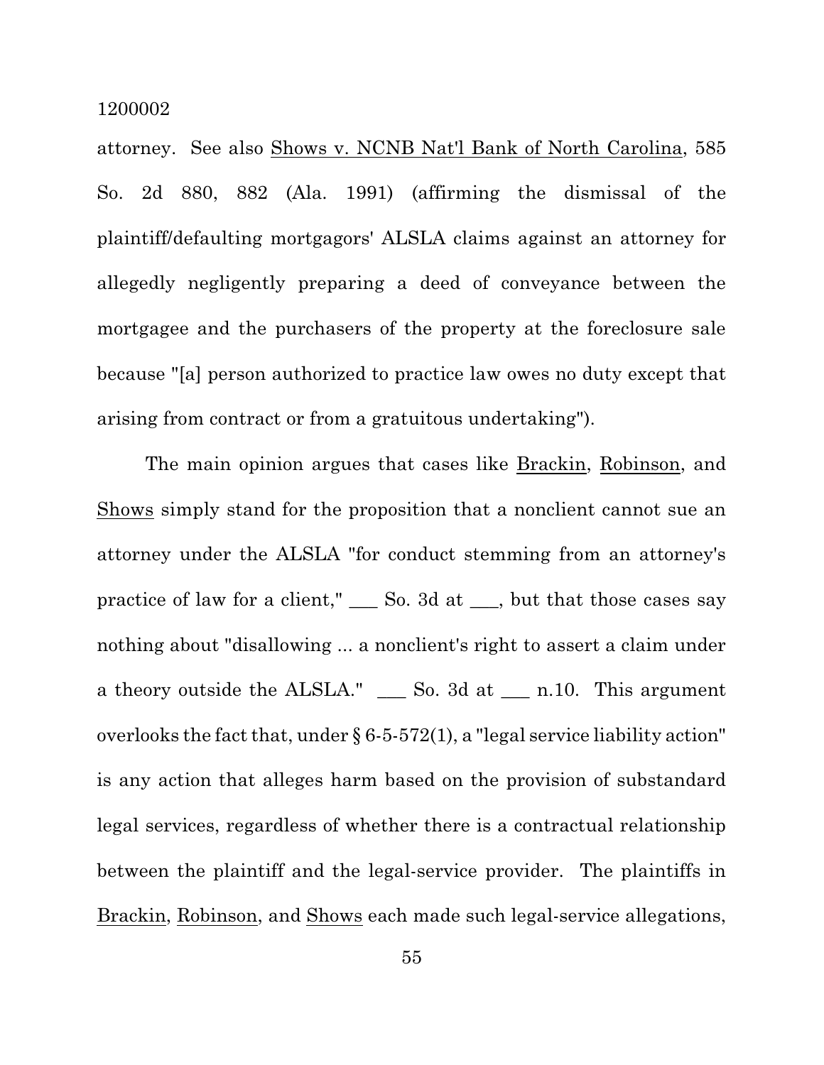attorney. See also Shows v. NCNB Nat'l Bank of North Carolina, 585 So. 2d 880, 882 (Ala. 1991) (affirming the dismissal of the plaintiff/defaulting mortgagors' ALSLA claims against an attorney for allegedly negligently preparing a deed of conveyance between the mortgagee and the purchasers of the property at the foreclosure sale because "[a] person authorized to practice law owes no duty except that arising from contract or from a gratuitous undertaking").

The main opinion argues that cases like Brackin, Robinson, and Shows simply stand for the proposition that a nonclient cannot sue an attorney under the ALSLA "for conduct stemming from an attorney's practice of law for a client," ___ So. 3d at ___, but that those cases say nothing about "disallowing ... a nonclient's right to assert a claim under a theory outside the ALSLA." ___ So. 3d at ___ n.10. This argument overlooks the fact that, under § 6-5-572(1), a "legal service liability action" is any action that alleges harm based on the provision of substandard legal services, regardless of whether there is a contractual relationship between the plaintiff and the legal-service provider. The plaintiffs in Brackin, Robinson, and Shows each made such legal-service allegations,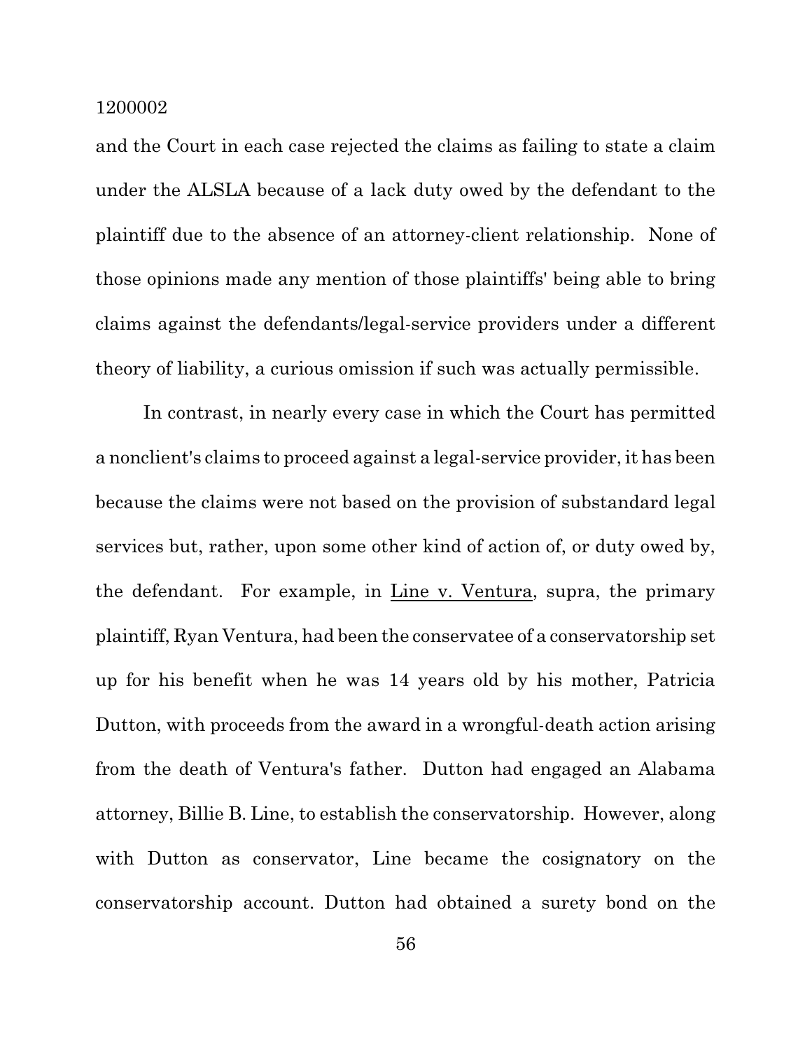and the Court in each case rejected the claims as failing to state a claim under the ALSLA because of a lack duty owed by the defendant to the plaintiff due to the absence of an attorney-client relationship. None of those opinions made any mention of those plaintiffs' being able to bring claims against the defendants/legal-service providers under a different theory of liability, a curious omission if such was actually permissible.

In contrast, in nearly every case in which the Court has permitted a nonclient's claims to proceed against a legal-service provider, it has been because the claims were not based on the provision of substandard legal services but, rather, upon some other kind of action of, or duty owed by, the defendant. For example, in Line v. Ventura, supra, the primary plaintiff, Ryan Ventura, had been the conservatee of a conservatorship set up for his benefit when he was 14 years old by his mother, Patricia Dutton, with proceeds from the award in a wrongful-death action arising from the death of Ventura's father. Dutton had engaged an Alabama attorney, Billie B. Line, to establish the conservatorship. However, along with Dutton as conservator, Line became the cosignatory on the conservatorship account. Dutton had obtained a surety bond on the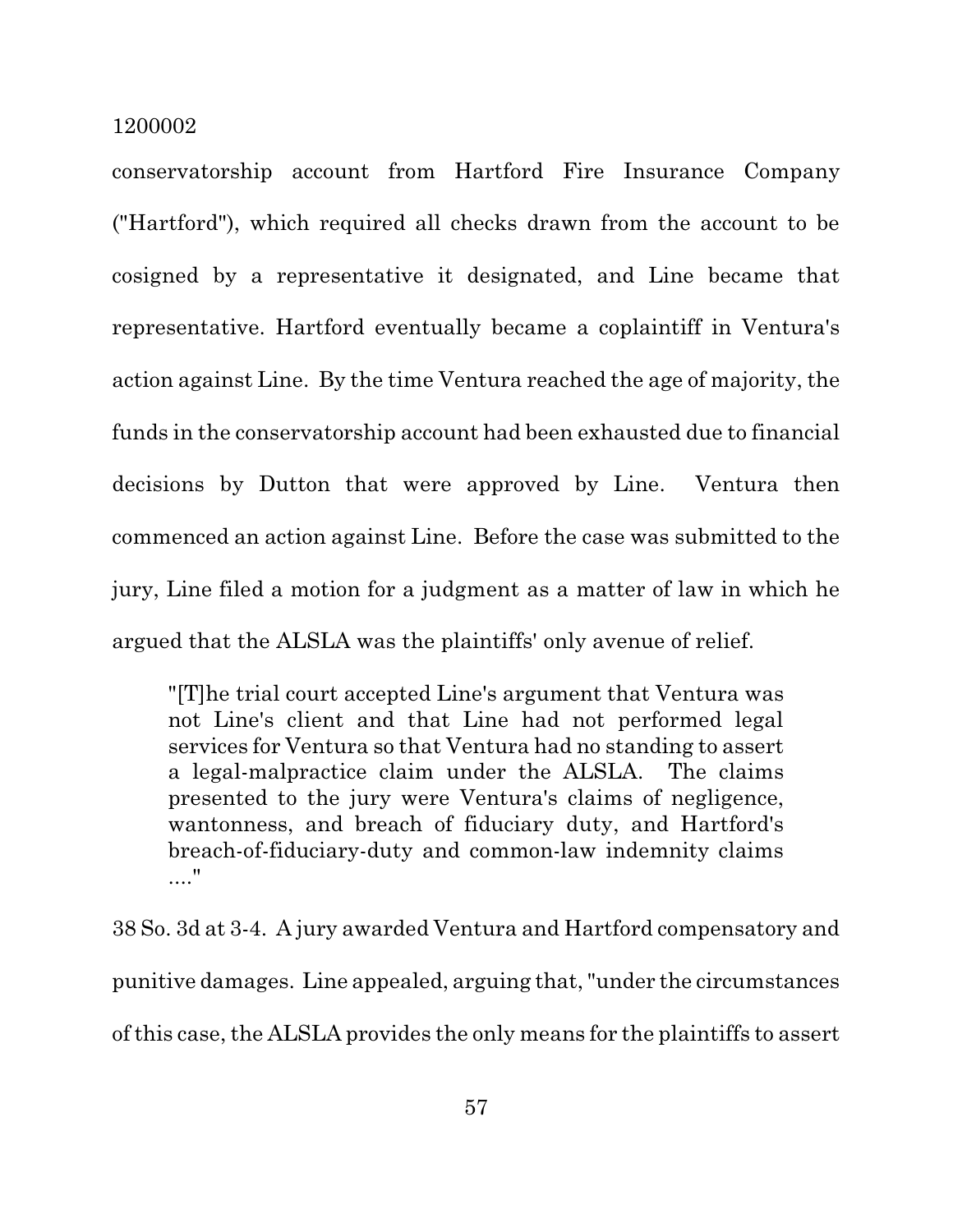conservatorship account from Hartford Fire Insurance Company ("Hartford"), which required all checks drawn from the account to be cosigned by a representative it designated, and Line became that representative. Hartford eventually became a coplaintiff in Ventura's action against Line. By the time Ventura reached the age of majority, the funds in the conservatorship account had been exhausted due to financial decisions by Dutton that were approved by Line. Ventura then commenced an action against Line. Before the case was submitted to the jury, Line filed a motion for a judgment as a matter of law in which he argued that the ALSLA was the plaintiffs' only avenue of relief.

> "[T]he trial court accepted Line's argument that Ventura was not Line's client and that Line had not performed legal services for Ventura so that Ventura had no standing to assert a legal-malpractice claim under the ALSLA. The claims presented to the jury were Ventura's claims of negligence, wantonness, and breach of fiduciary duty, and Hartford's breach-of-fiduciary-duty and common-law indemnity claims ...."

38 So. 3d at 3-4. A jury awarded Ventura and Hartford compensatory and punitive damages. Line appealed, arguing that, "under the circumstances of this case, the ALSLA provides the only means for the plaintiffs to assert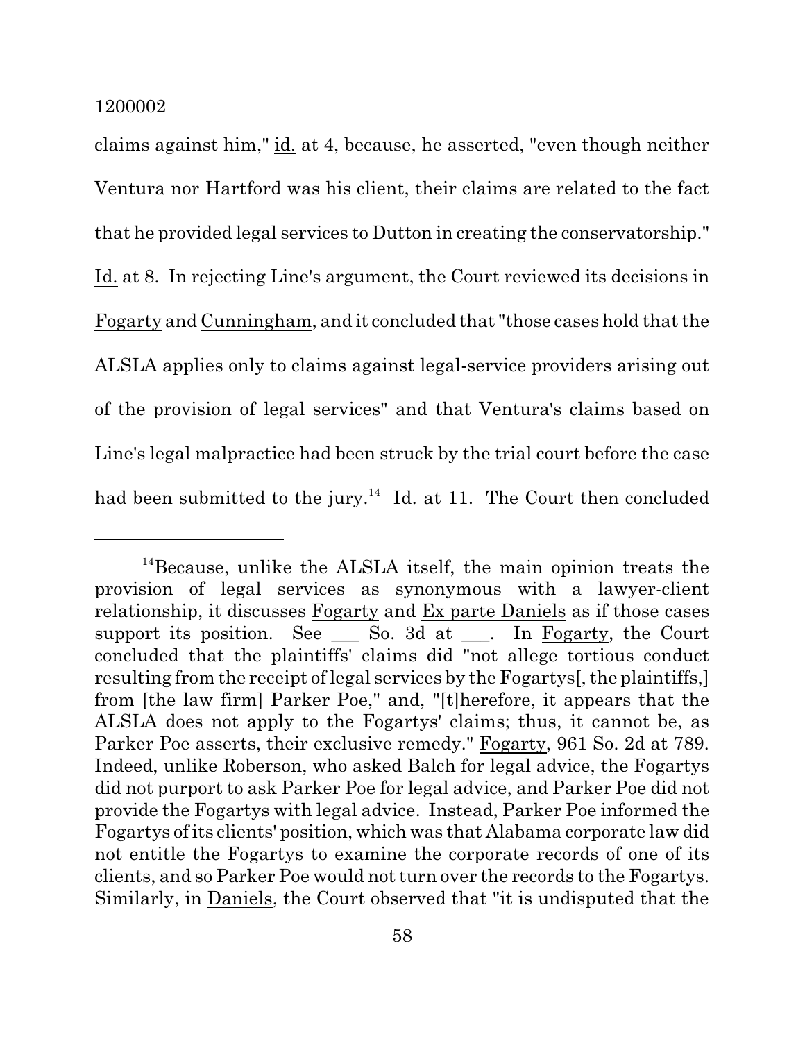claims against him," id. at 4, because, he asserted, "even though neither Ventura nor Hartford was his client, their claims are related to the fact that he provided legal services to Dutton in creating the conservatorship." Id. at 8. In rejecting Line's argument, the Court reviewed its decisions in Fogarty and Cunningham, and it concluded that "those cases hold that the ALSLA applies only to claims against legal-service providers arising out of the provision of legal services" and that Ventura's claims based on Line's legal malpractice had been struck by the trial court before the case had been submitted to the jury.[14] Id. at 11. The Court then concluded

---

[14]Because, unlike the ALSLA itself, the main opinion treats the provision of legal services as synonymous with a lawyer-client relationship, it discusses Fogarty and Ex parte Daniels as if those cases support its position. See ___ So. 3d at ___. In Fogarty, the Court concluded that the plaintiffs' claims did "not allege tortious conduct resulting from the receipt of legal services by the Fogartys[, the plaintiffs,] from [the law firm] Parker Poe," and, "[t]herefore, it appears that the ALSLA does not apply to the Fogartys' claims; thus, it cannot be, as Parker Poe asserts, their exclusive remedy." Fogarty, 961 So. 2d at 789. Indeed, unlike Roberson, who asked Balch for legal advice, the Fogartys did not purport to ask Parker Poe for legal advice, and Parker Poe did not provide the Fogartys with legal advice. Instead, Parker Poe informed the Fogartys of its clients' position, which was that Alabama corporate law did not entitle the Fogartys to examine the corporate records of one of its clients, and so Parker Poe would not turn over the records to the Fogartys. Similarly, in Daniels, the Court observed that "it is undisputed that the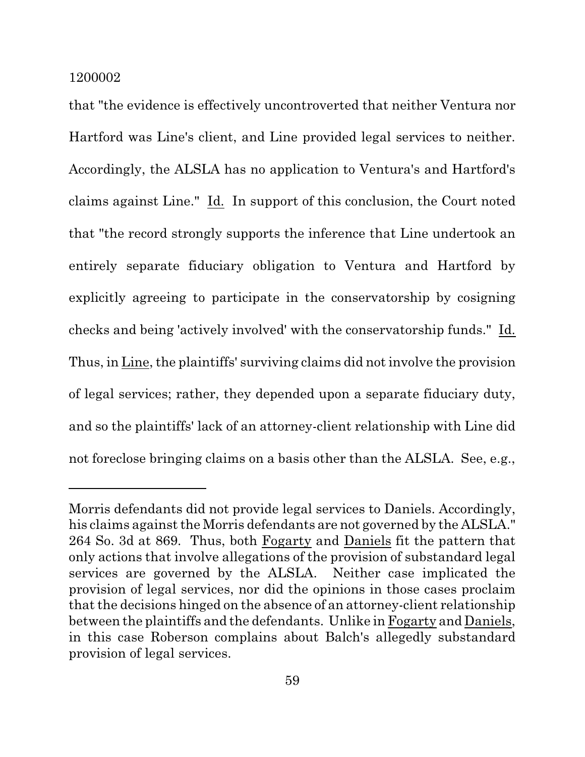that "the evidence is effectively uncontroverted that neither Ventura nor Hartford was Line's client, and Line provided legal services to neither. Accordingly, the ALSLA has no application to Ventura's and Hartford's claims against Line." Id. In support of this conclusion, the Court noted that "the record strongly supports the inference that Line undertook an entirely separate fiduciary obligation to Ventura and Hartford by explicitly agreeing to participate in the conservatorship by cosigning checks and being 'actively involved' with the conservatorship funds." Id. Thus, in Line, the plaintiffs' surviving claims did not involve the provision of legal services; rather, they depended upon a separate fiduciary duty, and so the plaintiffs' lack of an attorney-client relationship with Line did not foreclose bringing claims on a basis other than the ALSLA. See, e.g.,

---

Morris defendants did not provide legal services to Daniels. Accordingly, his claims against the Morris defendants are not governed by the ALSLA." 264 So. 3d at 869. Thus, both Fogarty and Daniels fit the pattern that only actions that involve allegations of the provision of substandard legal services are governed by the ALSLA. Neither case implicated the provision of legal services, nor did the opinions in those cases proclaim that the decisions hinged on the absence of an attorney-client relationship between the plaintiffs and the defendants. Unlike in Fogarty and Daniels, in this case Roberson complains about Balch's allegedly substandard provision of legal services.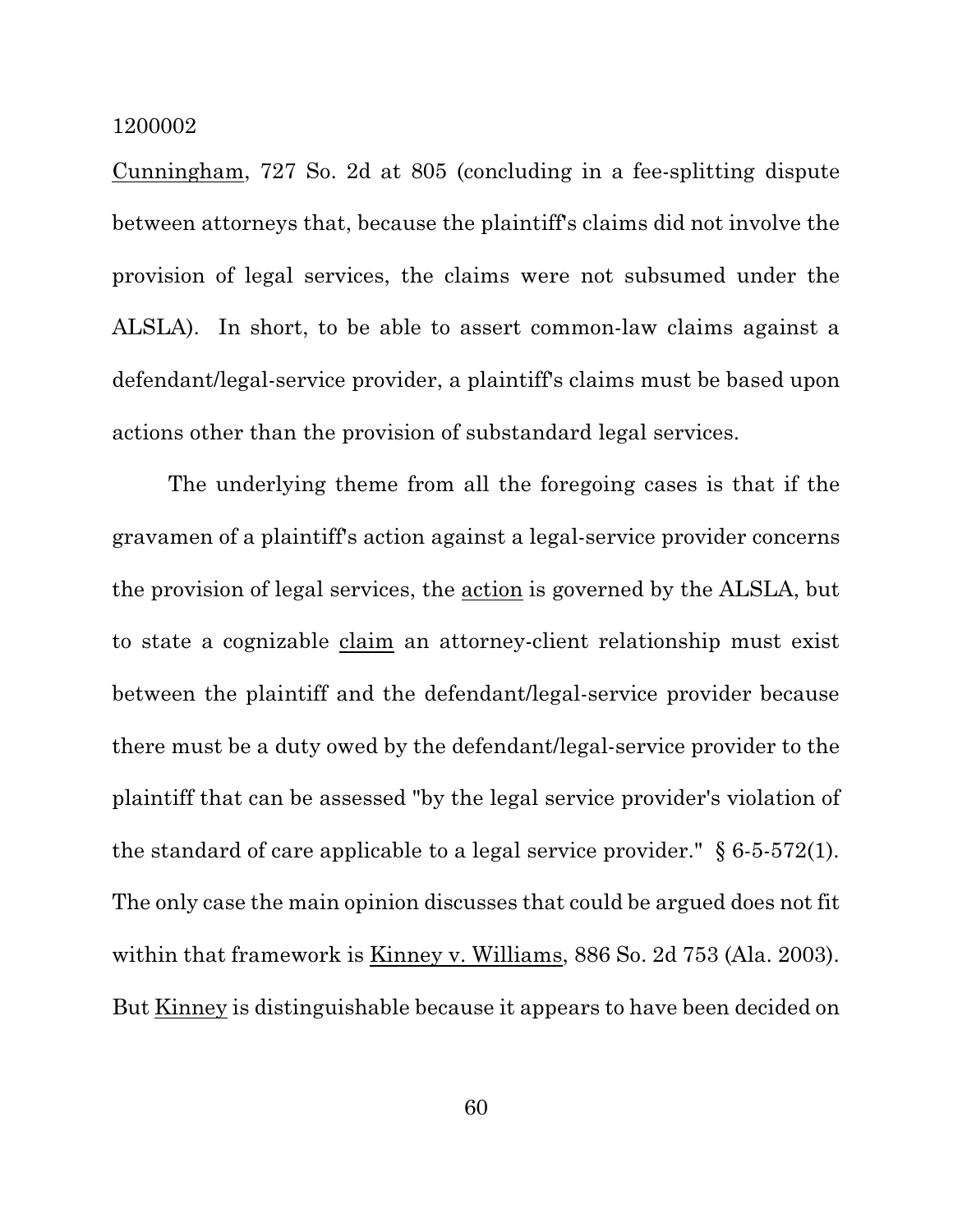Cunningham, 727 So. 2d at 805 (concluding in a fee-splitting dispute between attorneys that, because the plaintiff's claims did not involve the provision of legal services, the claims were not subsumed under the ALSLA). In short, to be able to assert common-law claims against a defendant/legal-service provider, a plaintiff's claims must be based upon actions other than the provision of substandard legal services.

The underlying theme from all the foregoing cases is that if the gravamen of a plaintiff's action against a legal-service provider concerns the provision of legal services, the action is governed by the ALSLA, but to state a cognizable claim an attorney-client relationship must exist between the plaintiff and the defendant/legal-service provider because there must be a duty owed by the defendant/legal-service provider to the plaintiff that can be assessed "by the legal service provider's violation of the standard of care applicable to a legal service provider." § 6-5-572(1). The only case the main opinion discusses that could be argued does not fit within that framework is Kinney v. Williams, 886 So. 2d 753 (Ala. 2003). But Kinney is distinguishable because it appears to have been decided on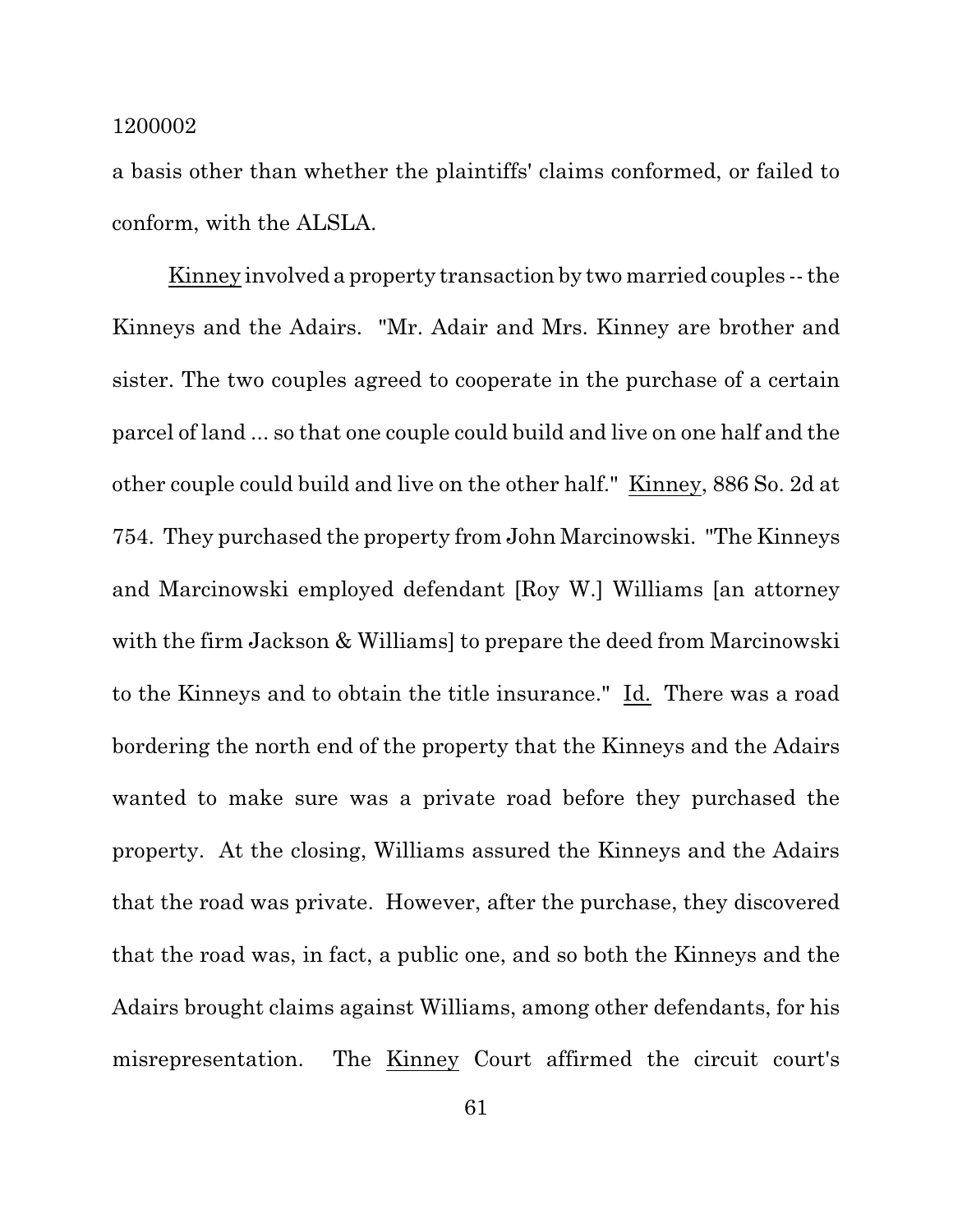a basis other than whether the plaintiffs' claims conformed, or failed to conform, with the ALSLA.

Kinney involved a property transaction by two married couples -- the Kinneys and the Adairs. "Mr. Adair and Mrs. Kinney are brother and sister. The two couples agreed to cooperate in the purchase of a certain parcel of land ... so that one couple could build and live on one half and the other couple could build and live on the other half." Kinney, 886 So. 2d at 754. They purchased the property from John Marcinowski. "The Kinneys and Marcinowski employed defendant [Roy W.] Williams [an attorney with the firm Jackson & Williams] to prepare the deed from Marcinowski to the Kinneys and to obtain the title insurance." Id. There was a road bordering the north end of the property that the Kinneys and the Adairs wanted to make sure was a private road before they purchased the property. At the closing, Williams assured the Kinneys and the Adairs that the road was private. However, after the purchase, they discovered that the road was, in fact, a public one, and so both the Kinneys and the Adairs brought claims against Williams, among other defendants, for his misrepresentation. The Kinney Court affirmed the circuit court's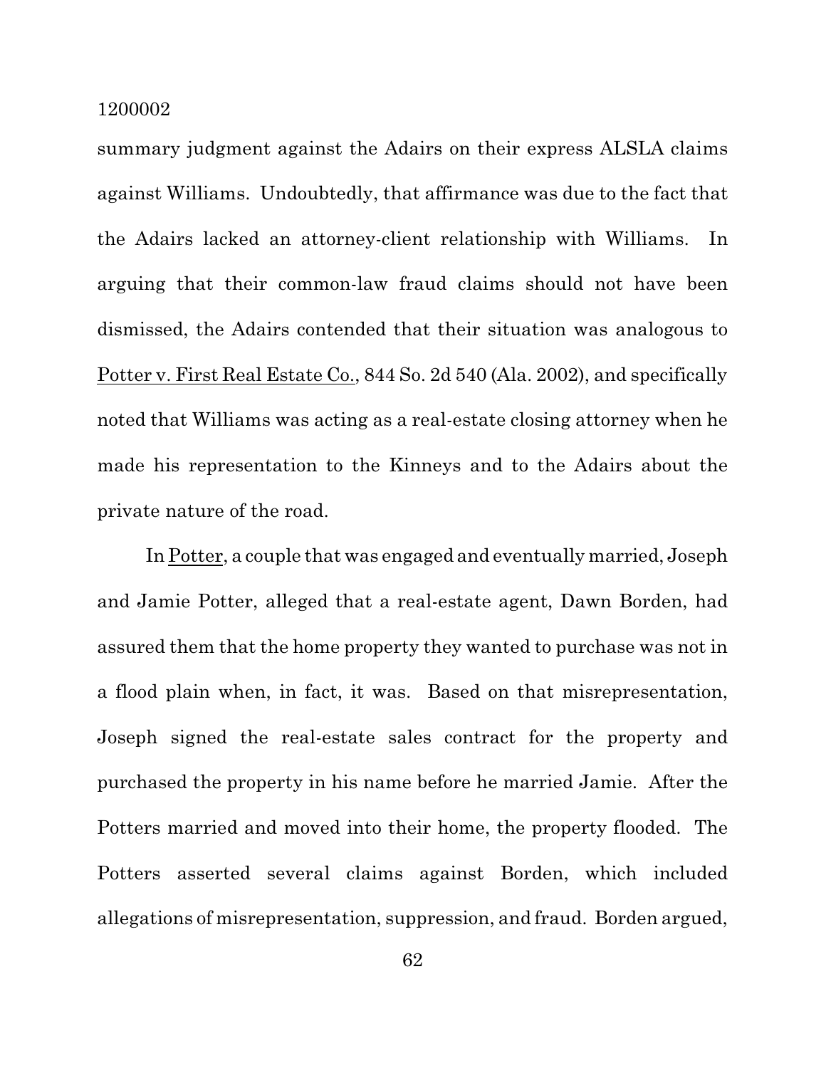summary judgment against the Adairs on their express ALSLA claims against Williams. Undoubtedly, that affirmance was due to the fact that the Adairs lacked an attorney-client relationship with Williams. In arguing that their common-law fraud claims should not have been dismissed, the Adairs contended that their situation was analogous to Potter v. First Real Estate Co., 844 So. 2d 540 (Ala. 2002), and specifically noted that Williams was acting as a real-estate closing attorney when he made his representation to the Kinneys and to the Adairs about the private nature of the road.

In Potter, a couple that was engaged and eventually married, Joseph and Jamie Potter, alleged that a real-estate agent, Dawn Borden, had assured them that the home property they wanted to purchase was not in a flood plain when, in fact, it was. Based on that misrepresentation, Joseph signed the real-estate sales contract for the property and purchased the property in his name before he married Jamie. After the Potters married and moved into their home, the property flooded. The Potters asserted several claims against Borden, which included allegations of misrepresentation, suppression, and fraud. Borden argued,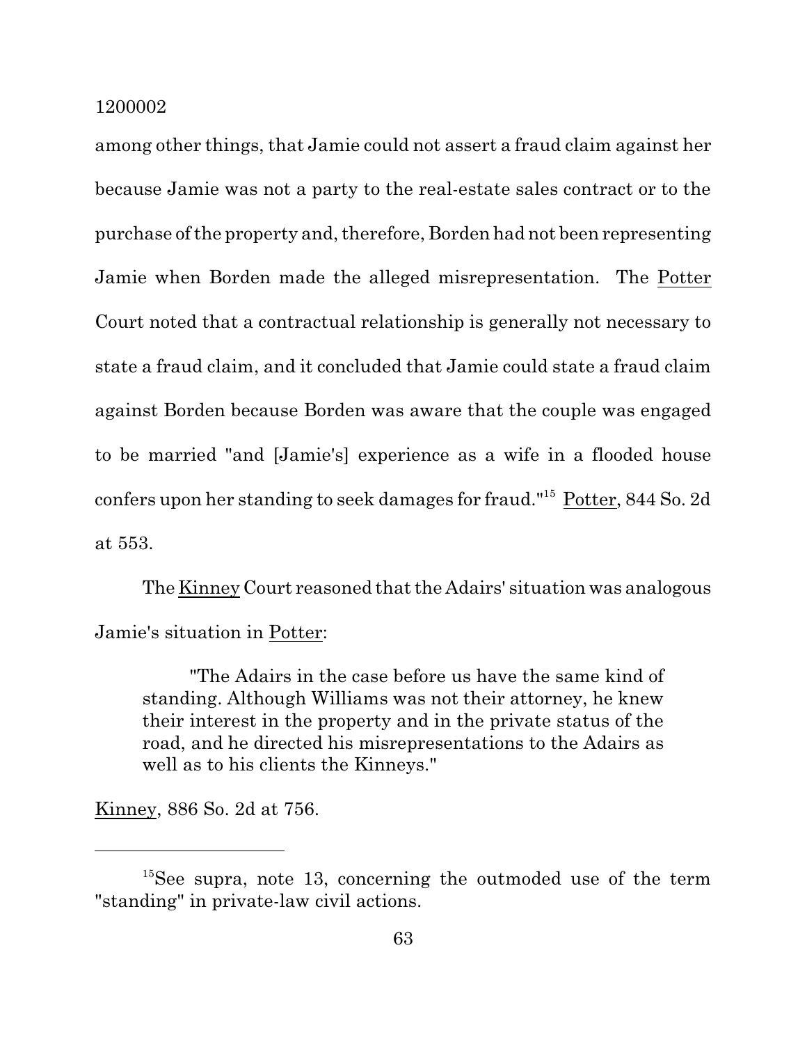among other things, that Jamie could not assert a fraud claim against her because Jamie was not a party to the real-estate sales contract or to the purchase of the property and, therefore, Borden had not been representing Jamie when Borden made the alleged misrepresentation. The Potter Court noted that a contractual relationship is generally not necessary to state a fraud claim, and it concluded that Jamie could state a fraud claim against Borden because Borden was aware that the couple was engaged to be married "and [Jamie's] experience as a wife in a flooded house confers upon her standing to seek damages for fraud."[15] Potter, 844 So. 2d at 553.

The Kinney Court reasoned that the Adairs' situation was analogous Jamie's situation in Potter:

> "The Adairs in the case before us have the same kind of standing. Although Williams was not their attorney, he knew their interest in the property and in the private status of the road, and he directed his misrepresentations to the Adairs as well as to his clients the Kinneys."

Kinney, 886 So. 2d at 756.

---

[15] See supra, note 13, concerning the outmoded use of the term "standing" in private-law civil actions.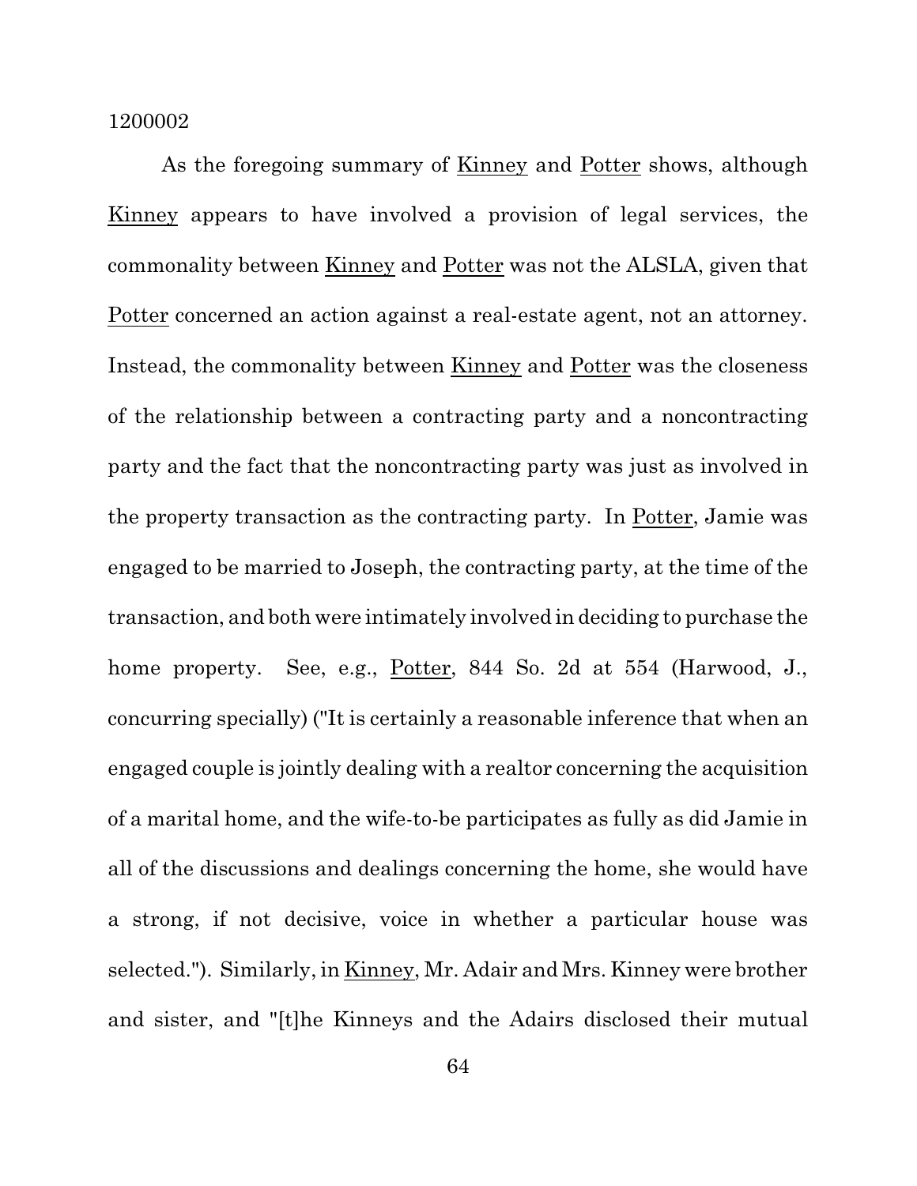As the foregoing summary of Kinney and Potter shows, although Kinney appears to have involved a provision of legal services, the commonality between Kinney and Potter was not the ALSLA, given that Potter concerned an action against a real-estate agent, not an attorney. Instead, the commonality between Kinney and Potter was the closeness of the relationship between a contracting party and a noncontracting party and the fact that the noncontracting party was just as involved in the property transaction as the contracting party. In Potter, Jamie was engaged to be married to Joseph, the contracting party, at the time of the transaction, and both were intimately involved in deciding to purchase the home property. See, e.g., Potter, 844 So. 2d at 554 (Harwood, J., concurring specially) ("It is certainly a reasonable inference that when an engaged couple is jointly dealing with a realtor concerning the acquisition of a marital home, and the wife-to-be participates as fully as did Jamie in all of the discussions and dealings concerning the home, she would have a strong, if not decisive, voice in whether a particular house was selected."). Similarly, in Kinney, Mr. Adair and Mrs. Kinney were brother and sister, and "[t]he Kinneys and the Adairs disclosed their mutual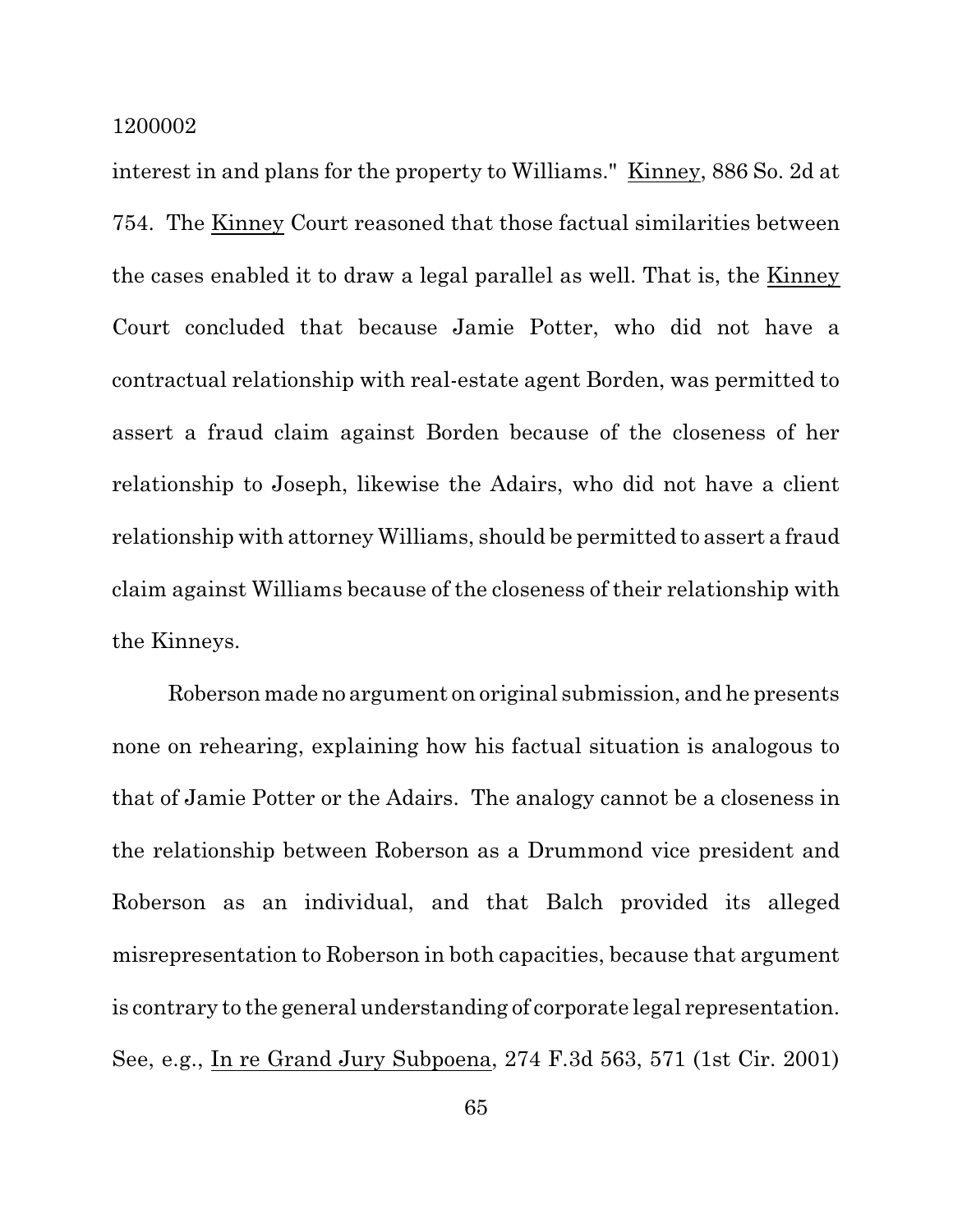interest in and plans for the property to Williams." Kinney, 886 So. 2d at 754. The Kinney Court reasoned that those factual similarities between the cases enabled it to draw a legal parallel as well. That is, the Kinney Court concluded that because Jamie Potter, who did not have a contractual relationship with real-estate agent Borden, was permitted to assert a fraud claim against Borden because of the closeness of her relationship to Joseph, likewise the Adairs, who did not have a client relationship with attorney Williams, should be permitted to assert a fraud claim against Williams because of the closeness of their relationship with the Kinneys.

Roberson made no argument on original submission, and he presents none on rehearing, explaining how his factual situation is analogous to that of Jamie Potter or the Adairs. The analogy cannot be a closeness in the relationship between Roberson as a Drummond vice president and Roberson as an individual, and that Balch provided its alleged misrepresentation to Roberson in both capacities, because that argument is contrary to the general understanding of corporate legal representation. See, e.g., In re Grand Jury Subpoena, 274 F.3d 563, 571 (1st Cir. 2001)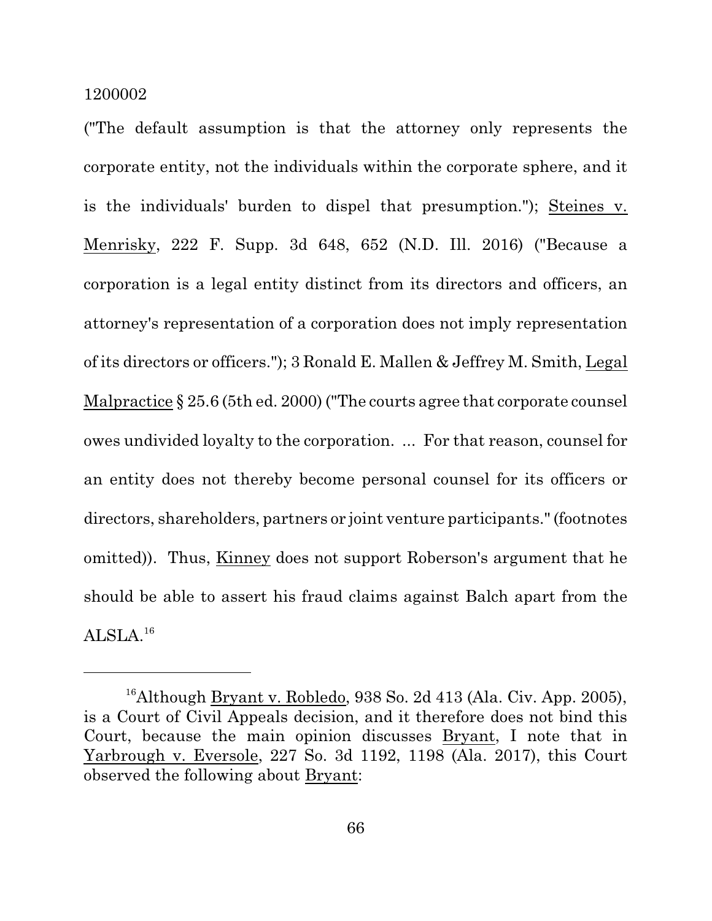("The default assumption is that the attorney only represents the corporate entity, not the individuals within the corporate sphere, and it is the individuals' burden to dispel that presumption."); Steines v. Menrisky, 222 F. Supp. 3d 648, 652 (N.D. Ill. 2016) ("Because a corporation is a legal entity distinct from its directors and officers, an attorney's representation of a corporation does not imply representation of its directors or officers."); 3 Ronald E. Mallen & Jeffrey M. Smith, Legal Malpractice § 25.6 (5th ed. 2000) ("The courts agree that corporate counsel owes undivided loyalty to the corporation. ... For that reason, counsel for an entity does not thereby become personal counsel for its officers or directors, shareholders, partners or joint venture participants." (footnotes omitted)). Thus, Kinney does not support Roberson's argument that he should be able to assert his fraud claims against Balch apart from the ALSLA.[16]

---

[16]Although Bryant v. Robledo, 938 So. 2d 413 (Ala. Civ. App. 2005), is a Court of Civil Appeals decision, and it therefore does not bind this Court, because the main opinion discusses Bryant, I note that in Yarbrough v. Eversole, 227 So. 3d 1192, 1198 (Ala. 2017), this Court observed the following about Bryant: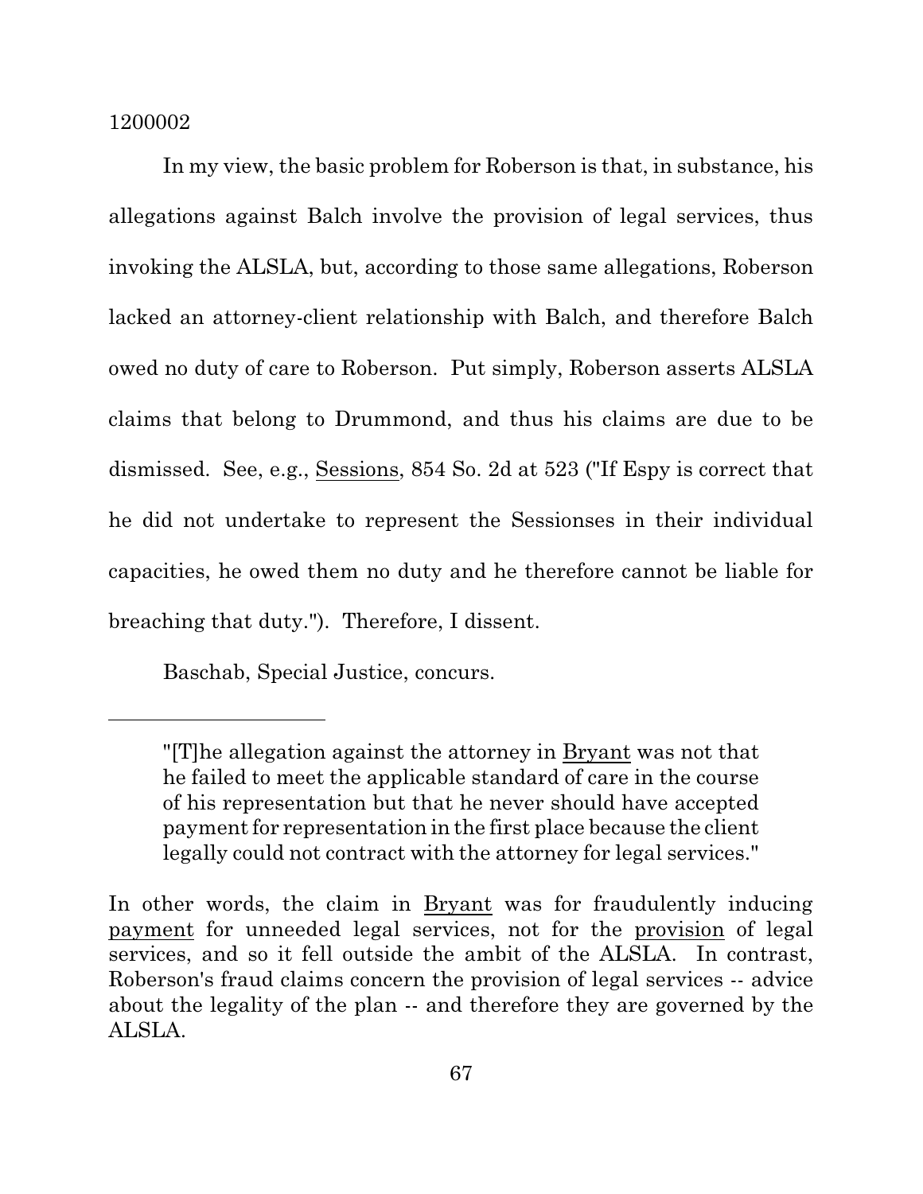In my view, the basic problem for Roberson is that, in substance, his allegations against Balch involve the provision of legal services, thus invoking the ALSLA, but, according to those same allegations, Roberson lacked an attorney-client relationship with Balch, and therefore Balch owed no duty of care to Roberson. Put simply, Roberson asserts ALSLA claims that belong to Drummond, and thus his claims are due to be dismissed. See, e.g., Sessions, 854 So. 2d at 523 ("If Espy is correct that he did not undertake to represent the Sessionses in their individual capacities, he owed them no duty and he therefore cannot be liable for breaching that duty."). Therefore, I dissent.

Baschab, Special Justice, concurs.

---

> "[T]he allegation against the attorney in Bryant was not that he failed to meet the applicable standard of care in the course of his representation but that he never should have accepted payment for representation in the first place because the client legally could not contract with the attorney for legal services."

In other words, the claim in Bryant was for fraudulently inducing payment for unneeded legal services, not for the provision of legal services, and so it fell outside the ambit of the ALSLA. In contrast, Roberson's fraud claims concern the provision of legal services -- advice about the legality of the plan -- and therefore they are governed by the ALSLA.